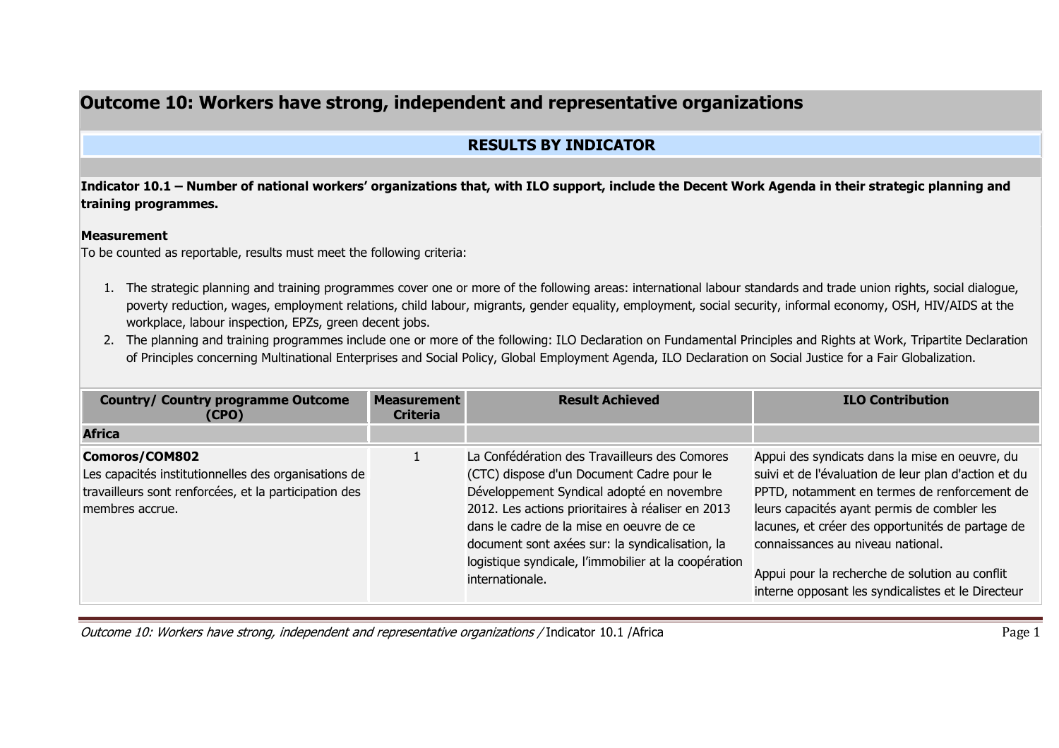# Outcome 10: Workers have strong, independent and representative organizations

## RESULTS BY INDICATOR

**Indicator 10.1 – Number of national workers' organizations that, with ILO support, include the Decent Work Agenda in their strategic planning and training programmes.**

**Measurement**

To be counted as reportable, results must meet the following criteria:

1. The strategic planning and training programmes cover one or more of the following areas: international labour standards and trade union rights, social dialogue, poverty reduction, wages, employment relations, child labour, migrants, gender equality, employment, social security, informal economy, OSH, HIV/AIDS at the workplace, labour inspection, EPZs, green decent jobs.
2. The planning and training programmes include one or more of the following: ILO Declaration on Fundamental Principles and Rights at Work, Tripartite Declaration of Principles concerning Multinational Enterprises and Social Policy, Global Employment Agenda, ILO Declaration on Social Justice for a Fair Globalization.

| Country/ Country programme Outcome (CPO) | Measurement Criteria | Result Achieved | ILO Contribution |
|---|---|---|---|
| **Africa** | | | |
| **Comoros/COM802** Les capacités institutionnelles des organisations de travailleurs sont renforcées, et la participation des membres accrue. | 1 | La Confédération des Travailleurs des Comores (CTC) dispose d'un Document Cadre pour le Développement Syndical adopté en novembre 2012. Les actions prioritaires à réaliser en 2013 dans le cadre de la mise en oeuvre de ce document sont axées sur: la syndicalisation, la logistique syndicale, l'immobilier at la coopération internationale. | Appui des syndicats dans la mise en oeuvre, du suivi et de l'évaluation de leur plan d'action et du PPTD, notamment en termes de renforcement de leurs capacités ayant permis de combler les lacunes, et créer des opportunités de partage de connaissances au niveau national.<br><br>Appui pour la recherche de solution au conflit interne opposant les syndicalistes et le Directeur |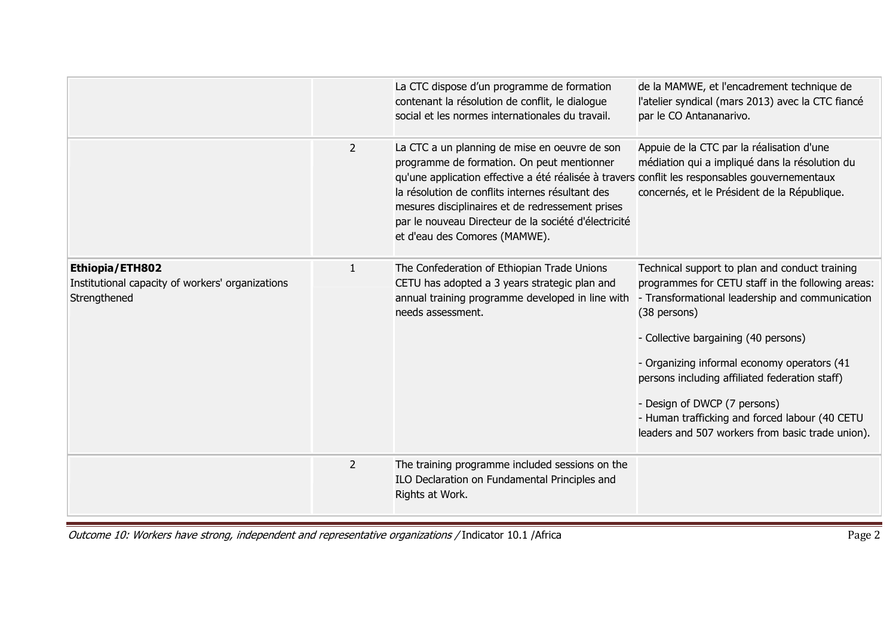| | | | |
|---|---|---|---|
| | | La CTC dispose d'un programme de formation contenant la résolution de conflit, le dialogue social et les normes internationales du travail. | de la MAMWE, et l'encadrement technique de l'atelier syndical (mars 2013) avec la CTC fiancé par le CO Antananarivo. |
| | 2 | La CTC a un planning de mise en oeuvre de son programme de formation. On peut mentionner qu'une application effective a été réalisée à travers la résolution de conflits internes résultant des mesures disciplinaires et de redressement prises par le nouveau Directeur de la société d'électricité et d'eau des Comores (MAMWE). | Appuie de la CTC par la réalisation d'une médiation qui a impliqué dans la résolution du conflit les responsables gouvernementaux concernés, et le Président de la République. |
| **Ethiopia/ETH802**<br>Institutional capacity of workers' organizations Strengthened | 1 | The Confederation of Ethiopian Trade Unions CETU has adopted a 3 years strategic plan and annual training programme developed in line with needs assessment. | Technical support to plan and conduct training programmes for CETU staff in the following areas:<br>- Transformational leadership and communication (38 persons)<br>- Collective bargaining (40 persons)<br>- Organizing informal economy operators (41 persons including affiliated federation staff)<br>- Design of DWCP (7 persons)<br>- Human trafficking and forced labour (40 CETU leaders and 507 workers from basic trade union). |
| | 2 | The training programme included sessions on the ILO Declaration on Fundamental Principles and Rights at Work. | |

*Outcome 10: Workers have strong, independent and representative organizations /* Indicator 10.1 /Africa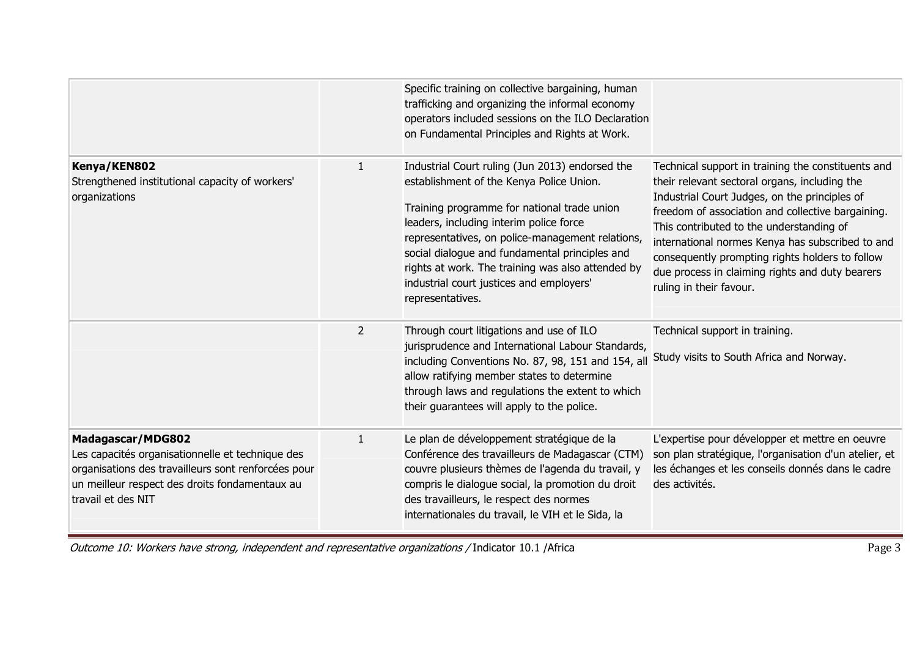| | | | |
|---|---|---|---|
| | | Specific training on collective bargaining, human trafficking and organizing the informal economy operators included sessions on the ILO Declaration on Fundamental Principles and Rights at Work. | |
| **Kenya/KEN802**<br>Strengthened institutional capacity of workers' organizations | 1 | Industrial Court ruling (Jun 2013) endorsed the establishment of the Kenya Police Union.<br><br>Training programme for national trade union leaders, including interim police force representatives, on police-management relations, social dialogue and fundamental principles and rights at work. The training was also attended by industrial court justices and employers' representatives. | Technical support in training the constituents and their relevant sectoral organs, including the Industrial Court Judges, on the principles of freedom of association and collective bargaining. This contributed to the understanding of international normes Kenya has subscribed to and consequently prompting rights holders to follow due process in claiming rights and duty bearers ruling in their favour. |
| | 2 | Through court litigations and use of ILO jurisprudence and International Labour Standards, including Conventions No. 87, 98, 151 and 154, all allow ratifying member states to determine through laws and regulations the extent to which their guarantees will apply to the police. | Technical support in training.<br><br>Study visits to South Africa and Norway. |
| **Madagascar/MDG802**<br>Les capacités organisationnelle et technique des organisations des travailleurs sont renforcées pour un meilleur respect des droits fondamentaux au travail et des NIT | 1 | Le plan de développement stratégique de la Conférence des travailleurs de Madagascar (CTM) couvre plusieurs thèmes de l'agenda du travail, y compris le dialogue social, la promotion du droit des travailleurs, le respect des normes internationales du travail, le VIH et le Sida, la | L'expertise pour développer et mettre en oeuvre son plan stratégique, l'organisation d'un atelier, et les échanges et les conseils donnés dans le cadre des activités. |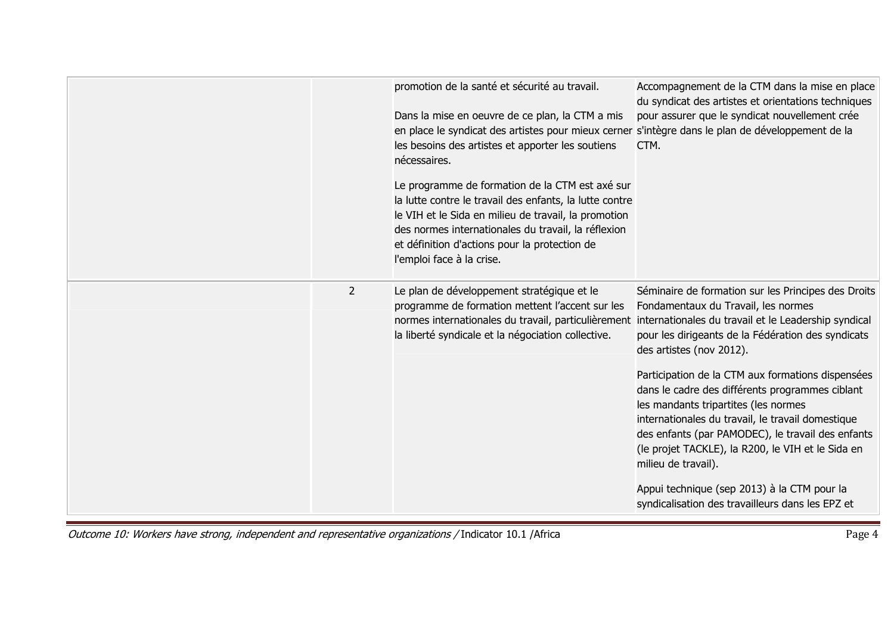| | | | |
|---|---|---|---|
| | | promotion de la santé et sécurité au travail.<br><br>Dans la mise en oeuvre de ce plan, la CTM a mis en place le syndicat des artistes pour mieux cerner les besoins des artistes et apporter les soutiens nécessaires.<br><br>Le programme de formation de la CTM est axé sur la lutte contre le travail des enfants, la lutte contre le VIH et le Sida en milieu de travail, la promotion des normes internationales du travail, la réflexion et définition d'actions pour la protection de l'emploi face à la crise. | Accompagnement de la CTM dans la mise en place du syndicat des artistes et orientations techniques pour assurer que le syndicat nouvellement crée s'intègre dans le plan de développement de la CTM. |
| | 2 | Le plan de développement stratégique et le programme de formation mettent l'accent sur les normes internationales du travail, particulièrement la liberté syndicale et la négociation collective. | Séminaire de formation sur les Principes des Droits Fondamentaux du Travail, les normes internationales du travail et le Leadership syndical pour les dirigeants de la Fédération des syndicats des artistes (nov 2012).<br><br>Participation de la CTM aux formations dispensées dans le cadre des différents programmes ciblant les mandants tripartites (les normes internationales du travail, le travail domestique des enfants (par PAMODEC), le travail des enfants (le projet TACKLE), la R200, le VIH et le Sida en milieu de travail).<br><br>Appui technique (sep 2013) à la CTM pour la syndicalisation des travailleurs dans les EPZ et |

*Outcome 10: Workers have strong, independent and representative organizations /* Indicator 10.1 /Africa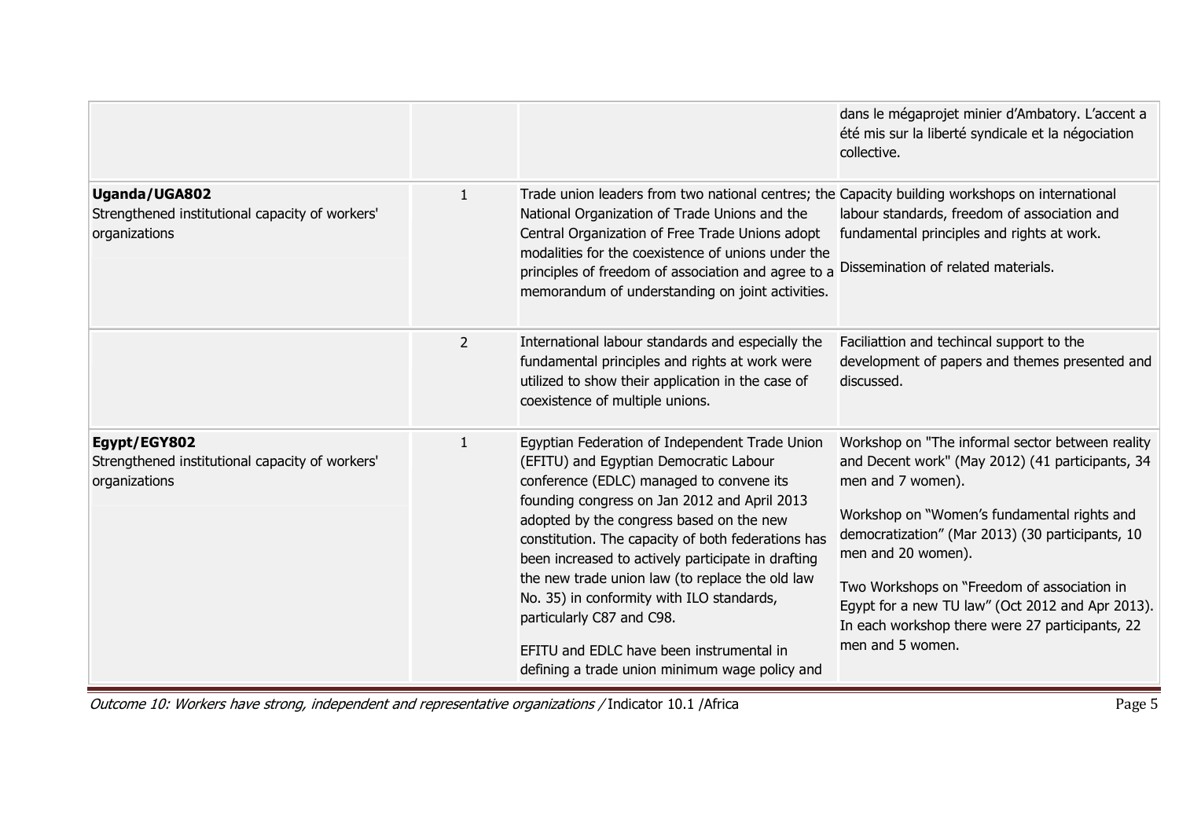| | | | |
|---|---|---|---|
| | | | dans le mégaprojet minier d'Ambatory. L'accent a été mis sur la liberté syndicale et la négociation collective. |
| **Uganda/UGA802**<br>Strengthened institutional capacity of workers' organizations | 1 | Trade union leaders from two national centres; the National Organization of Trade Unions and the Central Organization of Free Trade Unions adopt modalities for the coexistence of unions under the principles of freedom of association and agree to a memorandum of understanding on joint activities. | Capacity building workshops on international labour standards, freedom of association and fundamental principles and rights at work.<br><br>Dissemination of related materials. |
| | 2 | International labour standards and especially the fundamental principles and rights at work were utilized to show their application in the case of coexistence of multiple unions. | Faciliattion and techincal support to the development of papers and themes presented and discussed. |
| **Egypt/EGY802**<br>Strengthened institutional capacity of workers' organizations | 1 | Egyptian Federation of Independent Trade Union (EFITU) and Egyptian Democratic Labour conference (EDLC) managed to convene its founding congress on Jan 2012 and April 2013 adopted by the congress based on the new constitution. The capacity of both federations has been increased to actively participate in drafting the new trade union law (to replace the old law No. 35) in conformity with ILO standards, particularly C87 and C98.<br><br>EFITU and EDLC have been instrumental in defining a trade union minimum wage policy and | Workshop on "The informal sector between reality and Decent work" (May 2012) (41 participants, 34 men and 7 women).<br><br>Workshop on "Women's fundamental rights and democratization" (Mar 2013) (30 participants, 10 men and 20 women).<br><br>Two Workshops on "Freedom of association in Egypt for a new TU law" (Oct 2012 and Apr 2013). In each workshop there were 27 participants, 22 men and 5 women. |

*Outcome 10: Workers have strong, independent and representative organizations /* Indicator 10.1 /Africa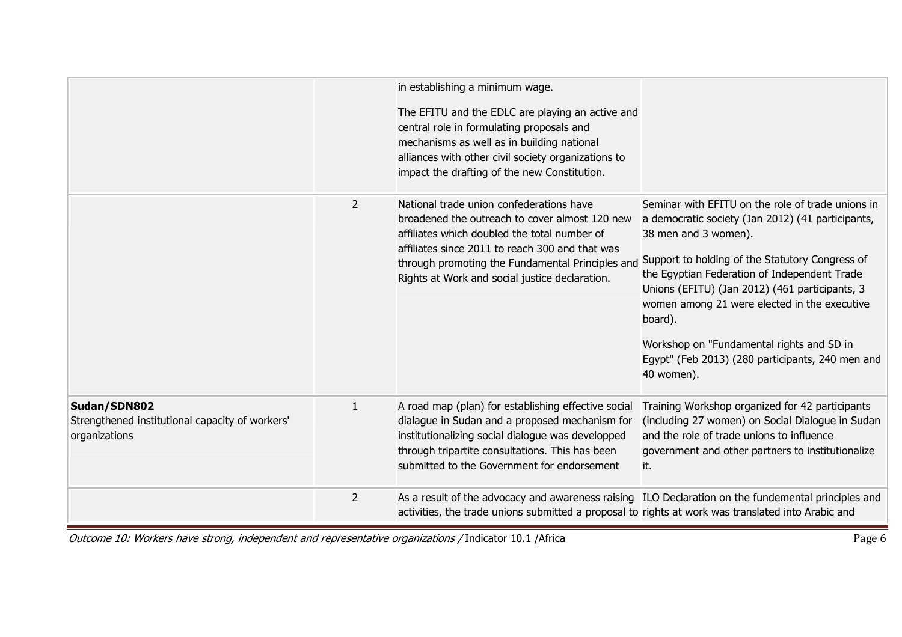| | | | |
|---|---|---|---|
| | | in establishing a minimum wage.<br><br>The EFITU and the EDLC are playing an active and central role in formulating proposals and mechanisms as well as in building national alliances with other civil society organizations to impact the drafting of the new Constitution. | |
| | 2 | National trade union confederations have broadened the outreach to cover almost 120 new affiliates which doubled the total number of affiliates since 2011 to reach 300 and that was through promoting the Fundamental Principles and Rights at Work and social justice declaration. | Seminar with EFITU on the role of trade unions in a democratic society (Jan 2012) (41 participants, 38 men and 3 women).<br><br>Support to holding of the Statutory Congress of the Egyptian Federation of Independent Trade Unions (EFITU) (Jan 2012) (461 participants, 3 women among 21 were elected in the executive board).<br><br>Workshop on "Fundamental rights and SD in Egypt" (Feb 2013) (280 participants, 240 men and 40 women). |
| **Sudan/SDN802**<br>Strengthened institutional capacity of workers' organizations | 1 | A road map (plan) for establishing effective social dialague in Sudan and a proposed mechanism for institutionalizing social dialogue was developped through tripartite consultations. This has been submitted to the Government for endorsement | Training Workshop organized for 42 participants (including 27 women) on Social Dialogue in Sudan and the role of trade unions to influence government and other partners to institutionalize it. |
| | 2 | As a result of the advocacy and awareness raising activities, the trade unions submitted a proposal to | ILO Declaration on the fundemental principles and rights at work was translated into Arabic and |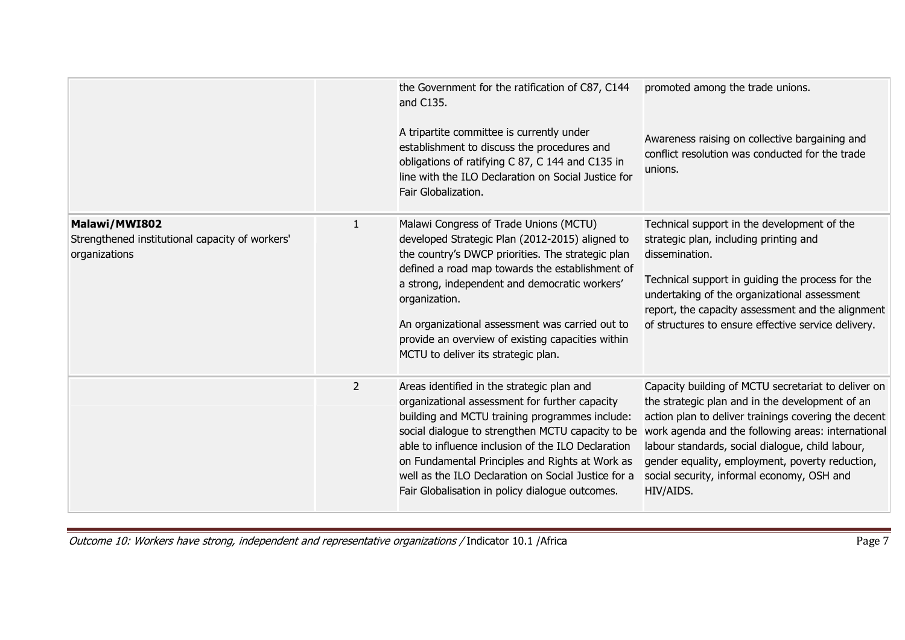| | | | |
|---|---|---|---|
| | | the Government for the ratification of C87, C144 and C135.<br><br>A tripartite committee is currently under establishment to discuss the procedures and obligations of ratifying C 87, C 144 and C135 in line with the ILO Declaration on Social Justice for Fair Globalization. | promoted among the trade unions.<br><br>Awareness raising on collective bargaining and conflict resolution was conducted for the trade unions. |
| **Malawi/MWI802**<br>Strengthened institutional capacity of workers' organizations | 1 | Malawi Congress of Trade Unions (MCTU) developed Strategic Plan (2012-2015) aligned to the country's DWCP priorities. The strategic plan defined a road map towards the establishment of a strong, independent and democratic workers' organization.<br><br>An organizational assessment was carried out to provide an overview of existing capacities within MCTU to deliver its strategic plan. | Technical support in the development of the strategic plan, including printing and dissemination.<br><br>Technical support in guiding the process for the undertaking of the organizational assessment report, the capacity assessment and the alignment of structures to ensure effective service delivery. |
| | 2 | Areas identified in the strategic plan and organizational assessment for further capacity building and MCTU training programmes include: social dialogue to strengthen MCTU capacity to be able to influence inclusion of the ILO Declaration on Fundamental Principles and Rights at Work as well as the ILO Declaration on Social Justice for a Fair Globalisation in policy dialogue outcomes. | Capacity building of MCTU secretariat to deliver on the strategic plan and in the development of an action plan to deliver trainings covering the decent work agenda and the following areas: international labour standards, social dialogue, child labour, gender equality, employment, poverty reduction, social security, informal economy, OSH and HIV/AIDS. |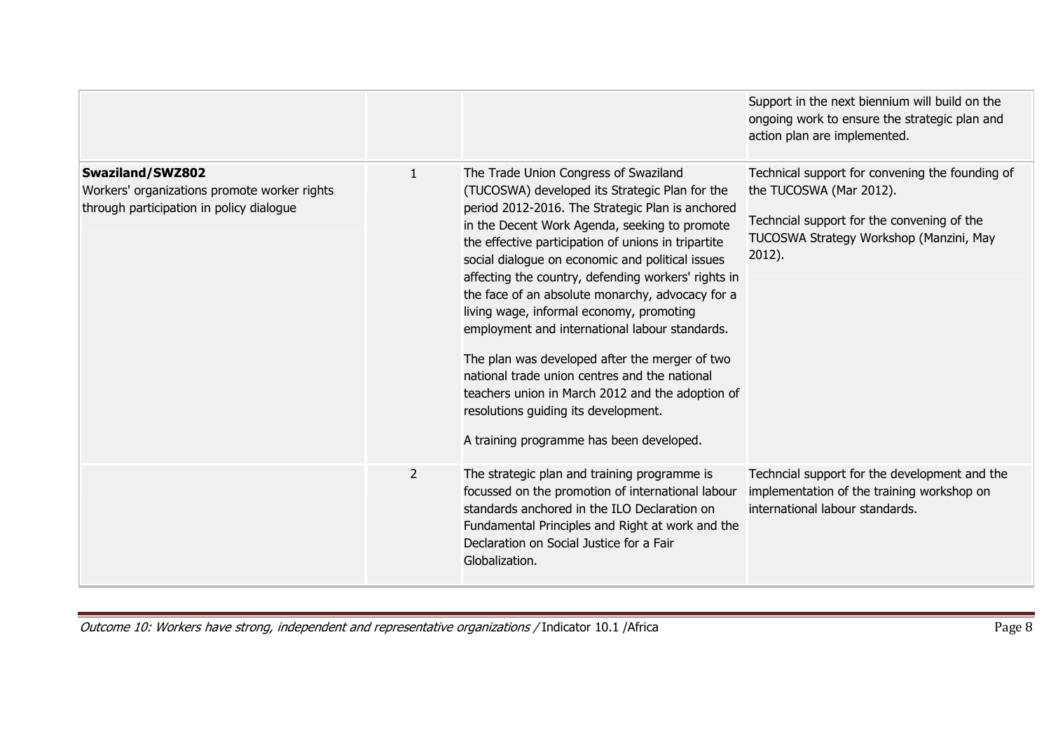| | | | |
|---|---|---|---|
| | | | Support in the next biennium will build on the ongoing work to ensure the strategic plan and action plan are implemented. |
| **Swaziland/SWZ802**<br>Workers' organizations promote worker rights through participation in policy dialogue | 1 | The Trade Union Congress of Swaziland (TUCOSWA) developed its Strategic Plan for the period 2012-2016. The Strategic Plan is anchored in the Decent Work Agenda, seeking to promote the effective participation of unions in tripartite social dialogue on economic and political issues affecting the country, defending workers' rights in the face of an absolute monarchy, advocacy for a living wage, informal economy, promoting employment and international labour standards.<br><br>The plan was developed after the merger of two national trade union centres and the national teachers union in March 2012 and the adoption of resolutions guiding its development.<br><br>A training programme has been developed. | Technical support for convening the founding of the TUCOSWA (Mar 2012).<br><br>Techncial support for the convening of the TUCOSWA Strategy Workshop (Manzini, May 2012). |
| | 2 | The strategic plan and training programme is focussed on the promotion of international labour standards anchored in the ILO Declaration on Fundamental Principles and Right at work and the Declaration on Social Justice for a Fair Globalization. | Techncial support for the development and the implementation of the training workshop on international labour standards. |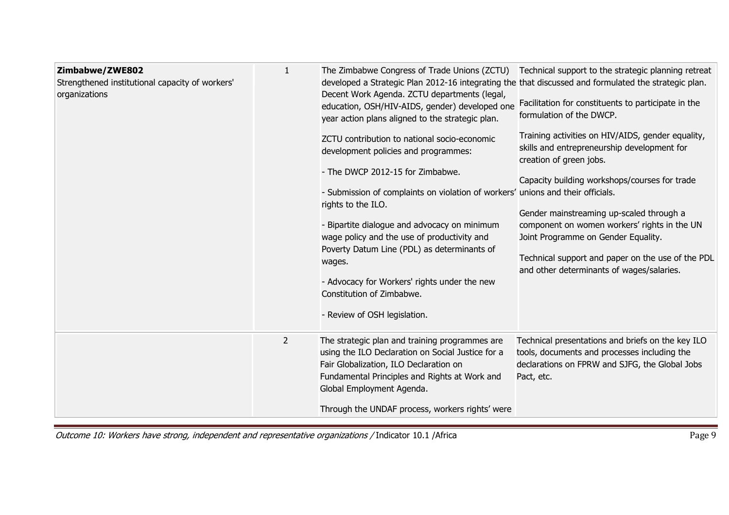| | | | |
|---|---|---|---|
| **Zimbabwe/ZWE802**<br>Strengthened institutional capacity of workers' organizations | 1 | The Zimbabwe Congress of Trade Unions (ZCTU) developed a Strategic Plan 2012-16 integrating the Decent Work Agenda. ZCTU departments (legal, education, OSH/HIV-AIDS, gender) developed one year action plans aligned to the strategic plan.<br><br>ZCTU contribution to national socio-economic development policies and programmes:<br><br>- The DWCP 2012-15 for Zimbabwe.<br><br>- Submission of complaints on violation of workers' rights to the ILO.<br><br>- Bipartite dialogue and advocacy on minimum wage policy and the use of productivity and Poverty Datum Line (PDL) as determinants of wages.<br><br>- Advocacy for Workers' rights under the new Constitution of Zimbabwe.<br><br>- Review of OSH legislation. | Technical support to the strategic planning retreat that discussed and formulated the strategic plan.<br><br>Facilitation for constituents to participate in the formulation of the DWCP.<br><br>Training activities on HIV/AIDS, gender equality, skills and entrepreneurship development for creation of green jobs.<br><br>Capacity building workshops/courses for trade unions and their officials.<br><br>Gender mainstreaming up-scaled through a component on women workers' rights in the UN Joint Programme on Gender Equality.<br><br>Technical support and paper on the use of the PDL and other determinants of wages/salaries. |
| | 2 | The strategic plan and training programmes are using the ILO Declaration on Social Justice for a Fair Globalization, ILO Declaration on Fundamental Principles and Rights at Work and Global Employment Agenda.<br><br>Through the UNDAF process, workers rights' were | Technical presentations and briefs on the key ILO tools, documents and processes including the declarations on FPRW and SJFG, the Global Jobs Pact, etc. |

*Outcome 10: Workers have strong, independent and representative organizations /* Indicator 10.1 /Africa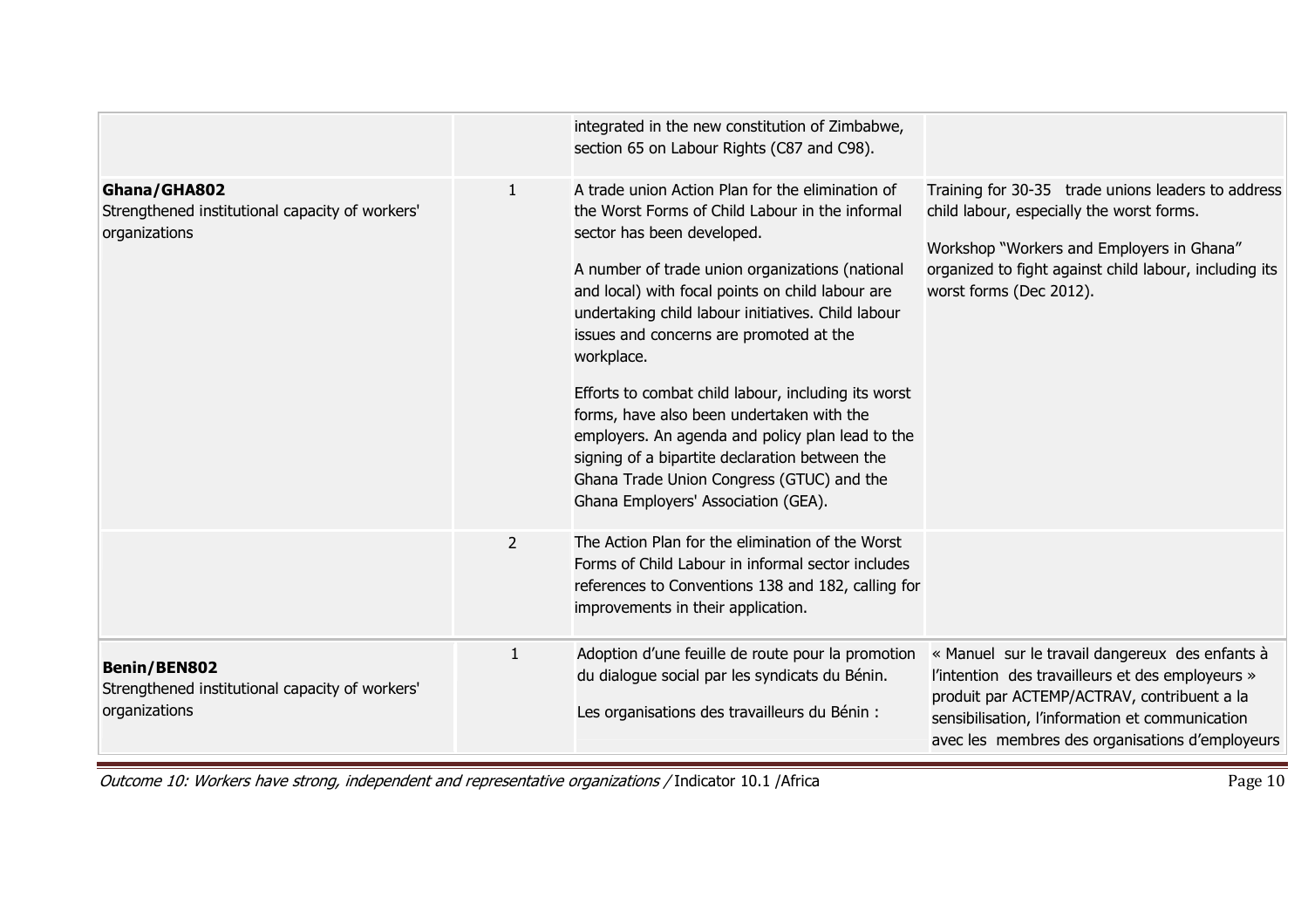| | | | |
|---|---|---|---|
| | | integrated in the new constitution of Zimbabwe, section 65 on Labour Rights (C87 and C98). | |
| **Ghana/GHA802**<br>Strengthened institutional capacity of workers' organizations | 1 | A trade union Action Plan for the elimination of the Worst Forms of Child Labour in the informal sector has been developed.<br><br>A number of trade union organizations (national and local) with focal points on child labour are undertaking child labour initiatives. Child labour issues and concerns are promoted at the workplace.<br><br>Efforts to combat child labour, including its worst forms, have also been undertaken with the employers. An agenda and policy plan lead to the signing of a bipartite declaration between the Ghana Trade Union Congress (GTUC) and the Ghana Employers' Association (GEA). | Training for 30-35 trade unions leaders to address child labour, especially the worst forms.<br><br>Workshop "Workers and Employers in Ghana" organized to fight against child labour, including its worst forms (Dec 2012). |
| | 2 | The Action Plan for the elimination of the Worst Forms of Child Labour in informal sector includes references to Conventions 138 and 182, calling for improvements in their application. | |
| **Benin/BEN802**<br>Strengthened institutional capacity of workers' organizations | 1 | Adoption d'une feuille de route pour la promotion du dialogue social par les syndicats du Bénin.<br><br>Les organisations des travailleurs du Bénin : | « Manuel sur le travail dangereux des enfants à l'intention des travailleurs et des employeurs » produit par ACTEMP/ACTRAV, contribuent a la sensibilisation, l'information et communication avec les membres des organisations d'employeurs |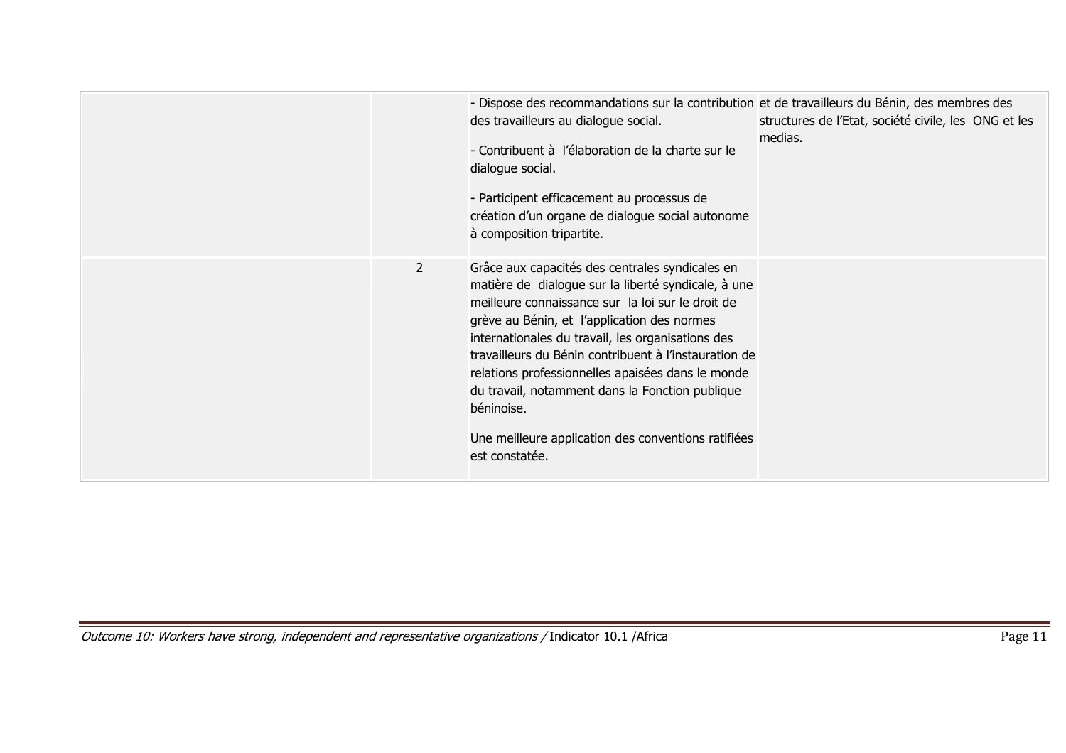| | | | |
|---|---|---|---|
| | | - Dispose des recommandations sur la contribution des travailleurs au dialogue social.<br><br>- Contribuent à l'élaboration de la charte sur le dialogue social.<br><br>- Participent efficacement au processus de création d'un organe de dialogue social autonome à composition tripartite. | et de travailleurs du Bénin, des membres des structures de l'Etat, société civile, les ONG et les medias. |
| | 2 | Grâce aux capacités des centrales syndicales en matière de dialogue sur la liberté syndicale, à une meilleure connaissance sur la loi sur le droit de grève au Bénin, et l'application des normes internationales du travail, les organisations des travailleurs du Bénin contribuent à l'instauration de relations professionnelles apaisées dans le monde du travail, notamment dans la Fonction publique béninoise.<br><br>Une meilleure application des conventions ratifiées est constatée. | |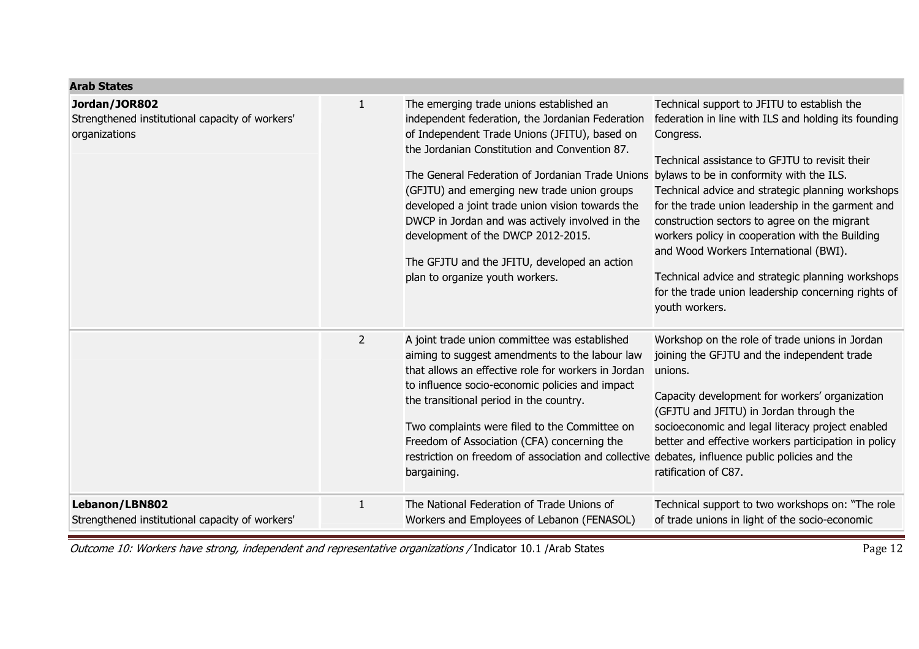| **Arab States** | | | |
|---|---|---|---|
| **Jordan/JOR802**<br>Strengthened institutional capacity of workers' organizations | 1 | The emerging trade unions established an independent federation, the Jordanian Federation of Independent Trade Unions (JFITU), based on the Jordanian Constitution and Convention 87.<br><br>The General Federation of Jordanian Trade Unions (GFJTU) and emerging new trade union groups developed a joint trade union vision towards the DWCP in Jordan and was actively involved in the development of the DWCP 2012-2015.<br><br>The GFJTU and the JFITU, developed an action plan to organize youth workers. | Technical support to JFITU to establish the federation in line with ILS and holding its founding Congress.<br><br>Technical assistance to GFJTU to revisit their bylaws to be in conformity with the ILS. Technical advice and strategic planning workshops for the trade union leadership in the garment and construction sectors to agree on the migrant workers policy in cooperation with the Building and Wood Workers International (BWI).<br><br>Technical advice and strategic planning workshops for the trade union leadership concerning rights of youth workers. |
| | 2 | A joint trade union committee was established aiming to suggest amendments to the labour law that allows an effective role for workers in Jordan to influence socio-economic policies and impact the transitional period in the country.<br><br>Two complaints were filed to the Committee on Freedom of Association (CFA) concerning the restriction on freedom of association and collective bargaining. | Workshop on the role of trade unions in Jordan joining the GFJTU and the independent trade unions.<br><br>Capacity development for workers' organization (GFJTU and JFITU) in Jordan through the socioeconomic and legal literacy project enabled better and effective workers participation in policy debates, influence public policies and the ratification of C87. |
| **Lebanon/LBN802**<br>Strengthened institutional capacity of workers' | 1 | The National Federation of Trade Unions of Workers and Employees of Lebanon (FENASOL) | Technical support to two workshops on: "The role of trade unions in light of the socio-economic |

*Outcome 10: Workers have strong, independent and representative organizations /* Indicator 10.1 /Arab States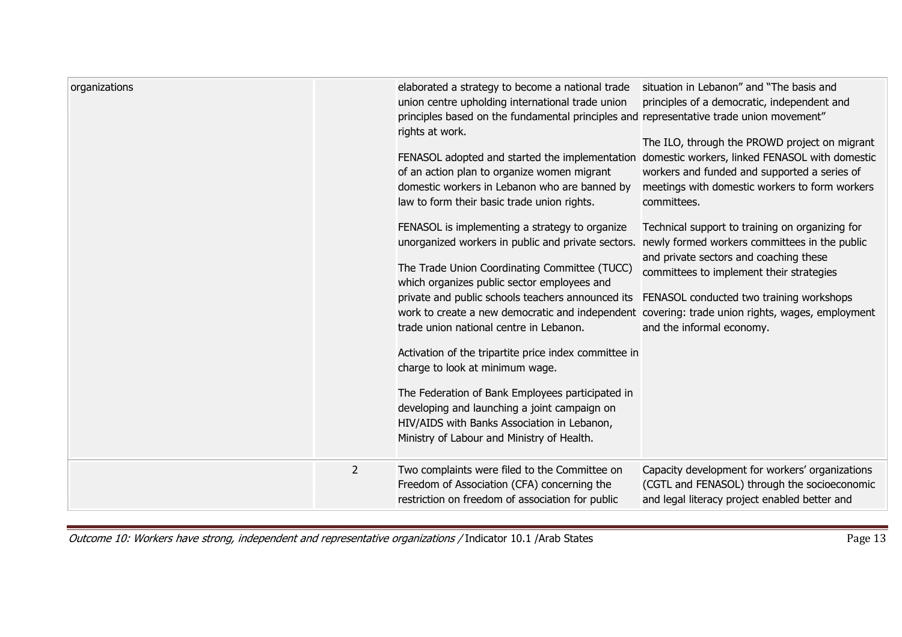| | | | |
|---|---|---|---|
| organizations | | elaborated a strategy to become a national trade union centre upholding international trade union principles based on the fundamental principles and rights at work.<br><br>FENASOL adopted and started the implementation of an action plan to organize women migrant domestic workers in Lebanon who are banned by law to form their basic trade union rights.<br><br>FENASOL is implementing a strategy to organize unorganized workers in public and private sectors.<br><br>The Trade Union Coordinating Committee (TUCC) which organizes public sector employees and private and public schools teachers announced its work to create a new democratic and independent trade union national centre in Lebanon.<br><br>Activation of the tripartite price index committee in charge to look at minimum wage.<br><br>The Federation of Bank Employees participated in developing and launching a joint campaign on HIV/AIDS with Banks Association in Lebanon, Ministry of Labour and Ministry of Health. | situation in Lebanon" and "The basis and principles of a democratic, independent and representative trade union movement"<br><br>The ILO, through the PROWD project on migrant domestic workers, linked FENASOL with domestic workers and funded and supported a series of meetings with domestic workers to form workers committees.<br><br>Technical support to training on organizing for newly formed workers committees in the public and private sectors and coaching these committees to implement their strategies<br><br>FENASOL conducted two training workshops covering: trade union rights, wages, employment and the informal economy. |
| | 2 | Two complaints were filed to the Committee on Freedom of Association (CFA) concerning the restriction on freedom of association for public | Capacity development for workers' organizations (CGTL and FENASOL) through the socioeconomic and legal literacy project enabled better and |

*Outcome 10: Workers have strong, independent and representative organizations* / Indicator 10.1 /Arab States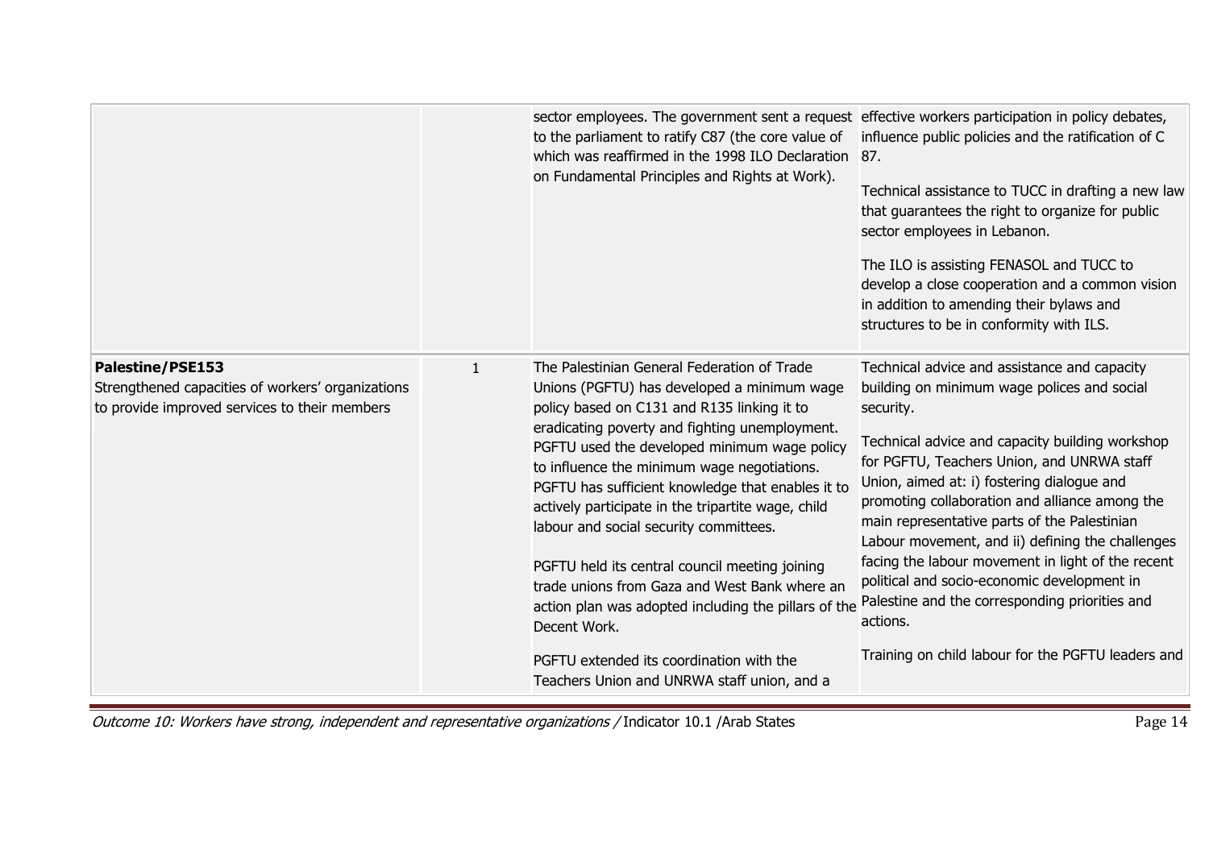| | | | |
|---|---|---|---|
| | | sector employees. The government sent a request to the parliament to ratify C87 (the core value of which was reaffirmed in the 1998 ILO Declaration on Fundamental Principles and Rights at Work). | effective workers participation in policy debates, influence public policies and the ratification of C 87.<br><br>Technical assistance to TUCC in drafting a new law that guarantees the right to organize for public sector employees in Lebanon.<br><br>The ILO is assisting FENASOL and TUCC to develop a close cooperation and a common vision in addition to amending their bylaws and structures to be in conformity with ILS. |
| **Palestine/PSE153**<br>Strengthened capacities of workers' organizations to provide improved services to their members | 1 | The Palestinian General Federation of Trade Unions (PGFTU) has developed a minimum wage policy based on C131 and R135 linking it to eradicating poverty and fighting unemployment. PGFTU used the developed minimum wage policy to influence the minimum wage negotiations. PGFTU has sufficient knowledge that enables it to actively participate in the tripartite wage, child labour and social security committees.<br><br>PGFTU held its central council meeting joining trade unions from Gaza and West Bank where an action plan was adopted including the pillars of the Decent Work.<br><br>PGFTU extended its coordination with the Teachers Union and UNRWA staff union, and a | Technical advice and assistance and capacity building on minimum wage polices and social security.<br><br>Technical advice and capacity building workshop for PGFTU, Teachers Union, and UNRWA staff Union, aimed at: i) fostering dialogue and promoting collaboration and alliance among the main representative parts of the Palestinian Labour movement, and ii) defining the challenges facing the labour movement in light of the recent political and socio-economic development in Palestine and the corresponding priorities and actions.<br><br>Training on child labour for the PGFTU leaders and |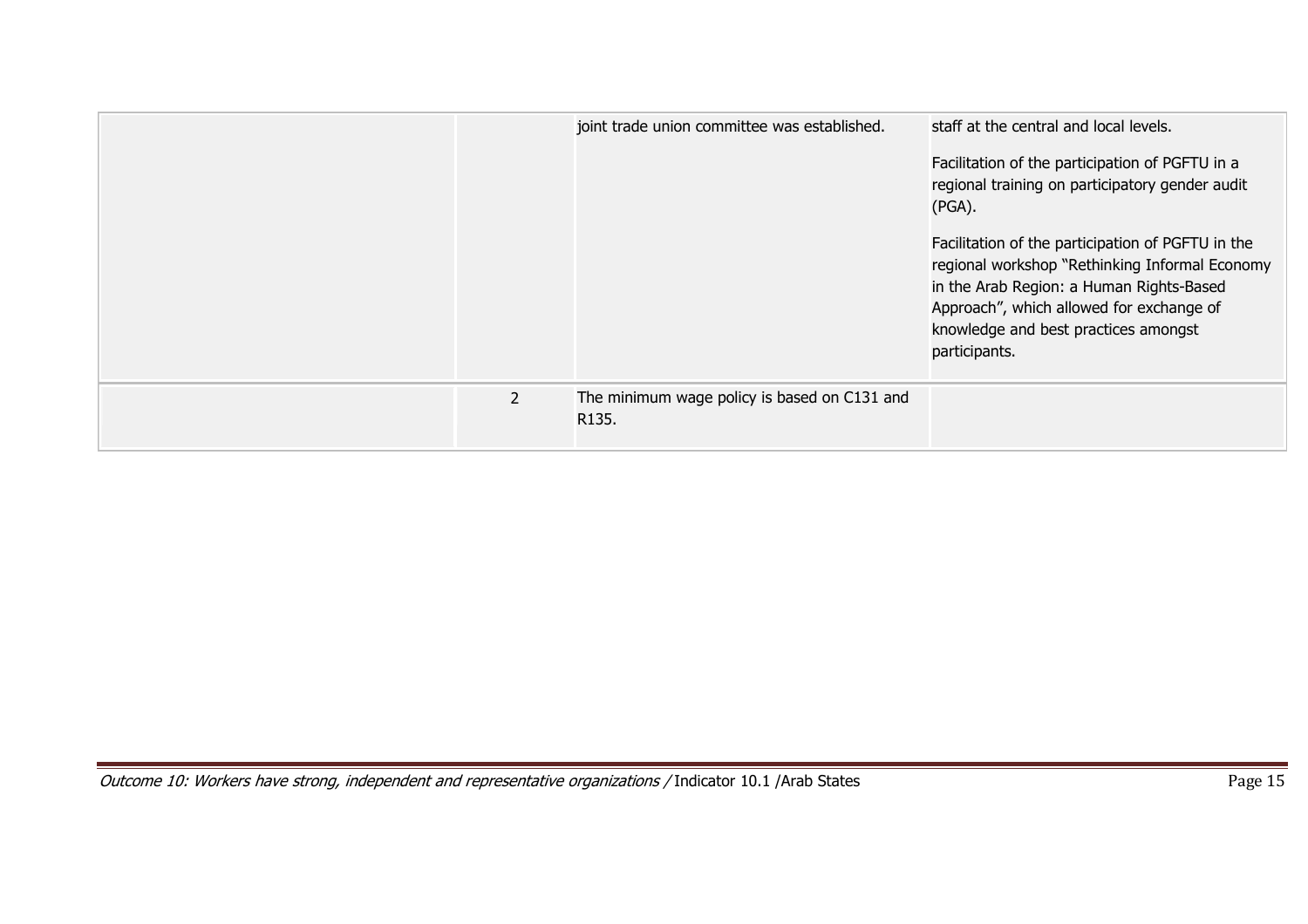| | | | |
|---|---|---|---|
| | | joint trade union committee was established. | staff at the central and local levels.<br><br>Facilitation of the participation of PGFTU in a regional training on participatory gender audit (PGA).<br><br>Facilitation of the participation of PGFTU in the regional workshop "Rethinking Informal Economy in the Arab Region: a Human Rights-Based Approach", which allowed for exchange of knowledge and best practices amongst participants. |
| | 2 | The minimum wage policy is based on C131 and R135. | |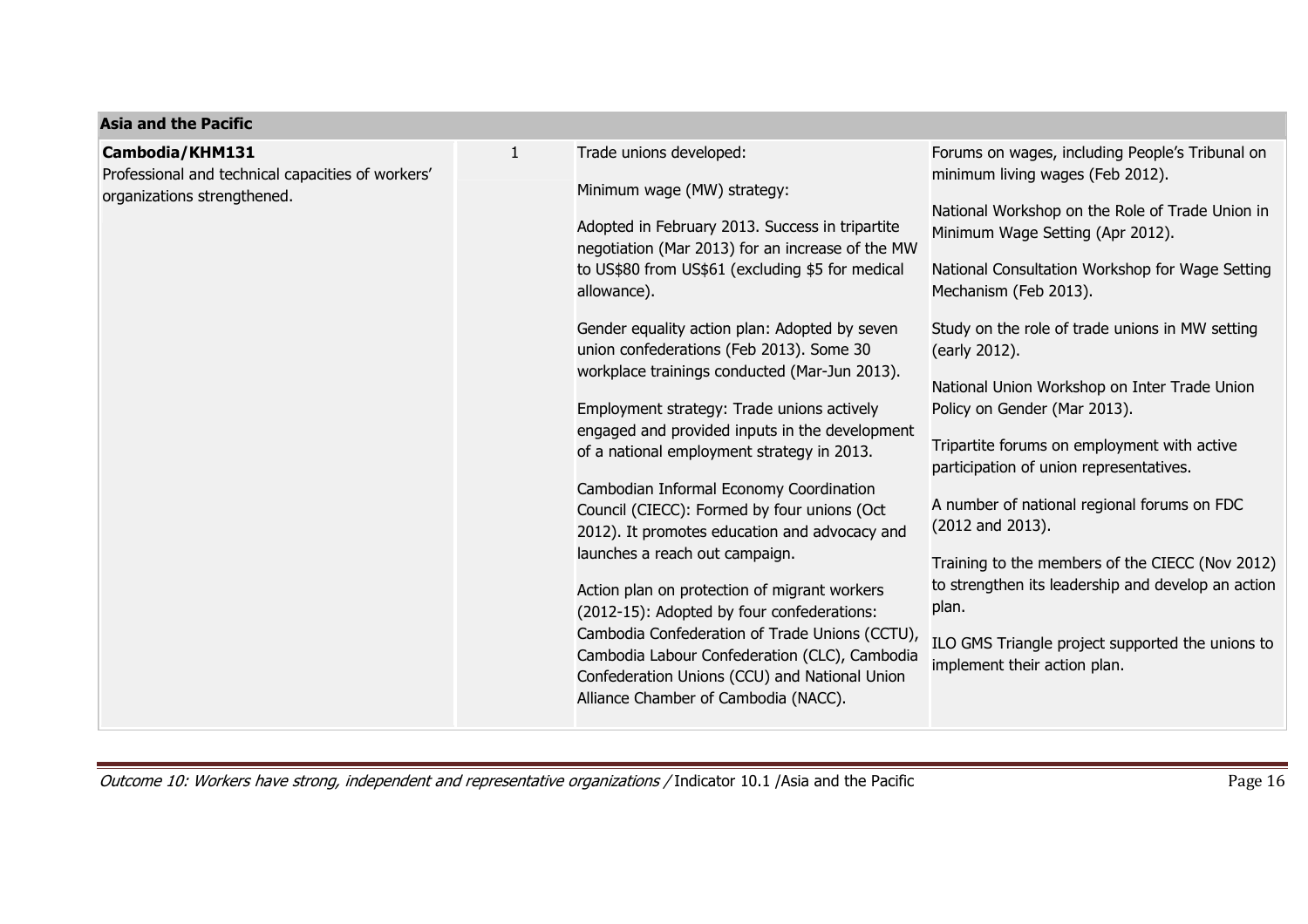| Asia and the Pacific | | | |
|---|---|---|---|
| **Cambodia/KHM131**<br>Professional and technical capacities of workers' organizations strengthened. | 1 | Trade unions developed:<br><br>Minimum wage (MW) strategy:<br><br>Adopted in February 2013. Success in tripartite negotiation (Mar 2013) for an increase of the MW to US$80 from US$61 (excluding $5 for medical allowance).<br><br>Gender equality action plan: Adopted by seven union confederations (Feb 2013). Some 30 workplace trainings conducted (Mar-Jun 2013).<br><br>Employment strategy: Trade unions actively engaged and provided inputs in the development of a national employment strategy in 2013.<br><br>Cambodian Informal Economy Coordination Council (CIECC): Formed by four unions (Oct 2012). It promotes education and advocacy and launches a reach out campaign.<br><br>Action plan on protection of migrant workers (2012-15): Adopted by four confederations: Cambodia Confederation of Trade Unions (CCTU), Cambodia Labour Confederation (CLC), Cambodia Confederation Unions (CCU) and National Union Alliance Chamber of Cambodia (NACC). | Forums on wages, including People's Tribunal on minimum living wages (Feb 2012).<br><br>National Workshop on the Role of Trade Union in Minimum Wage Setting (Apr 2012).<br><br>National Consultation Workshop for Wage Setting Mechanism (Feb 2013).<br><br>Study on the role of trade unions in MW setting (early 2012).<br><br>National Union Workshop on Inter Trade Union Policy on Gender (Mar 2013).<br><br>Tripartite forums on employment with active participation of union representatives.<br><br>A number of national regional forums on FDC (2012 and 2013).<br><br>Training to the members of the CIECC (Nov 2012) to strengthen its leadership and develop an action plan.<br><br>ILO GMS Triangle project supported the unions to implement their action plan. |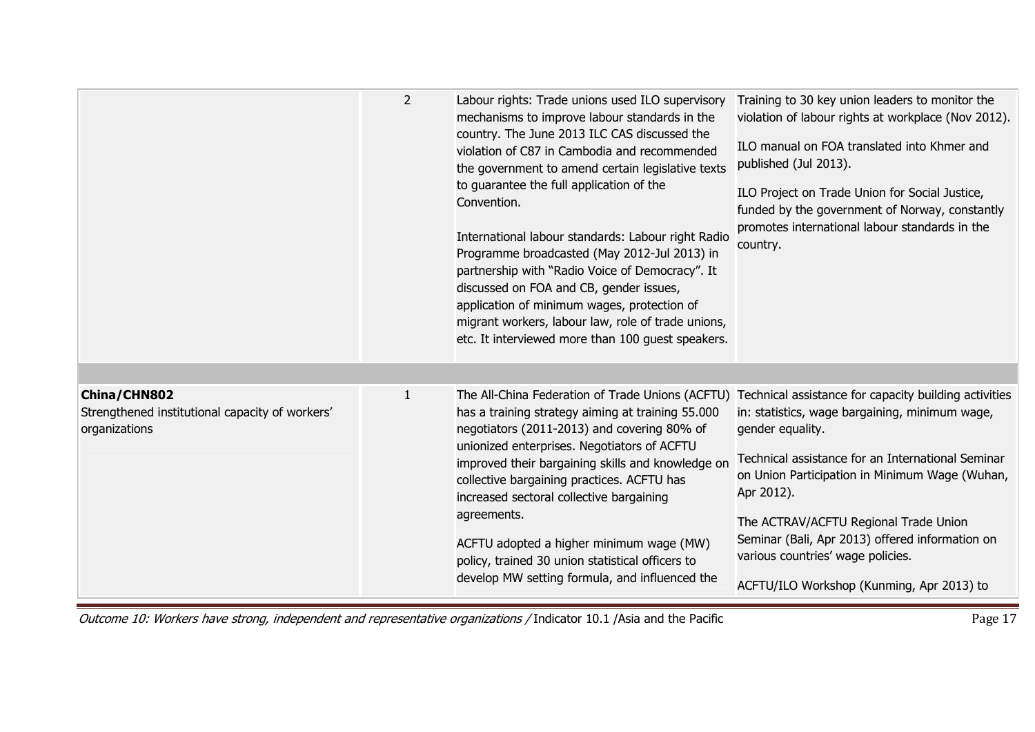| | | | |
|---|---|---|---|
| | 2 | Labour rights: Trade unions used ILO supervisory mechanisms to improve labour standards in the country. The June 2013 ILC CAS discussed the violation of C87 in Cambodia and recommended the government to amend certain legislative texts to guarantee the full application of the Convention.<br><br>International labour standards: Labour right Radio Programme broadcasted (May 2012-Jul 2013) in partnership with "Radio Voice of Democracy". It discussed on FOA and CB, gender issues, application of minimum wages, protection of migrant workers, labour law, role of trade unions, etc. It interviewed more than 100 guest speakers. | Training to 30 key union leaders to monitor the violation of labour rights at workplace (Nov 2012).<br><br>ILO manual on FOA translated into Khmer and published (Jul 2013).<br><br>ILO Project on Trade Union for Social Justice, funded by the government of Norway, constantly promotes international labour standards in the country. |
| | | | |
| **China/CHN802**<br>Strengthened institutional capacity of workers' organizations | 1 | The All-China Federation of Trade Unions (ACFTU) has a training strategy aiming at training 55.000 negotiators (2011-2013) and covering 80% of unionized enterprises. Negotiators of ACFTU improved their bargaining skills and knowledge on collective bargaining practices. ACFTU has increased sectoral collective bargaining agreements.<br><br>ACFTU adopted a higher minimum wage (MW) policy, trained 30 union statistical officers to develop MW setting formula, and influenced the | Technical assistance for capacity building activities in: statistics, wage bargaining, minimum wage, gender equality.<br><br>Technical assistance for an International Seminar on Union Participation in Minimum Wage (Wuhan, Apr 2012).<br><br>The ACTRAV/ACFTU Regional Trade Union Seminar (Bali, Apr 2013) offered information on various countries' wage policies.<br><br>ACFTU/ILO Workshop (Kunming, Apr 2013) to |

*Outcome 10: Workers have strong, independent and representative organizations /* Indicator 10.1 /Asia and the Pacific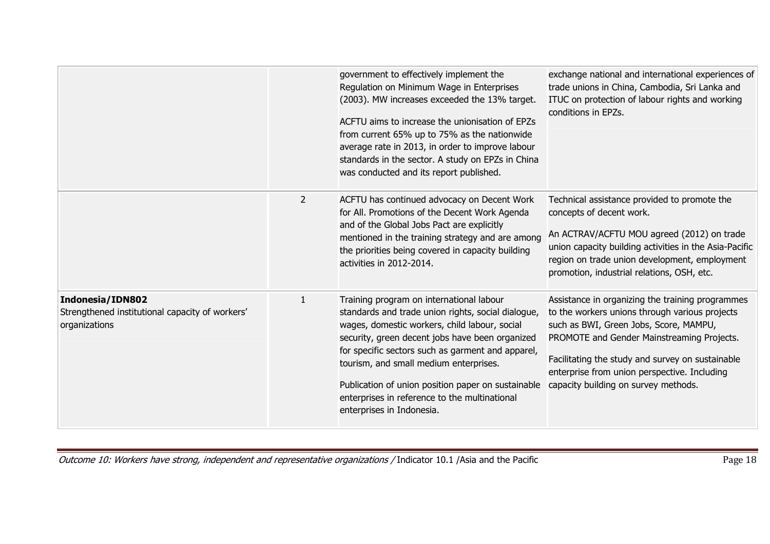| | | | |
|---|---|---|---|
| | | government to effectively implement the Regulation on Minimum Wage in Enterprises (2003). MW increases exceeded the 13% target.<br><br>ACFTU aims to increase the unionisation of EPZs from current 65% up to 75% as the nationwide average rate in 2013, in order to improve labour standards in the sector. A study on EPZs in China was conducted and its report published. | exchange national and international experiences of trade unions in China, Cambodia, Sri Lanka and ITUC on protection of labour rights and working conditions in EPZs. |
| | 2 | ACFTU has continued advocacy on Decent Work for All. Promotions of the Decent Work Agenda and of the Global Jobs Pact are explicitly mentioned in the training strategy and are among the priorities being covered in capacity building activities in 2012-2014. | Technical assistance provided to promote the concepts of decent work.<br><br>An ACTRAV/ACFTU MOU agreed (2012) on trade union capacity building activities in the Asia-Pacific region on trade union development, employment promotion, industrial relations, OSH, etc. |
| **Indonesia/IDN802**<br>Strengthened institutional capacity of workers' organizations | 1 | Training program on international labour standards and trade union rights, social dialogue, wages, domestic workers, child labour, social security, green decent jobs have been organized for specific sectors such as garment and apparel, tourism, and small medium enterprises.<br><br>Publication of union position paper on sustainable enterprises in reference to the multinational enterprises in Indonesia. | Assistance in organizing the training programmes to the workers unions through various projects such as BWI, Green Jobs, Score, MAMPU, PROMOTE and Gender Mainstreaming Projects.<br><br>Facilitating the study and survey on sustainable enterprise from union perspective. Including capacity building on survey methods. |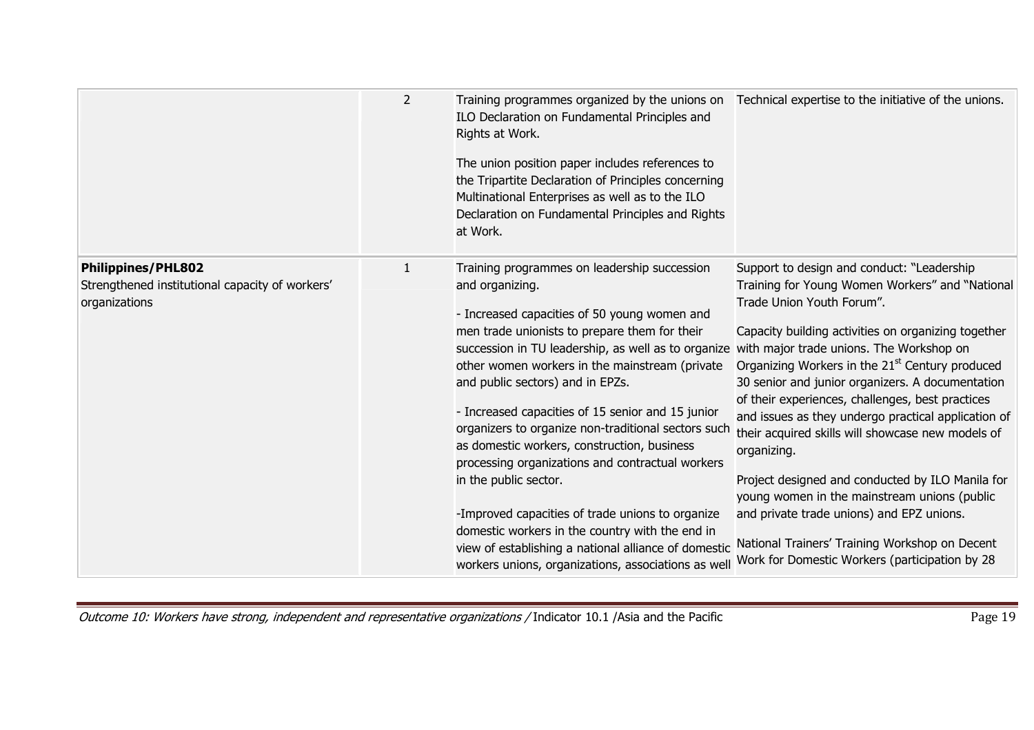| | | | |
|---|---|---|---|
| | 2 | Training programmes organized by the unions on ILO Declaration on Fundamental Principles and Rights at Work.<br><br>The union position paper includes references to the Tripartite Declaration of Principles concerning Multinational Enterprises as well as to the ILO Declaration on Fundamental Principles and Rights at Work. | Technical expertise to the initiative of the unions. |
| **Philippines/PHL802**<br>Strengthened institutional capacity of workers' organizations | 1 | Training programmes on leadership succession and organizing.<br><br>- Increased capacities of 50 young women and men trade unionists to prepare them for their succession in TU leadership, as well as to organize other women workers in the mainstream (private and public sectors) and in EPZs.<br><br>- Increased capacities of 15 senior and 15 junior organizers to organize non-traditional sectors such as domestic workers, construction, business processing organizations and contractual workers in the public sector.<br><br>-Improved capacities of trade unions to organize domestic workers in the country with the end in view of establishing a national alliance of domestic workers unions, organizations, associations as well | Support to design and conduct: "Leadership Training for Young Women Workers" and "National Trade Union Youth Forum".<br><br>Capacity building activities on organizing together with major trade unions. The Workshop on Organizing Workers in the 21[st] Century produced 30 senior and junior organizers. A documentation of their experiences, challenges, best practices and issues as they undergo practical application of their acquired skills will showcase new models of organizing.<br><br>Project designed and conducted by ILO Manila for young women in the mainstream unions (public and private trade unions) and EPZ unions.<br><br>National Trainers' Training Workshop on Decent Work for Domestic Workers (participation by 28 |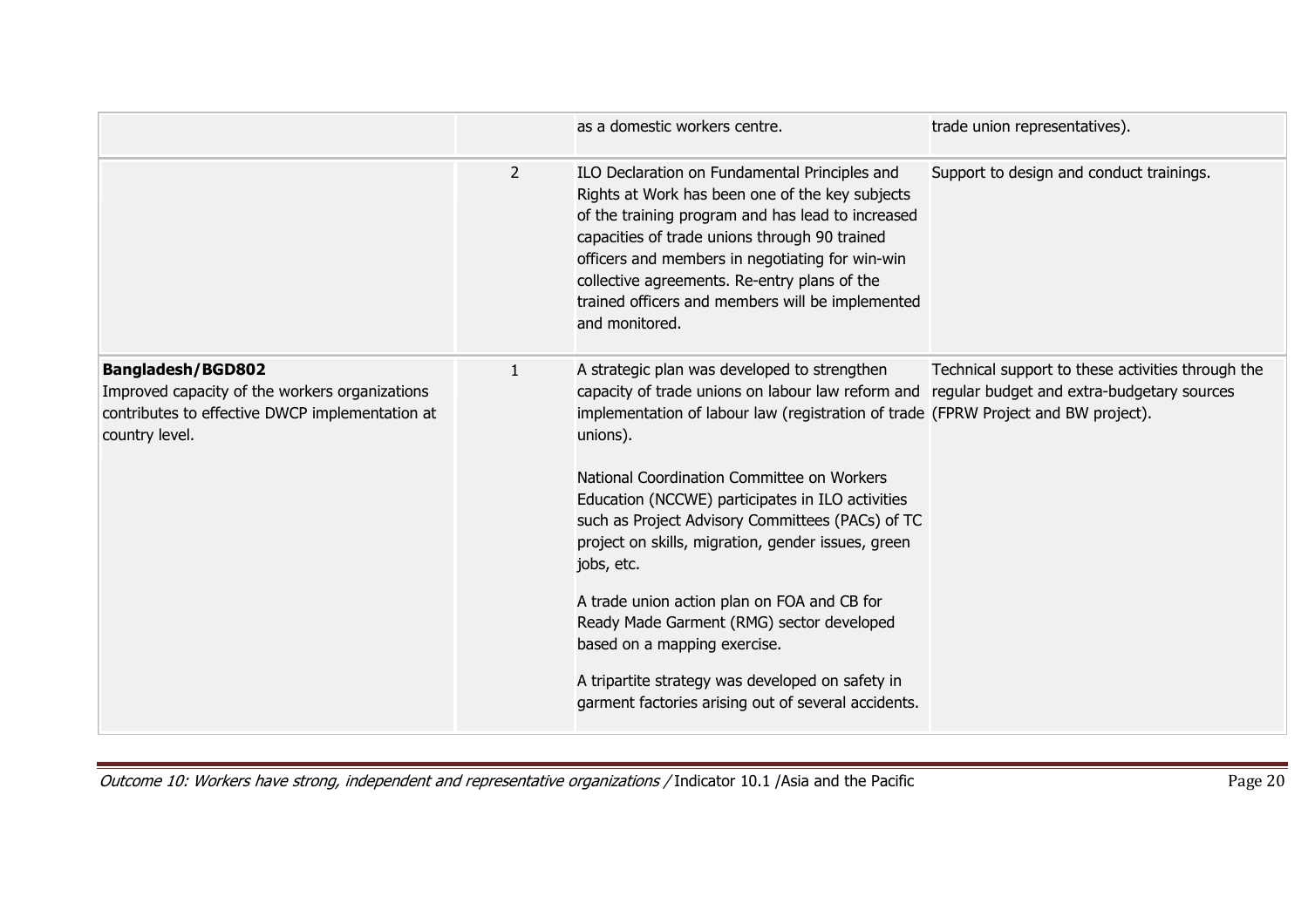| | | | |
|---|---|---|---|
| | | as a domestic workers centre. | trade union representatives). |
| | 2 | ILO Declaration on Fundamental Principles and Rights at Work has been one of the key subjects of the training program and has lead to increased capacities of trade unions through 90 trained officers and members in negotiating for win-win collective agreements. Re-entry plans of the trained officers and members will be implemented and monitored. | Support to design and conduct trainings. |
| **Bangladesh/BGD802**<br>Improved capacity of the workers organizations contributes to effective DWCP implementation at country level. | 1 | A strategic plan was developed to strengthen capacity of trade unions on labour law reform and implementation of labour law (registration of trade unions).<br><br>National Coordination Committee on Workers Education (NCCWE) participates in ILO activities such as Project Advisory Committees (PACs) of TC project on skills, migration, gender issues, green jobs, etc.<br><br>A trade union action plan on FOA and CB for Ready Made Garment (RMG) sector developed based on a mapping exercise.<br><br>A tripartite strategy was developed on safety in garment factories arising out of several accidents. | Technical support to these activities through the regular budget and extra-budgetary sources (FPRW Project and BW project). |

*Outcome 10: Workers have strong, independent and representative organizations /* Indicator 10.1 /Asia and the Pacific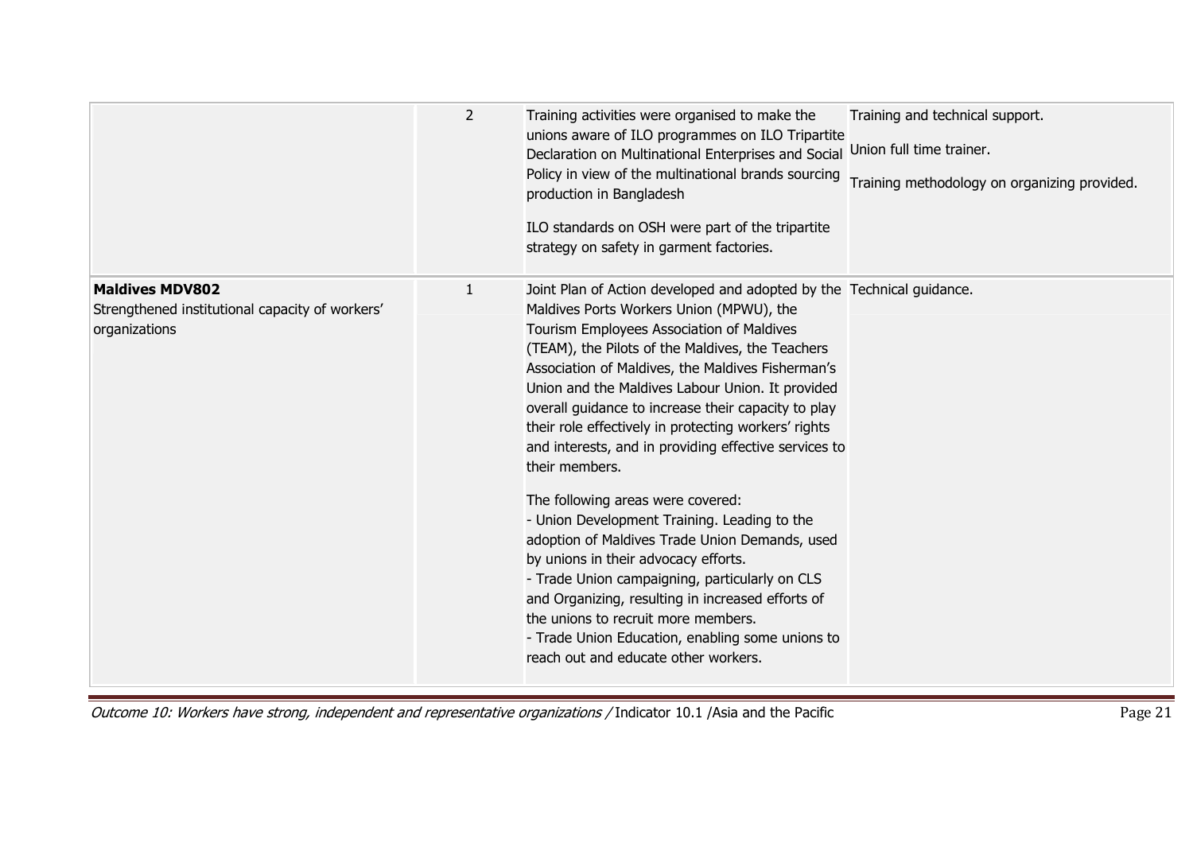| | | | |
|---|---|---|---|
| | 2 | Training activities were organised to make the unions aware of ILO programmes on ILO Tripartite Declaration on Multinational Enterprises and Social Policy in view of the multinational brands sourcing production in Bangladesh<br><br>ILO standards on OSH were part of the tripartite strategy on safety in garment factories. | Training and technical support.<br><br>Union full time trainer.<br><br>Training methodology on organizing provided. |
| **Maldives MDV802**<br>Strengthened institutional capacity of workers' organizations | 1 | Joint Plan of Action developed and adopted by the Maldives Ports Workers Union (MPWU), the Tourism Employees Association of Maldives (TEAM), the Pilots of the Maldives, the Teachers Association of Maldives, the Maldives Fisherman's Union and the Maldives Labour Union. It provided overall guidance to increase their capacity to play their role effectively in protecting workers' rights and interests, and in providing effective services to their members.<br><br>The following areas were covered:<br>- Union Development Training. Leading to the adoption of Maldives Trade Union Demands, used by unions in their advocacy efforts.<br>- Trade Union campaigning, particularly on CLS and Organizing, resulting in increased efforts of the unions to recruit more members.<br>- Trade Union Education, enabling some unions to reach out and educate other workers. | Technical guidance. |

*Outcome 10: Workers have strong, independent and representative organizations /* Indicator 10.1 /Asia and the Pacific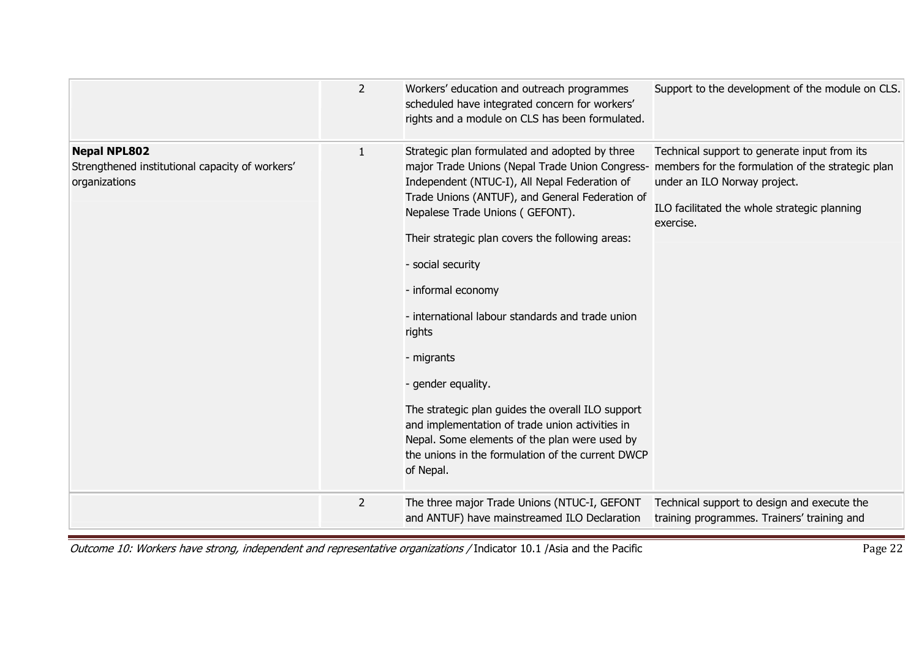| | | | |
|---|---|---|---|
| | 2 | Workers' education and outreach programmes scheduled have integrated concern for workers' rights and a module on CLS has been formulated. | Support to the development of the module on CLS. |
| **Nepal NPL802**<br>Strengthened institutional capacity of workers' organizations | 1 | Strategic plan formulated and adopted by three major Trade Unions (Nepal Trade Union Congress-Independent (NTUC-I), All Nepal Federation of Trade Unions (ANTUF), and General Federation of Nepalese Trade Unions ( GEFONT).<br><br>Their strategic plan covers the following areas:<br><br>- social security<br><br>- informal economy<br><br>- international labour standards and trade union rights<br><br>- migrants<br><br>- gender equality.<br><br>The strategic plan guides the overall ILO support and implementation of trade union activities in Nepal. Some elements of the plan were used by the unions in the formulation of the current DWCP of Nepal. | Technical support to generate input from its members for the formulation of the strategic plan under an ILO Norway project.<br><br>ILO facilitated the whole strategic planning exercise. |
| | 2 | The three major Trade Unions (NTUC-I, GEFONT and ANTUF) have mainstreamed ILO Declaration | Technical support to design and execute the training programmes. Trainers' training and |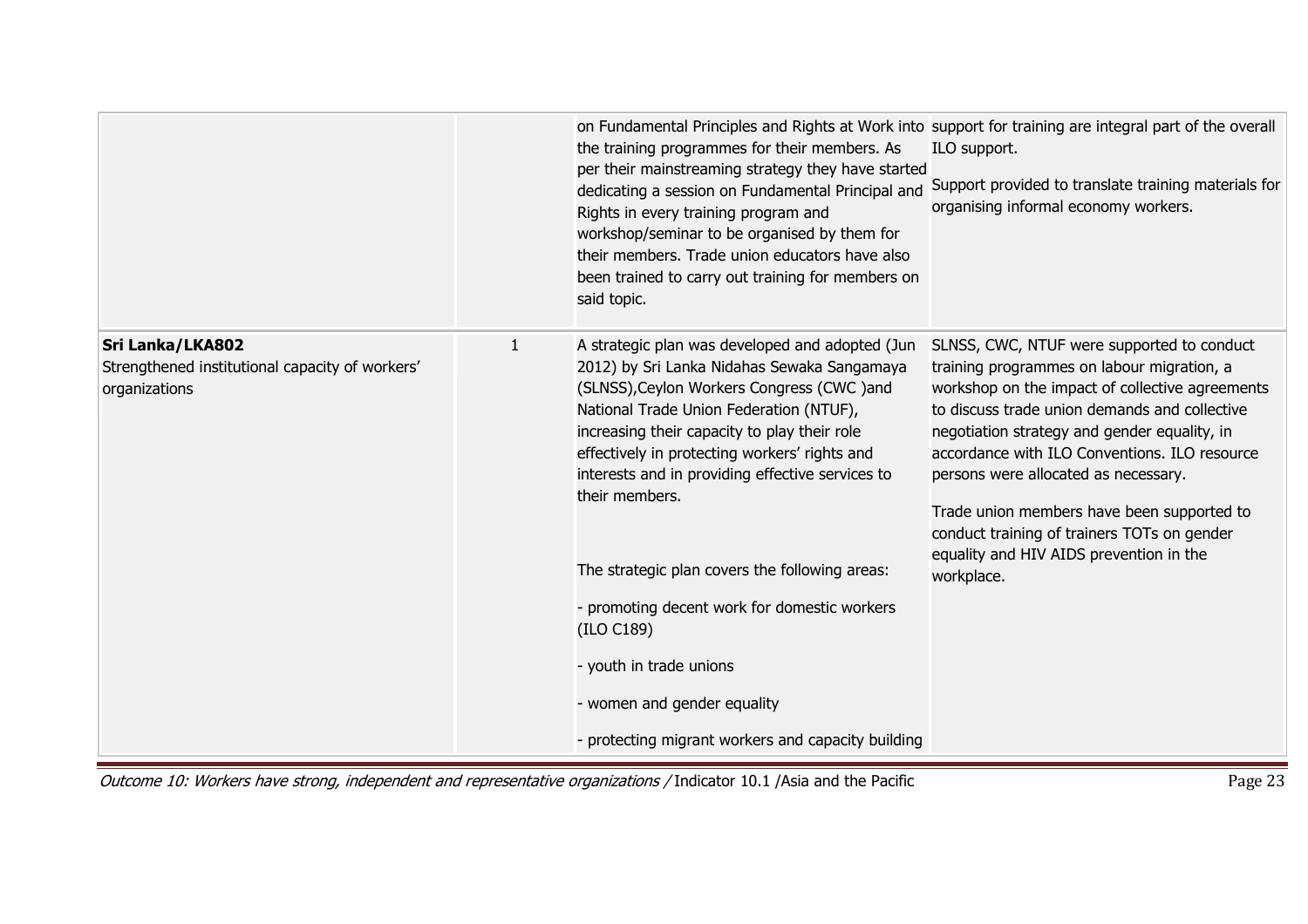| | | | |
|---|---|---|---|
| | | on Fundamental Principles and Rights at Work into the training programmes for their members. As per their mainstreaming strategy they have started dedicating a session on Fundamental Principal and Rights in every training program and workshop/seminar to be organised by them for their members. Trade union educators have also been trained to carry out training for members on said topic. | support for training are integral part of the overall ILO support.<br><br>Support provided to translate training materials for organising informal economy workers. |
| **Sri Lanka/LKA802**<br>Strengthened institutional capacity of workers' organizations | 1 | A strategic plan was developed and adopted (Jun 2012) by Sri Lanka Nidahas Sewaka Sangamaya (SLNSS),Ceylon Workers Congress (CWC )and National Trade Union Federation (NTUF), increasing their capacity to play their role effectively in protecting workers' rights and interests and in providing effective services to their members.<br><br>The strategic plan covers the following areas:<br><br>- promoting decent work for domestic workers (ILO C189)<br><br>- youth in trade unions<br><br>- women and gender equality<br><br>- protecting migrant workers and capacity building | SLNSS, CWC, NTUF were supported to conduct training programmes on labour migration, a workshop on the impact of collective agreements to discuss trade union demands and collective negotiation strategy and gender equality, in accordance with ILO Conventions. ILO resource persons were allocated as necessary.<br><br>Trade union members have been supported to conduct training of trainers TOTs on gender equality and HIV AIDS prevention in the workplace. |

*Outcome 10: Workers have strong, independent and representative organizations /* Indicator 10.1 /Asia and the Pacific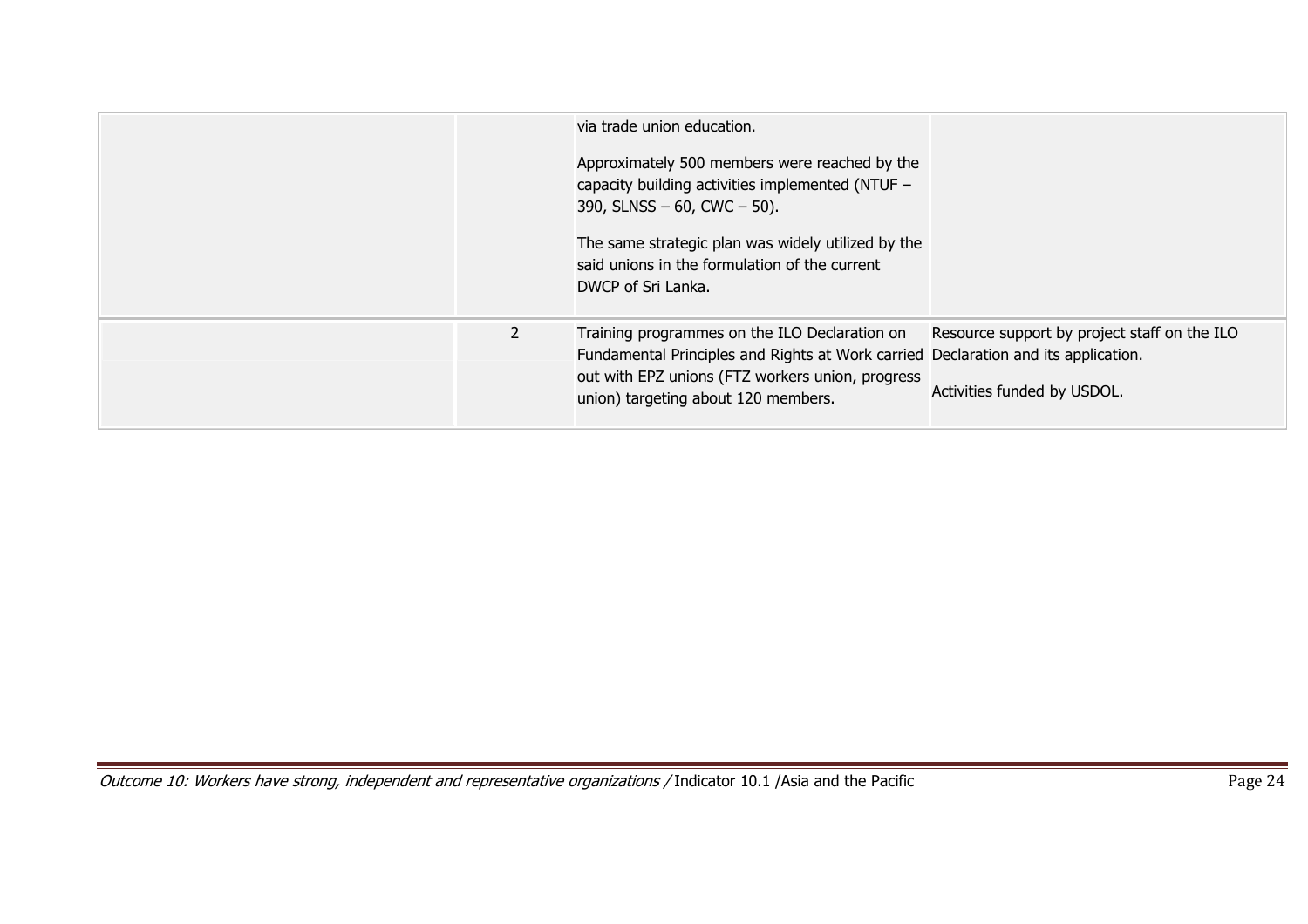| | | | |
|---|---|---|---|
| | | via trade union education.<br><br>Approximately 500 members were reached by the capacity building activities implemented (NTUF – 390, SLNSS – 60, CWC – 50).<br><br>The same strategic plan was widely utilized by the said unions in the formulation of the current DWCP of Sri Lanka. | |
| | 2 | Training programmes on the ILO Declaration on Fundamental Principles and Rights at Work carried out with EPZ unions (FTZ workers union, progress union) targeting about 120 members. | Resource support by project staff on the ILO Declaration and its application.<br><br>Activities funded by USDOL. |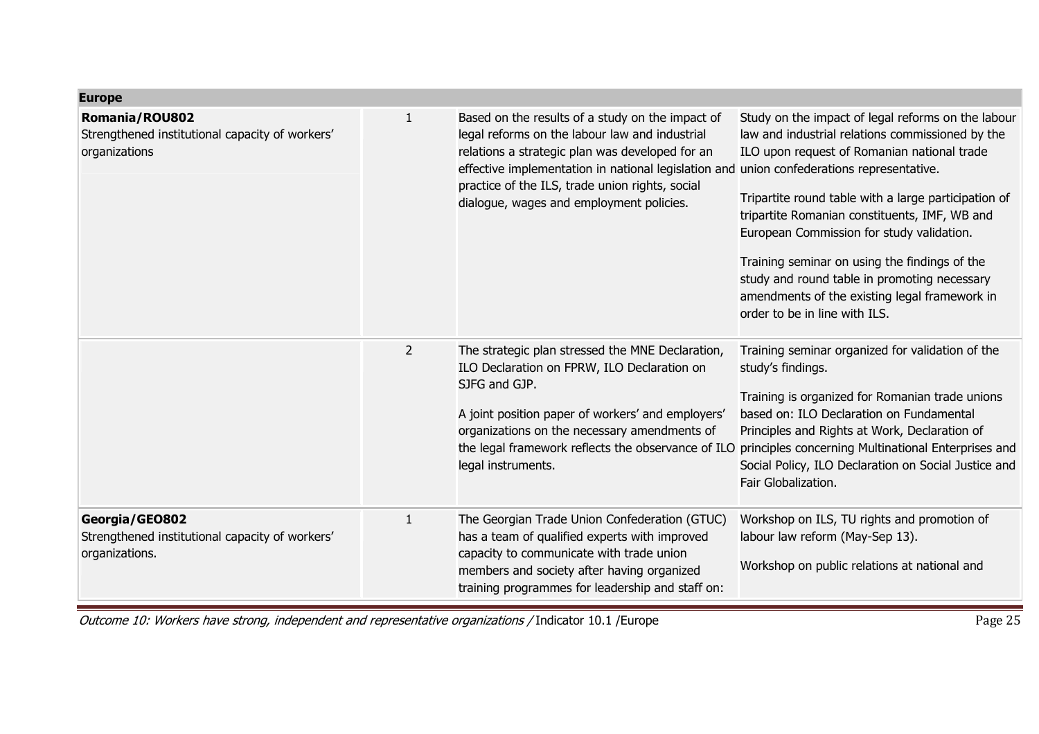| Europe | | | |
|---|---|---|---|
| **Romania/ROU802**<br>Strengthened institutional capacity of workers' organizations | 1 | Based on the results of a study on the impact of legal reforms on the labour law and industrial relations a strategic plan was developed for an effective implementation in national legislation and practice of the ILS, trade union rights, social dialogue, wages and employment policies. | Study on the impact of legal reforms on the labour law and industrial relations commissioned by the ILO upon request of Romanian national trade union confederations representative.<br><br>Tripartite round table with a large participation of tripartite Romanian constituents, IMF, WB and European Commission for study validation.<br><br>Training seminar on using the findings of the study and round table in promoting necessary amendments of the existing legal framework in order to be in line with ILS. |
| | 2 | The strategic plan stressed the MNE Declaration, ILO Declaration on FPRW, ILO Declaration on SJFG and GJP.<br><br>A joint position paper of workers' and employers' organizations on the necessary amendments of the legal framework reflects the observance of ILO legal instruments. | Training seminar organized for validation of the study's findings.<br><br>Training is organized for Romanian trade unions based on: ILO Declaration on Fundamental Principles and Rights at Work, Declaration of principles concerning Multinational Enterprises and Social Policy, ILO Declaration on Social Justice and Fair Globalization. |
| **Georgia/GEO802**<br>Strengthened institutional capacity of workers' organizations. | 1 | The Georgian Trade Union Confederation (GTUC) has a team of qualified experts with improved capacity to communicate with trade union members and society after having organized training programmes for leadership and staff on: | Workshop on ILS, TU rights and promotion of labour law reform (May-Sep 13).<br><br>Workshop on public relations at national and |

*Outcome 10: Workers have strong, independent and representative organizations /* Indicator 10.1 /Europe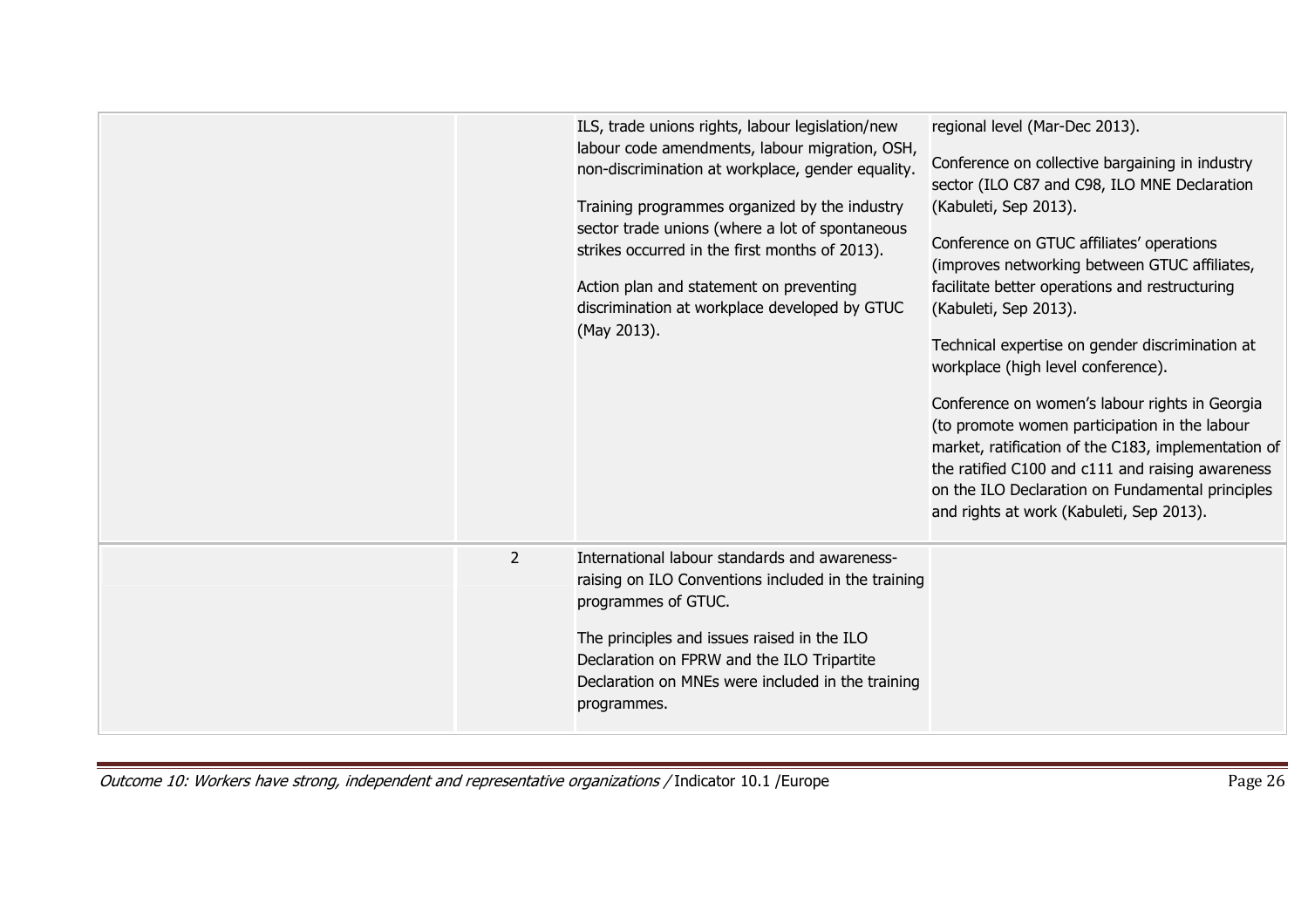| | | | |
|---|---|---|---|
| | | ILS, trade unions rights, labour legislation/new labour code amendments, labour migration, OSH, non-discrimination at workplace, gender equality.<br><br>Training programmes organized by the industry sector trade unions (where a lot of spontaneous strikes occurred in the first months of 2013).<br><br>Action plan and statement on preventing discrimination at workplace developed by GTUC (May 2013). | regional level (Mar-Dec 2013).<br><br>Conference on collective bargaining in industry sector (ILO C87 and C98, ILO MNE Declaration (Kabuleti, Sep 2013).<br><br>Conference on GTUC affiliates' operations (improves networking between GTUC affiliates, facilitate better operations and restructuring (Kabuleti, Sep 2013).<br><br>Technical expertise on gender discrimination at workplace (high level conference).<br><br>Conference on women's labour rights in Georgia (to promote women participation in the labour market, ratification of the C183, implementation of the ratified C100 and c111 and raising awareness on the ILO Declaration on Fundamental principles and rights at work (Kabuleti, Sep 2013). |
| | 2 | International labour standards and awareness-raising on ILO Conventions included in the training programmes of GTUC.<br><br>The principles and issues raised in the ILO Declaration on FPRW and the ILO Tripartite Declaration on MNEs were included in the training programmes. | |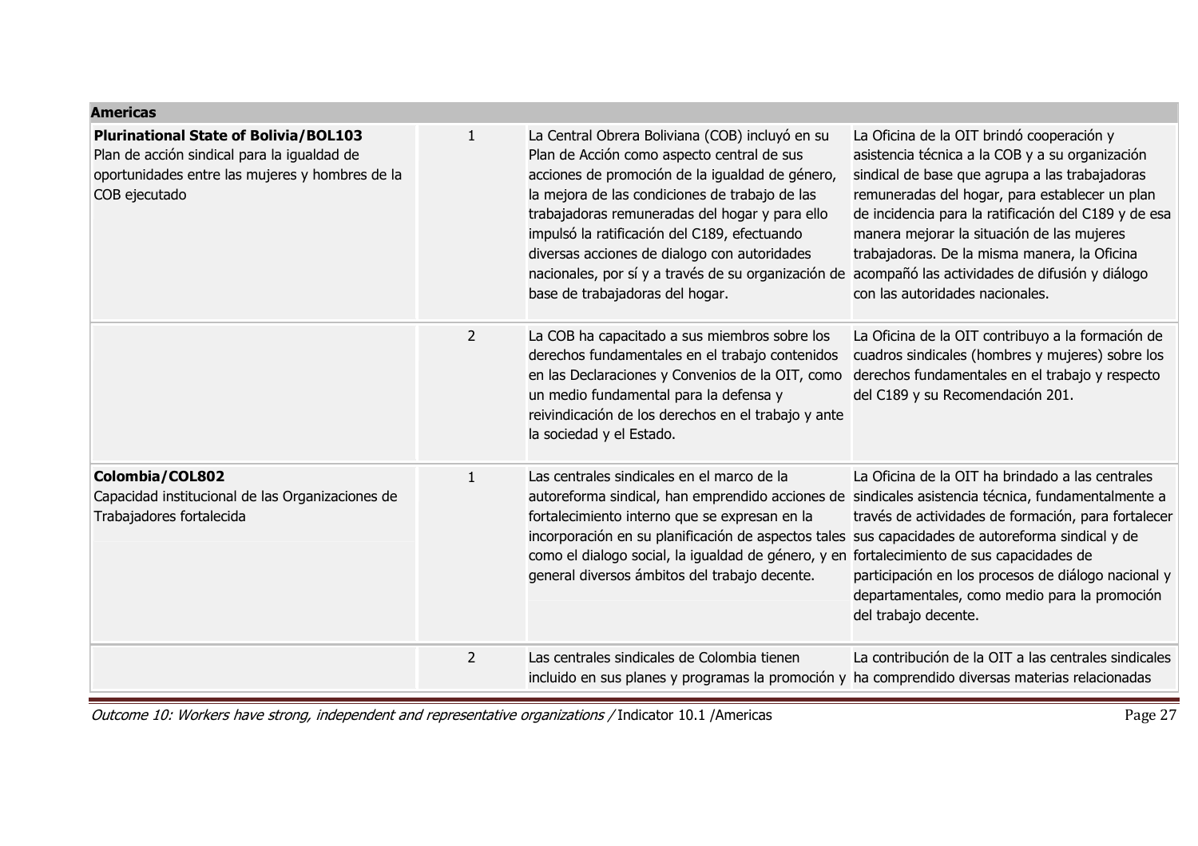| Americas | | | |
|---|---|---|---|
| **Plurinational State of Bolivia/BOL103**<br>Plan de acción sindical para la igualdad de oportunidades entre las mujeres y hombres de la COB ejecutado | 1 | La Central Obrera Boliviana (COB) incluyó en su Plan de Acción como aspecto central de sus acciones de promoción de la igualdad de género, la mejora de las condiciones de trabajo de las trabajadoras remuneradas del hogar y para ello impulsó la ratificación del C189, efectuando diversas acciones de dialogo con autoridades nacionales, por sí y a través de su organización de base de trabajadoras del hogar. | La Oficina de la OIT brindó cooperación y asistencia técnica a la COB y a su organización sindical de base que agrupa a las trabajadoras remuneradas del hogar, para establecer un plan de incidencia para la ratificación del C189 y de esa manera mejorar la situación de las mujeres trabajadoras. De la misma manera, la Oficina acompañó las actividades de difusión y diálogo con las autoridades nacionales. |
| | 2 | La COB ha capacitado a sus miembros sobre los derechos fundamentales en el trabajo contenidos en las Declaraciones y Convenios de la OIT, como un medio fundamental para la defensa y reivindicación de los derechos en el trabajo y ante la sociedad y el Estado. | La Oficina de la OIT contribuyo a la formación de cuadros sindicales (hombres y mujeres) sobre los derechos fundamentales en el trabajo y respecto del C189 y su Recomendación 201. |
| **Colombia/COL802**<br>Capacidad institucional de las Organizaciones de Trabajadores fortalecida | 1 | Las centrales sindicales en el marco de la autoreforma sindical, han emprendido acciones de fortalecimiento interno que se expresan en la incorporación en su planificación de aspectos tales como el dialogo social, la igualdad de género, y en general diversos ámbitos del trabajo decente. | La Oficina de la OIT ha brindado a las centrales sindicales asistencia técnica, fundamentalmente a través de actividades de formación, para fortalecer sus capacidades de autoreforma sindical y de fortalecimiento de sus capacidades de participación en los procesos de diálogo nacional y departamentales, como medio para la promoción del trabajo decente. |
| | 2 | Las centrales sindicales de Colombia tienen incluido en sus planes y programas la promoción y | La contribución de la OIT a las centrales sindicales ha comprendido diversas materias relacionadas |

*Outcome 10: Workers have strong, independent and representative organizations /* Indicator 10.1 /Americas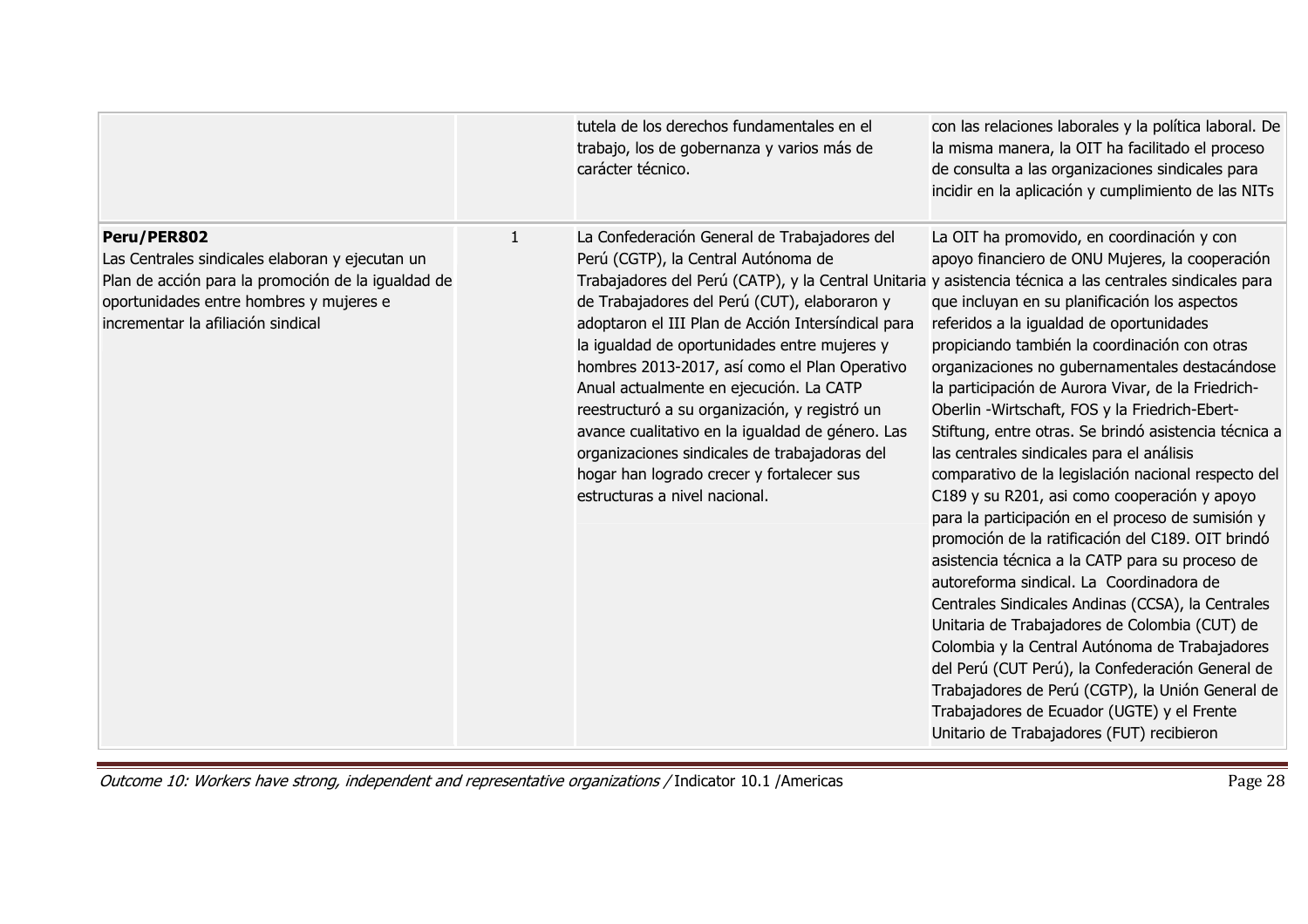| | | | |
|---|---|---|---|
| | | tutela de los derechos fundamentales en el trabajo, los de gobernanza y varios más de carácter técnico. | con las relaciones laborales y la política laboral. De la misma manera, la OIT ha facilitado el proceso de consulta a las organizaciones sindicales para incidir en la aplicación y cumplimiento de las NITs |
| **Peru/PER802**<br>Las Centrales sindicales elaboran y ejecutan un Plan de acción para la promoción de la igualdad de oportunidades entre hombres y mujeres e incrementar la afiliación sindical | 1 | La Confederación General de Trabajadores del Perú (CGTP), la Central Autónoma de Trabajadores del Perú (CATP), y la Central Unitaria de Trabajadores del Perú (CUT), elaboraron y adoptaron el III Plan de Acción Intersíndical para la igualdad de oportunidades entre mujeres y hombres 2013-2017, así como el Plan Operativo Anual actualmente en ejecución. La CATP reestructuró a su organización, y registró un avance cualitativo en la igualdad de género. Las organizaciones sindicales de trabajadoras del hogar han logrado crecer y fortalecer sus estructuras a nivel nacional. | La OIT ha promovido, en coordinación y con apoyo financiero de ONU Mujeres, la cooperación y asistencia técnica a las centrales sindicales para que incluyan en su planificación los aspectos referidos a la igualdad de oportunidades propiciando también la coordinación con otras organizaciones no gubernamentales destacándose la participación de Aurora Vivar, de la Friedrich-Oberlin -Wirtschaft, FOS y la Friedrich-Ebert-Stiftung, entre otras. Se brindó asistencia técnica a las centrales sindicales para el análisis comparativo de la legislación nacional respecto del C189 y su R201, asi como cooperación y apoyo para la participación en el proceso de sumisión y promoción de la ratificación del C189. OIT brindó asistencia técnica a la CATP para su proceso de autoreforma sindical. La Coordinadora de Centrales Sindicales Andinas (CCSA), la Centrales Unitaria de Trabajadores de Colombia (CUT) de Colombia y la Central Autónoma de Trabajadores del Perú (CUT Perú), la Confederación General de Trabajadores de Perú (CGTP), la Unión General de Trabajadores de Ecuador (UGTE) y el Frente Unitario de Trabajadores (FUT) recibieron |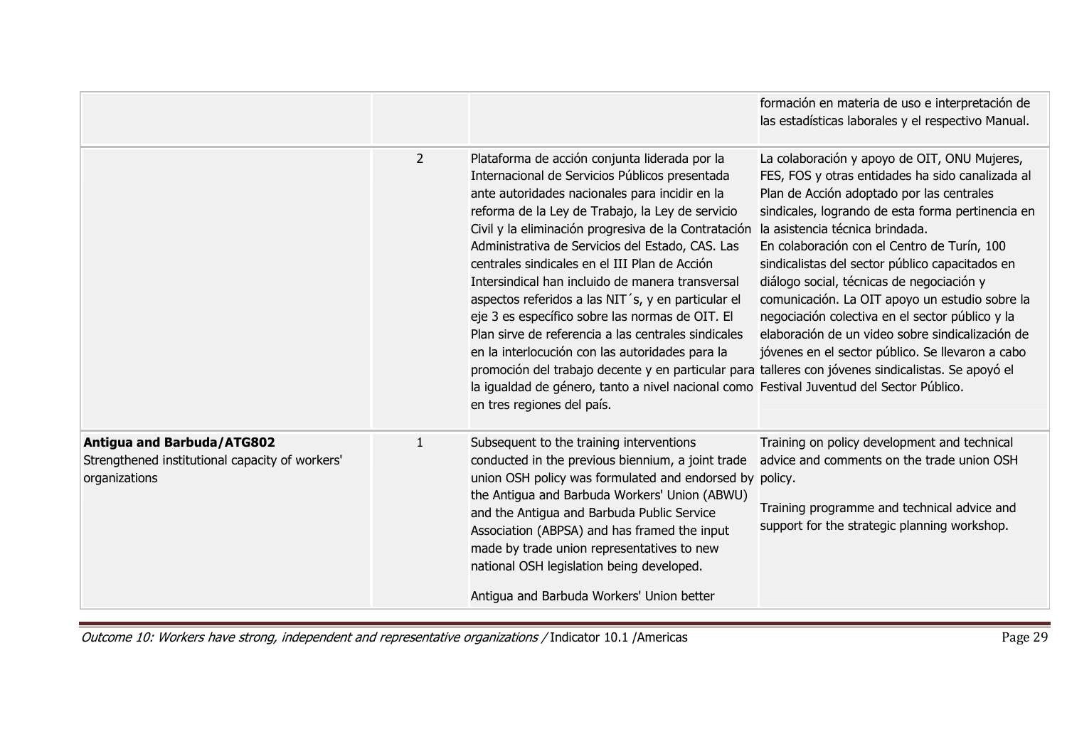| | | | |
|---|---|---|---|
| | | | formación en materia de uso e interpretación de las estadísticas laborales y el respectivo Manual. |
| | 2 | Plataforma de acción conjunta liderada por la Internacional de Servicios Públicos presentada ante autoridades nacionales para incidir en la reforma de la Ley de Trabajo, la Ley de servicio Civil y la eliminación progresiva de la Contratación Administrativa de Servicios del Estado, CAS. Las centrales sindicales en el III Plan de Acción Intersindical han incluido de manera transversal aspectos referidos a las NIT´s, y en particular el eje 3 es específico sobre las normas de OIT. El Plan sirve de referencia a las centrales sindicales en la interlocución con las autoridades para la promoción del trabajo decente y en particular para la igualdad de género, tanto a nivel nacional como en tres regiones del país. | La colaboración y apoyo de OIT, ONU Mujeres, FES, FOS y otras entidades ha sido canalizada al Plan de Acción adoptado por las centrales sindicales, logrando de esta forma pertinencia en la asistencia técnica brindada.<br>En colaboración con el Centro de Turín, 100 sindicalistas del sector público capacitados en diálogo social, técnicas de negociación y comunicación. La OIT apoyo un estudio sobre la negociación colectiva en el sector público y la elaboración de un video sobre sindicalización de jóvenes en el sector público. Se llevaron a cabo talleres con jóvenes sindicalistas. Se apoyó el Festival Juventud del Sector Público. |
| **Antigua and Barbuda/ATG802**<br>Strengthened institutional capacity of workers' organizations | 1 | Subsequent to the training interventions conducted in the previous biennium, a joint trade union OSH policy was formulated and endorsed by the Antigua and Barbuda Workers' Union (ABWU) and the Antigua and Barbuda Public Service Association (ABPSA) and has framed the input made by trade union representatives to new national OSH legislation being developed.<br><br>Antigua and Barbuda Workers' Union better | Training on policy development and technical advice and comments on the trade union OSH policy.<br><br>Training programme and technical advice and support for the strategic planning workshop. |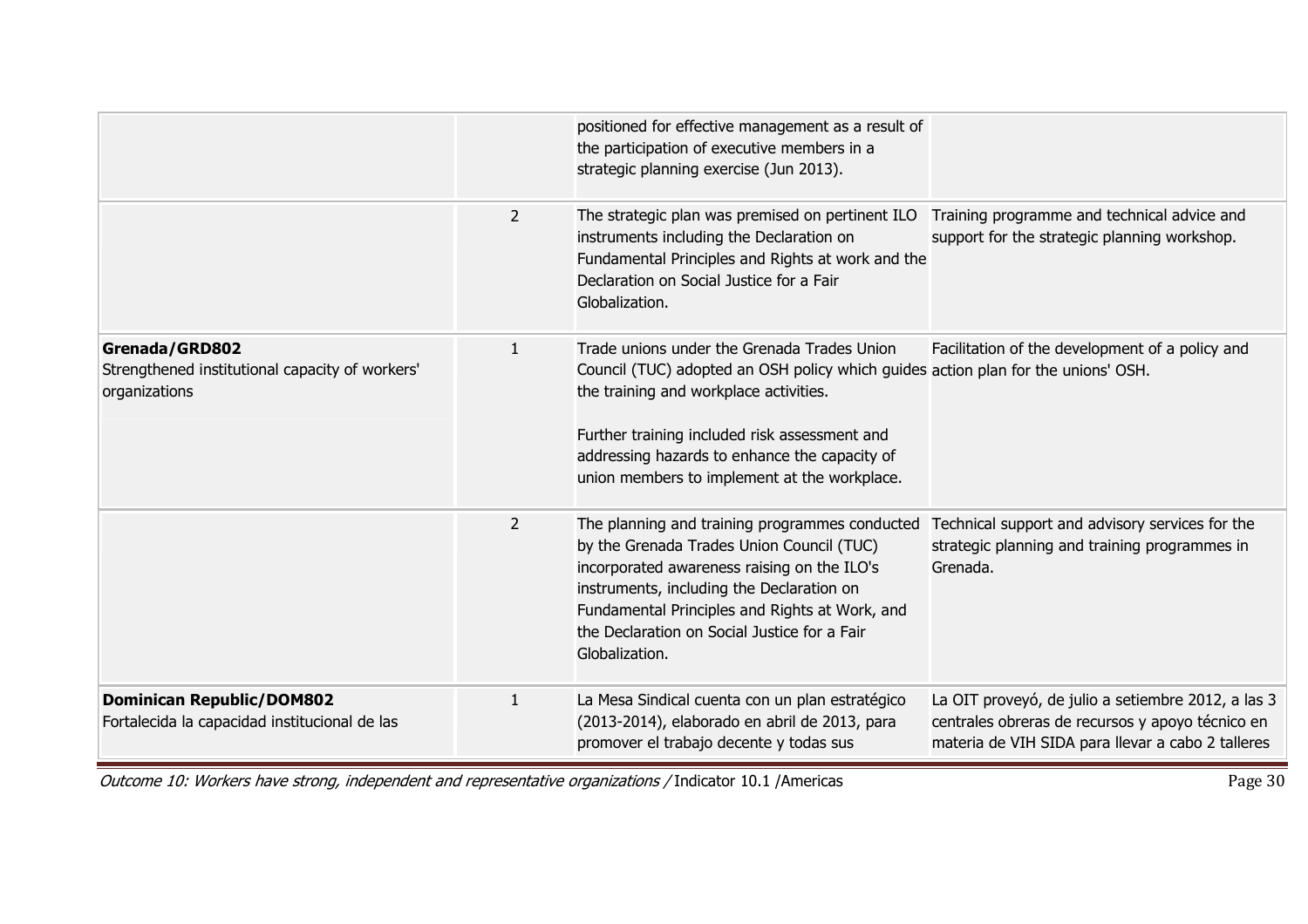| | | | |
|---|---|---|---|
| | | positioned for effective management as a result of the participation of executive members in a strategic planning exercise (Jun 2013). | |
| | 2 | The strategic plan was premised on pertinent ILO instruments including the Declaration on Fundamental Principles and Rights at work and the Declaration on Social Justice for a Fair Globalization. | Training programme and technical advice and support for the strategic planning workshop. |
| **Grenada/GRD802**<br>Strengthened institutional capacity of workers' organizations | 1 | Trade unions under the Grenada Trades Union Council (TUC) adopted an OSH policy which guides the training and workplace activities.<br><br>Further training included risk assessment and addressing hazards to enhance the capacity of union members to implement at the workplace. | Facilitation of the development of a policy and action plan for the unions' OSH. |
| | 2 | The planning and training programmes conducted by the Grenada Trades Union Council (TUC) incorporated awareness raising on the ILO's instruments, including the Declaration on Fundamental Principles and Rights at Work, and the Declaration on Social Justice for a Fair Globalization. | Technical support and advisory services for the strategic planning and training programmes in Grenada. |
| **Dominican Republic/DOM802**<br>Fortalecida la capacidad institucional de las | 1 | La Mesa Sindical cuenta con un plan estratégico (2013-2014), elaborado en abril de 2013, para promover el trabajo decente y todas sus | La OIT proveyó, de julio a setiembre 2012, a las 3 centrales obreras de recursos y apoyo técnico en materia de VIH SIDA para llevar a cabo 2 talleres |

*Outcome 10: Workers have strong, independent and representative organizations /* Indicator 10.1 /Americas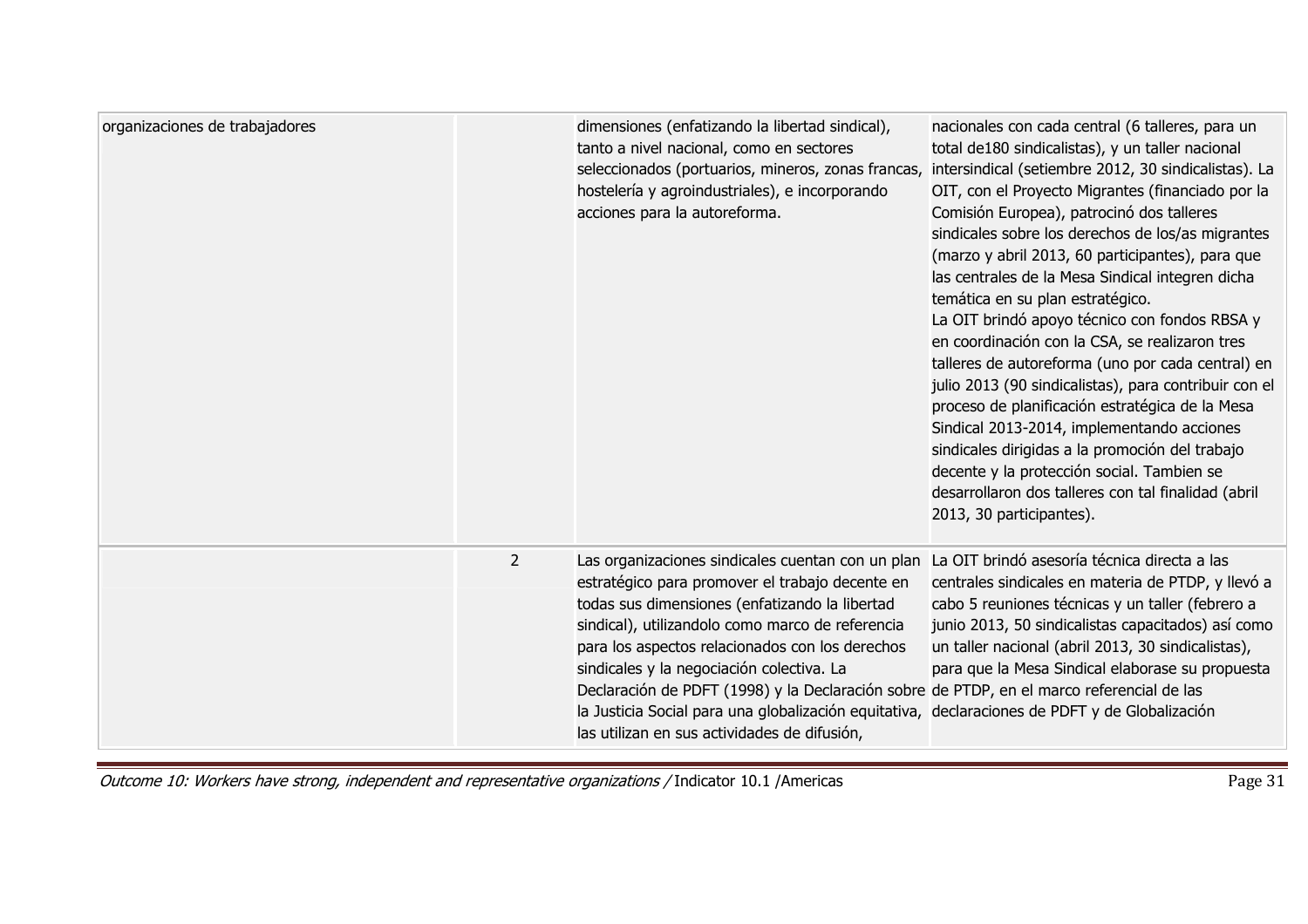| | | | |
|---|---|---|---|
| organizaciones de trabajadores | | dimensiones (enfatizando la libertad sindical), tanto a nivel nacional, como en sectores seleccionados (portuarios, mineros, zonas francas, hostelería y agroindustriales), e incorporando acciones para la autoreforma. | nacionales con cada central (6 talleres, para un total de180 sindicalistas), y un taller nacional intersindical (setiembre 2012, 30 sindicalistas). La OIT, con el Proyecto Migrantes (financiado por la Comisión Europea), patrocinó dos talleres sindicales sobre los derechos de los/as migrantes (marzo y abril 2013, 60 participantes), para que las centrales de la Mesa Sindical integren dicha temática en su plan estratégico.<br>La OIT brindó apoyo técnico con fondos RBSA y en coordinación con la CSA, se realizaron tres talleres de autoreforma (uno por cada central) en julio 2013 (90 sindicalistas), para contribuir con el proceso de planificación estratégica de la Mesa Sindical 2013-2014, implementando acciones sindicales dirigidas a la promoción del trabajo decente y la protección social. Tambien se desarrollaron dos talleres con tal finalidad (abril 2013, 30 participantes). |
| | 2 | Las organizaciones sindicales cuentan con un plan estratégico para promover el trabajo decente en todas sus dimensiones (enfatizando la libertad sindical), utilizandolo como marco de referencia para los aspectos relacionados con los derechos sindicales y la negociación colectiva. La Declaración de PDFT (1998) y la Declaración sobre la Justicia Social para una globalización equitativa, las utilizan en sus actividades de difusión, | La OIT brindó asesoría técnica directa a las centrales sindicales en materia de PTDP, y llevó a cabo 5 reuniones técnicas y un taller (febrero a junio 2013, 50 sindicalistas capacitados) así como un taller nacional (abril 2013, 30 sindicalistas), para que la Mesa Sindical elaborase su propuesta de PTDP, en el marco referencial de las declaraciones de PDFT y de Globalización |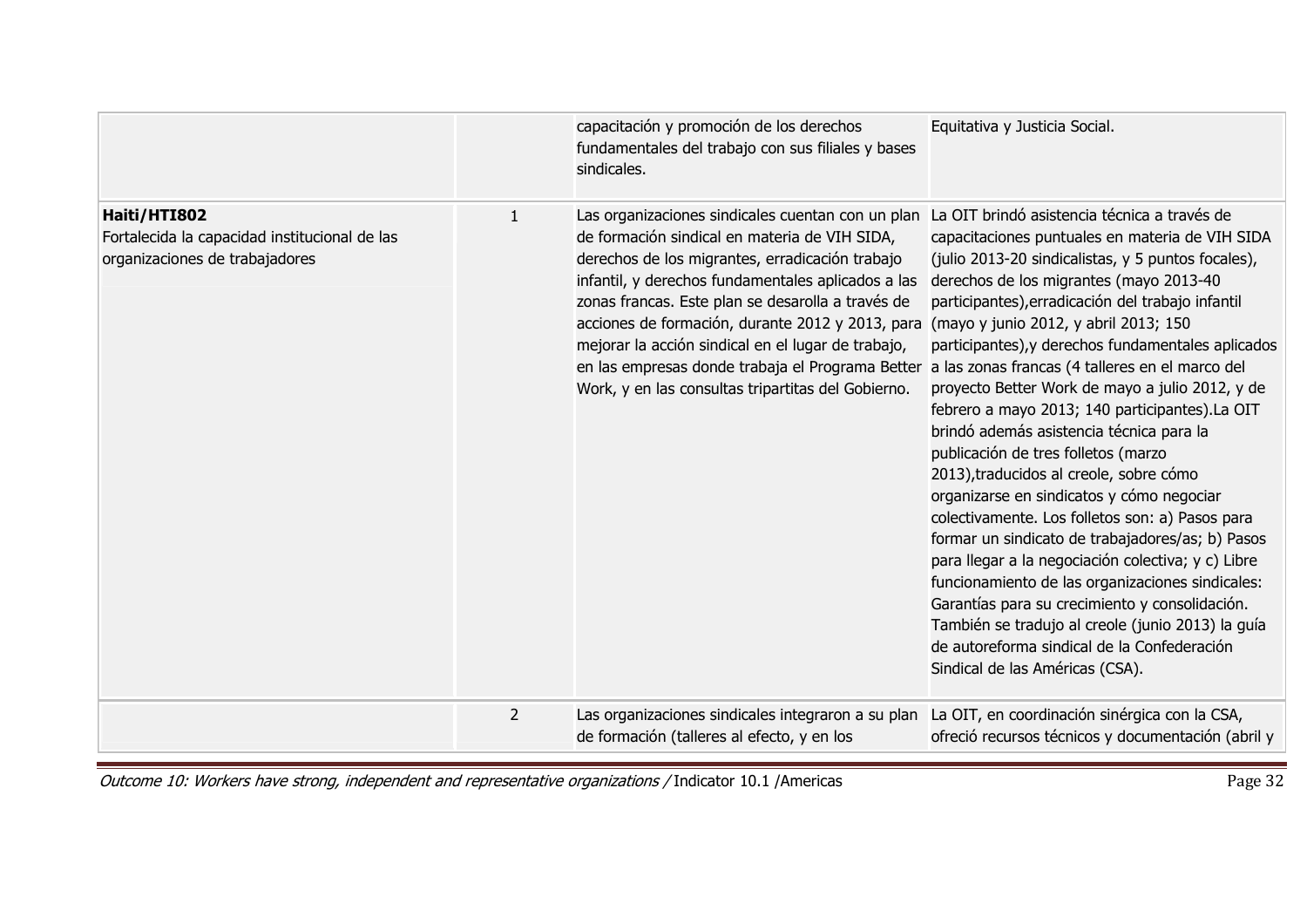| | | | |
|---|---|---|---|
| | | capacitación y promoción de los derechos fundamentales del trabajo con sus filiales y bases sindicales. | Equitativa y Justicia Social. |
| **Haiti/HTI802**<br>Fortalecida la capacidad institucional de las organizaciones de trabajadores | 1 | Las organizaciones sindicales cuentan con un plan de formación sindical en materia de VIH SIDA, derechos de los migrantes, erradicación trabajo infantil, y derechos fundamentales aplicados a las zonas francas. Este plan se desarolla a través de acciones de formación, durante 2012 y 2013, para mejorar la acción sindical en el lugar de trabajo, en las empresas donde trabaja el Programa Better Work, y en las consultas tripartitas del Gobierno. | La OIT brindó asistencia técnica a través de capacitaciones puntuales en materia de VIH SIDA (julio 2013-20 sindicalistas, y 5 puntos focales), derechos de los migrantes (mayo 2013-40 participantes),erradicación del trabajo infantil (mayo y junio 2012, y abril 2013; 150 participantes),y derechos fundamentales aplicados a las zonas francas (4 talleres en el marco del proyecto Better Work de mayo a julio 2012, y de febrero a mayo 2013; 140 participantes).La OIT brindó además asistencia técnica para la publicación de tres folletos (marzo 2013),traducidos al creole, sobre cómo organizarse en sindicatos y cómo negociar colectivamente. Los folletos son: a) Pasos para formar un sindicato de trabajadores/as; b) Pasos para llegar a la negociación colectiva; y c) Libre funcionamiento de las organizaciones sindicales: Garantías para su crecimiento y consolidación. También se tradujo al creole (junio 2013) la guía de autoreforma sindical de la Confederación Sindical de las Américas (CSA). |
| | 2 | Las organizaciones sindicales integraron a su plan de formación (talleres al efecto, y en los | La OIT, en coordinación sinérgica con la CSA, ofreció recursos técnicos y documentación (abril y |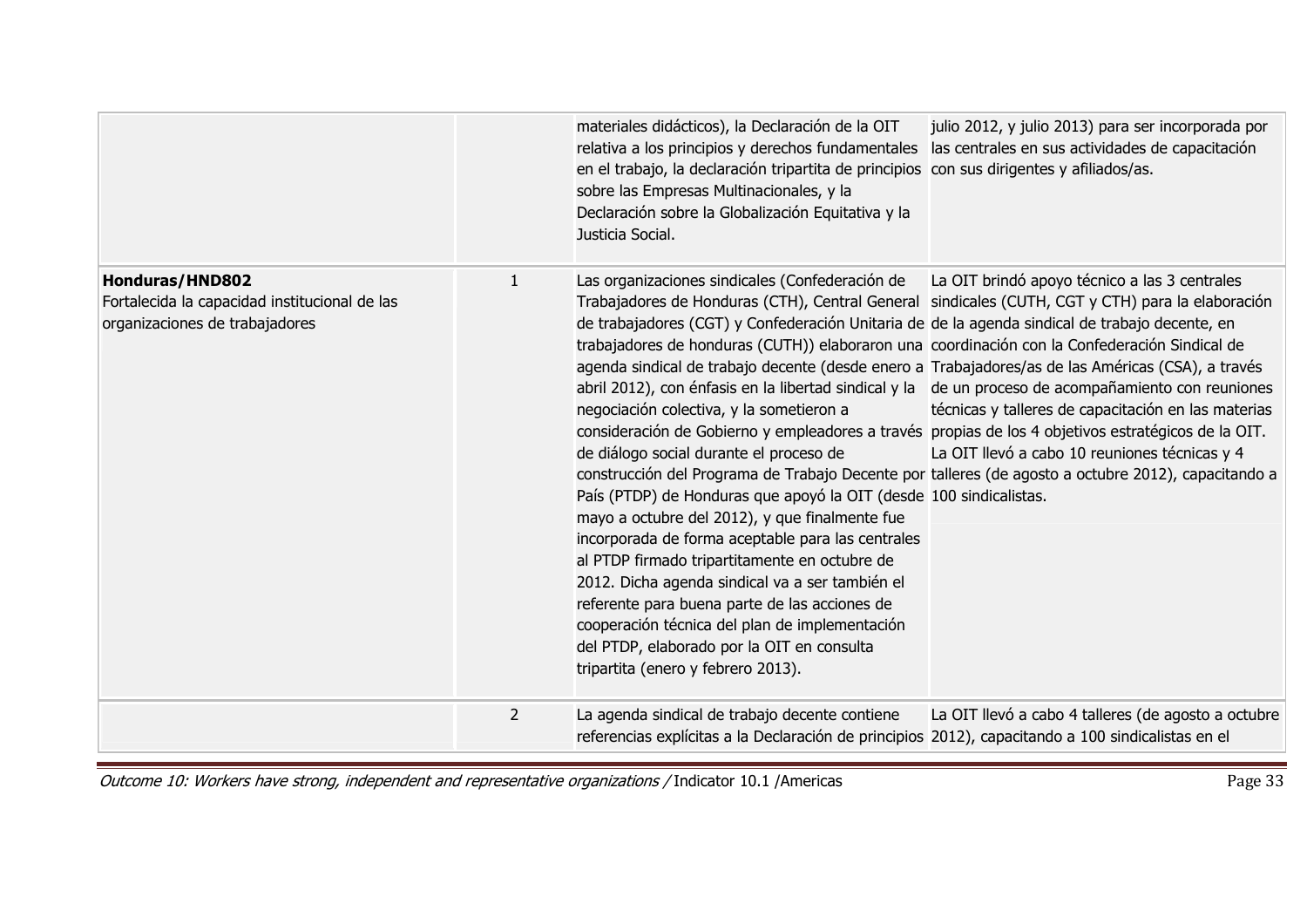| | | | |
|---|---|---|---|
| | | materiales didácticos), la Declaración de la OIT relativa a los principios y derechos fundamentales en el trabajo, la declaración tripartita de principios sobre las Empresas Multinacionales, y la Declaración sobre la Globalización Equitativa y la Justicia Social. | julio 2012, y julio 2013) para ser incorporada por las centrales en sus actividades de capacitación con sus dirigentes y afiliados/as. |
| **Honduras/HND802** Fortalecida la capacidad institucional de las organizaciones de trabajadores | 1 | Las organizaciones sindicales (Confederación de Trabajadores de Honduras (CTH), Central General de trabajadores (CGT) y Confederación Unitaria de trabajadores de honduras (CUTH)) elaboraron una agenda sindical de trabajo decente (desde enero a abril 2012), con énfasis en la libertad sindical y la negociación colectiva, y la sometieron a consideración de Gobierno y empleadores a través de diálogo social durante el proceso de construcción del Programa de Trabajo Decente por País (PTDP) de Honduras que apoyó la OIT (desde mayo a octubre del 2012), y que finalmente fue incorporada de forma aceptable para las centrales al PTDP firmado tripartitamente en octubre de 2012. Dicha agenda sindical va a ser también el referente para buena parte de las acciones de cooperación técnica del plan de implementación del PTDP, elaborado por la OIT en consulta tripartita (enero y febrero 2013). | La OIT brindó apoyo técnico a las 3 centrales sindicales (CUTH, CGT y CTH) para la elaboración de la agenda sindical de trabajo decente, en coordinación con la Confederación Sindical de Trabajadores/as de las Américas (CSA), a través de un proceso de acompañamiento con reuniones técnicas y talleres de capacitación en las materias propias de los 4 objetivos estratégicos de la OIT. La OIT llevó a cabo 10 reuniones técnicas y 4 talleres (de agosto a octubre 2012), capacitando a 100 sindicalistas. |
| | 2 | La agenda sindical de trabajo decente contiene referencias explícitas a la Declaración de principios | La OIT llevó a cabo 4 talleres (de agosto a octubre 2012), capacitando a 100 sindicalistas en el |

*Outcome 10: Workers have strong, independent and representative organizations /* Indicator 10.1 /Americas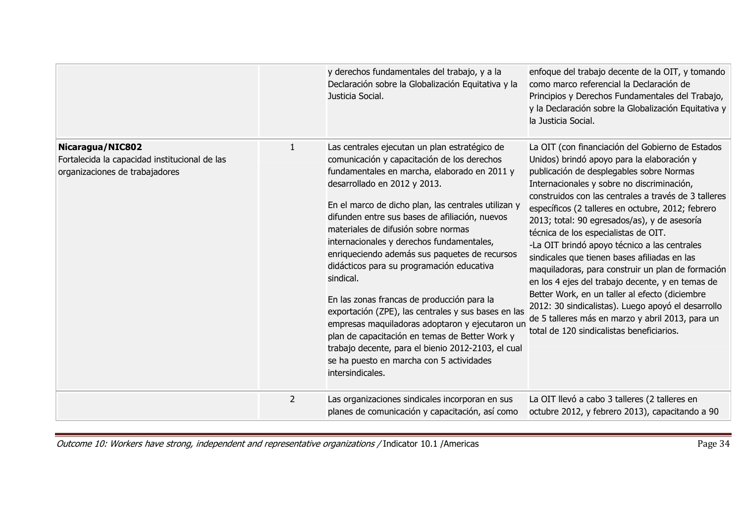| | | | |
|---|---|---|---|
| | | y derechos fundamentales del trabajo, y a la Declaración sobre la Globalización Equitativa y la Justicia Social. | enfoque del trabajo decente de la OIT, y tomando como marco referencial la Declaración de Principios y Derechos Fundamentales del Trabajo, y la Declaración sobre la Globalización Equitativa y la Justicia Social. |
| **Nicaragua/NIC802**<br>Fortalecida la capacidad institucional de las organizaciones de trabajadores | 1 | Las centrales ejecutan un plan estratégico de comunicación y capacitación de los derechos fundamentales en marcha, elaborado en 2011 y desarrollado en 2012 y 2013.<br><br>En el marco de dicho plan, las centrales utilizan y difunden entre sus bases de afiliación, nuevos materiales de difusión sobre normas internacionales y derechos fundamentales, enriqueciendo además sus paquetes de recursos didácticos para su programación educativa sindical.<br><br>En las zonas francas de producción para la exportación (ZPE), las centrales y sus bases en las empresas maquiladoras adoptaron y ejecutaron un plan de capacitación en temas de Better Work y trabajo decente, para el bienio 2012-2103, el cual se ha puesto en marcha con 5 actividades intersindicales. | La OIT (con financiación del Gobierno de Estados Unidos) brindó apoyo para la elaboración y publicación de desplegables sobre Normas Internacionales y sobre no discriminación, construidos con las centrales a través de 3 talleres específicos (2 talleres en octubre, 2012; febrero 2013; total: 90 egresados/as), y de asesoría técnica de los especialistas de OIT.<br>-La OIT brindó apoyo técnico a las centrales sindicales que tienen bases afiliadas en las maquiladoras, para construir un plan de formación en los 4 ejes del trabajo decente, y en temas de Better Work, en un taller al efecto (diciembre 2012: 30 sindicalistas). Luego apoyó el desarrollo de 5 talleres más en marzo y abril 2013, para un total de 120 sindicalistas beneficiarios. |
| | 2 | Las organizaciones sindicales incorporan en sus planes de comunicación y capacitación, así como | La OIT llevó a cabo 3 talleres (2 talleres en octubre 2012, y febrero 2013), capacitando a 90 |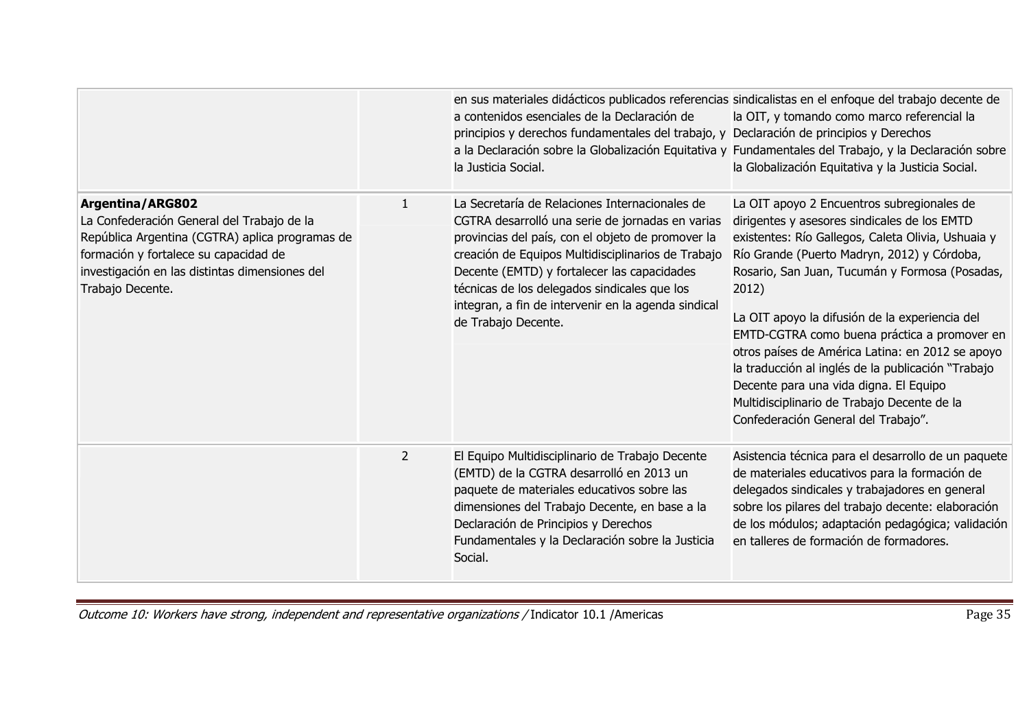| | | | |
|---|---|---|---|
| | | en sus materiales didácticos publicados referencias a contenidos esenciales de la Declaración de principios y derechos fundamentales del trabajo, y a la Declaración sobre la Globalización Equitativa y la Justicia Social. | sindicalistas en el enfoque del trabajo decente de la OIT, y tomando como marco referencial la Declaración de principios y Derechos Fundamentales del Trabajo, y la Declaración sobre la Globalización Equitativa y la Justicia Social. |
| **Argentina/ARG802**<br>La Confederación General del Trabajo de la República Argentina (CGTRA) aplica programas de formación y fortalece su capacidad de investigación en las distintas dimensiones del Trabajo Decente. | 1 | La Secretaría de Relaciones Internacionales de CGTRA desarrolló una serie de jornadas en varias provincias del país, con el objeto de promover la creación de Equipos Multidisciplinarios de Trabajo Decente (EMTD) y fortalecer las capacidades técnicas de los delegados sindicales que los integran, a fin de intervenir en la agenda sindical de Trabajo Decente. | La OIT apoyo 2 Encuentros subregionales de dirigentes y asesores sindicales de los EMTD existentes: Río Gallegos, Caleta Olivia, Ushuaia y Río Grande (Puerto Madryn, 2012) y Córdoba, Rosario, San Juan, Tucumán y Formosa (Posadas, 2012)<br><br>La OIT apoyo la difusión de la experiencia del EMTD-CGTRA como buena práctica a promover en otros países de América Latina: en 2012 se apoyo la traducción al inglés de la publicación "Trabajo Decente para una vida digna. El Equipo Multidisciplinario de Trabajo Decente de la Confederación General del Trabajo". |
| | 2 | El Equipo Multidisciplinario de Trabajo Decente (EMTD) de la CGTRA desarrolló en 2013 un paquete de materiales educativos sobre las dimensiones del Trabajo Decente, en base a la Declaración de Principios y Derechos Fundamentales y la Declaración sobre la Justicia Social. | Asistencia técnica para el desarrollo de un paquete de materiales educativos para la formación de delegados sindicales y trabajadores en general sobre los pilares del trabajo decente: elaboración de los módulos; adaptación pedagógica; validación en talleres de formación de formadores. |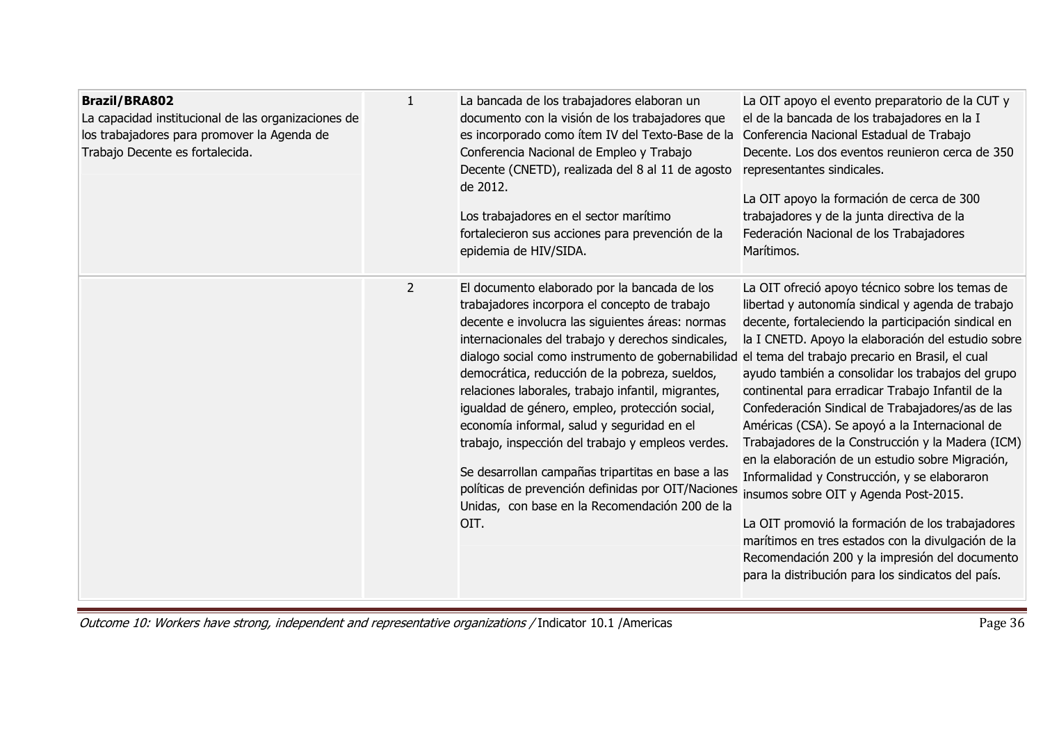| | | | |
|---|---|---|---|
| **Brazil/BRA802**<br>La capacidad institucional de las organizaciones de los trabajadores para promover la Agenda de Trabajo Decente es fortalecida. | 1 | La bancada de los trabajadores elaboran un documento con la visión de los trabajadores que es incorporado como ítem IV del Texto-Base de la Conferencia Nacional de Empleo y Trabajo Decente (CNETD), realizada del 8 al 11 de agosto de 2012.<br><br>Los trabajadores en el sector marítimo fortalecieron sus acciones para prevención de la epidemia de HIV/SIDA. | La OIT apoyo el evento preparatorio de la CUT y el de la bancada de los trabajadores en la I Conferencia Nacional Estadual de Trabajo Decente. Los dos eventos reunieron cerca de 350 representantes sindicales.<br><br>La OIT apoyo la formación de cerca de 300 trabajadores y de la junta directiva de la Federación Nacional de los Trabajadores Marítimos. |
| | 2 | El documento elaborado por la bancada de los trabajadores incorpora el concepto de trabajo decente e involucra las siguientes áreas: normas internacionales del trabajo y derechos sindicales, dialogo social como instrumento de gobernabilidad democrática, reducción de la pobreza, sueldos, relaciones laborales, trabajo infantil, migrantes, igualdad de género, empleo, protección social, economía informal, salud y seguridad en el trabajo, inspección del trabajo y empleos verdes.<br><br>Se desarrollan campañas tripartitas en base a las políticas de prevención definidas por OIT/Naciones Unidas, con base en la Recomendación 200 de la OIT. | La OIT ofreció apoyo técnico sobre los temas de libertad y autonomía sindical y agenda de trabajo decente, fortaleciendo la participación sindical en la I CNETD. Apoyo la elaboración del estudio sobre el tema del trabajo precario en Brasil, el cual ayudo también a consolidar los trabajos del grupo continental para erradicar Trabajo Infantil de la Confederación Sindical de Trabajadores/as de las Américas (CSA). Se apoyó a la Internacional de Trabajadores de la Construcción y la Madera (ICM) en la elaboración de un estudio sobre Migración, Informalidad y Construcción, y se elaboraron insumos sobre OIT y Agenda Post-2015.<br><br>La OIT promovió la formación de los trabajadores marítimos en tres estados con la divulgación de la Recomendación 200 y la impresión del documento para la distribución para los sindicatos del país. |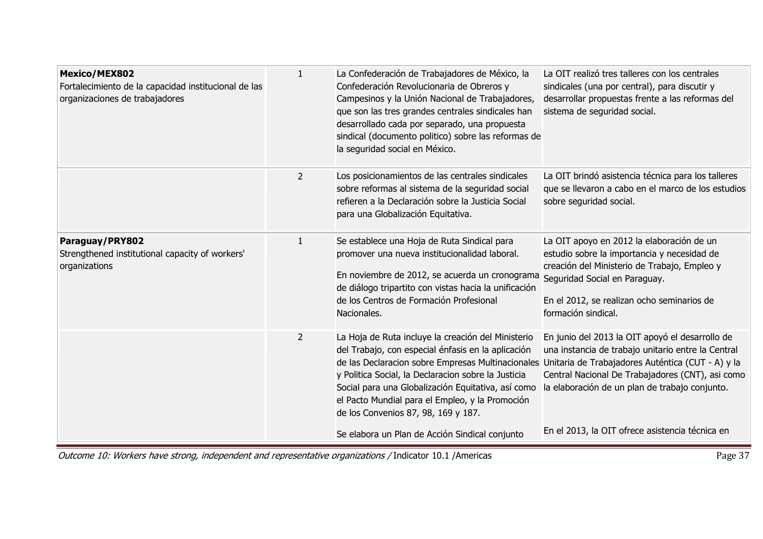| | | | |
|---|---|---|---|
| **Mexico/MEX802**<br>Fortalecimiento de la capacidad institucional de las organizaciones de trabajadores | 1 | La Confederación de Trabajadores de México, la Confederación Revolucionaria de Obreros y Campesinos y la Unión Nacional de Trabajadores, que son las tres grandes centrales sindicales han desarrollado cada por separado, una propuesta sindical (documento politico) sobre las reformas de la seguridad social en México. | La OIT realizó tres talleres con los centrales sindicales (una por central), para discutir y desarrollar propuestas frente a las reformas del sistema de seguridad social. |
| | 2 | Los posicionamientos de las centrales sindicales sobre reformas al sistema de la seguridad social refieren a la Declaración sobre la Justicia Social para una Globalización Equitativa. | La OIT brindó asistencia técnica para los talleres que se llevaron a cabo en el marco de los estudios sobre seguridad social. |
| **Paraguay/PRY802**<br>Strengthened institutional capacity of workers' organizations | 1 | Se establece una Hoja de Ruta Sindical para promover una nueva institucionalidad laboral.<br><br>En noviembre de 2012, se acuerda un cronograma de diálogo tripartito con vistas hacia la unificación de los Centros de Formación Profesional Nacionales. | La OIT apoyo en 2012 la elaboración de un estudio sobre la importancia y necesidad de creación del Ministerio de Trabajo, Empleo y Seguridad Social en Paraguay.<br><br>En el 2012, se realizan ocho seminarios de formación sindical. |
| | 2 | La Hoja de Ruta incluye la creación del Ministerio del Trabajo, con especial énfasis en la aplicación de las Declaracion sobre Empresas Multinacionales y Politica Social, la Declaracion sobre la Justicia Social para una Globalización Equitativa, así como el Pacto Mundial para el Empleo, y la Promoción de los Convenios 87, 98, 169 y 187.<br><br>Se elabora un Plan de Acción Sindical conjunto | En junio del 2013 la OIT apoyó el desarrollo de una instancia de trabajo unitario entre la Central Unitaria de Trabajadores Auténtica (CUT - A) y la Central Nacional De Trabajadores (CNT), asi como la elaboración de un plan de trabajo conjunto.<br><br>En el 2013, la OIT ofrece asistencia técnica en |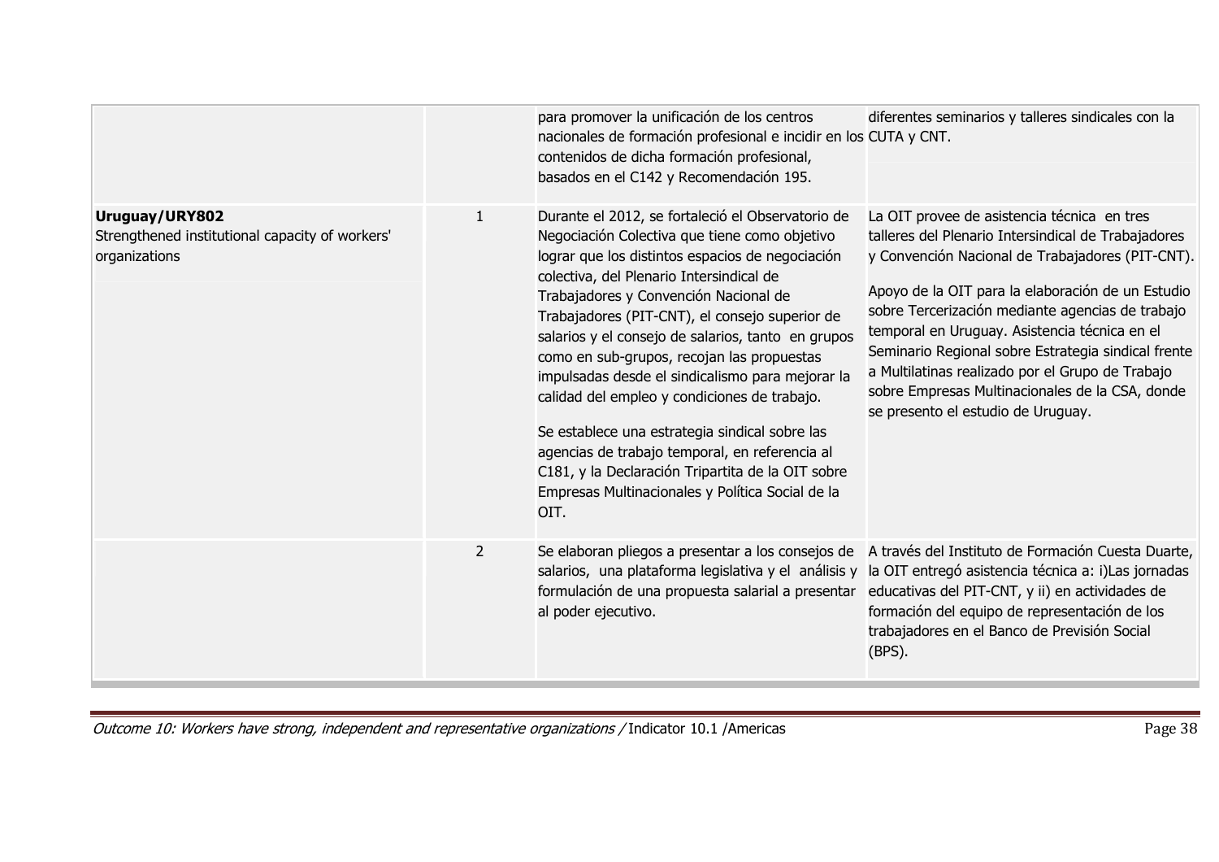| | | | |
|---|---|---|---|
| | | para promover la unificación de los centros nacionales de formación profesional e incidir en los contenidos de dicha formación profesional, basados en el C142 y Recomendación 195. | diferentes seminarios y talleres sindicales con la CUTA y CNT. |
| **Uruguay/URY802**<br>Strengthened institutional capacity of workers' organizations | 1 | Durante el 2012, se fortaleció el Observatorio de Negociación Colectiva que tiene como objetivo lograr que los distintos espacios de negociación colectiva, del Plenario Intersindical de Trabajadores y Convención Nacional de Trabajadores (PIT-CNT), el consejo superior de salarios y el consejo de salarios, tanto en grupos como en sub-grupos, recojan las propuestas impulsadas desde el sindicalismo para mejorar la calidad del empleo y condiciones de trabajo.<br><br>Se establece una estrategia sindical sobre las agencias de trabajo temporal, en referencia al C181, y la Declaración Tripartita de la OIT sobre Empresas Multinacionales y Política Social de la OIT. | La OIT provee de asistencia técnica en tres talleres del Plenario Intersindical de Trabajadores y Convención Nacional de Trabajadores (PIT-CNT).<br><br>Apoyo de la OIT para la elaboración de un Estudio sobre Tercerización mediante agencias de trabajo temporal en Uruguay. Asistencia técnica en el Seminario Regional sobre Estrategia sindical frente a Multilatinas realizado por el Grupo de Trabajo sobre Empresas Multinacionales de la CSA, donde se presento el estudio de Uruguay. |
| | 2 | Se elaboran pliegos a presentar a los consejos de salarios, una plataforma legislativa y el análisis y formulación de una propuesta salarial a presentar al poder ejecutivo. | A través del Instituto de Formación Cuesta Duarte, la OIT entregó asistencia técnica a: i)Las jornadas educativas del PIT-CNT, y ii) en actividades de formación del equipo de representación de los trabajadores en el Banco de Previsión Social (BPS). |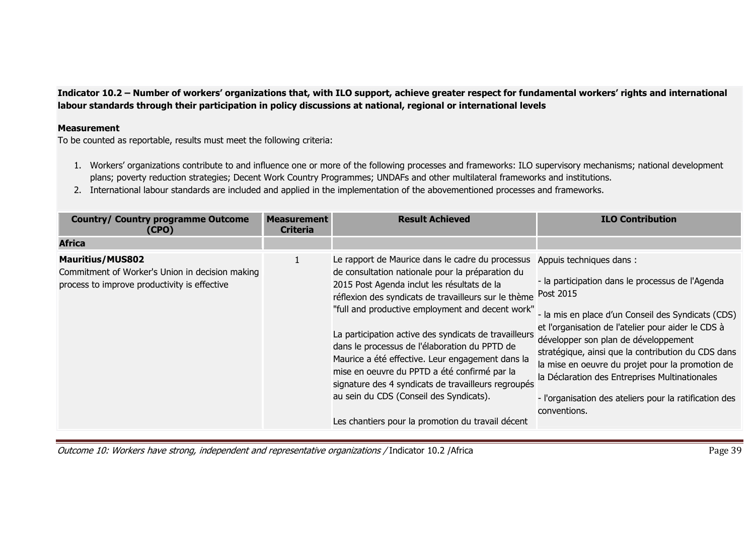**Indicator 10.2 – Number of workers' organizations that, with ILO support, achieve greater respect for fundamental workers' rights and international labour standards through their participation in policy discussions at national, regional or international levels**

**Measurement**

To be counted as reportable, results must meet the following criteria:

1. Workers' organizations contribute to and influence one or more of the following processes and frameworks: ILO supervisory mechanisms; national development plans; poverty reduction strategies; Decent Work Country Programmes; UNDAFs and other multilateral frameworks and institutions.
2. International labour standards are included and applied in the implementation of the abovementioned processes and frameworks.

| Country/ Country programme Outcome (CPO) | Measurement Criteria | Result Achieved | ILO Contribution |
|---|---|---|---|
| **Africa** | | | |
| **Mauritius/MUS802**<br>Commitment of Worker's Union in decision making process to improve productivity is effective | 1 | Le rapport de Maurice dans le cadre du processus de consultation nationale pour la préparation du 2015 Post Agenda inclut les résultats de la réflexion des syndicats de travailleurs sur le thème "full and productive employment and decent work"<br><br>La participation active des syndicats de travailleurs dans le processus de l'élaboration du PPTD de Maurice a été effective. Leur engagement dans la mise en oeuvre du PPTD a été confirmé par la signature des 4 syndicats de travailleurs regroupés au sein du CDS (Conseil des Syndicats).<br><br>Les chantiers pour la promotion du travail décent | Appuis techniques dans :<br><br>- la participation dans le processus de l'Agenda Post 2015<br><br>- la mis en place d'un Conseil des Syndicats (CDS) et l'organisation de l'atelier pour aider le CDS à développer son plan de développement stratégique, ainsi que la contribution du CDS dans la mise en oeuvre du projet pour la promotion de la Déclaration des Entreprises Multinationales<br><br>- l'organisation des ateliers pour la ratification des conventions. |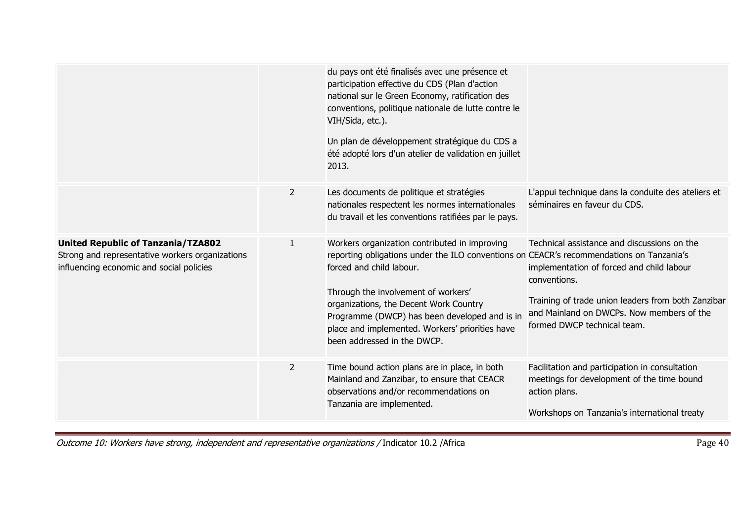| | | | |
|---|---|---|---|
| | | du pays ont été finalisés avec une présence et participation effective du CDS (Plan d'action national sur le Green Economy, ratification des conventions, politique nationale de lutte contre le VIH/Sida, etc.).<br><br>Un plan de développement stratégique du CDS a été adopté lors d'un atelier de validation en juillet 2013. | |
| | 2 | Les documents de politique et stratégies nationales respectent les normes internationales du travail et les conventions ratifiées par le pays. | L'appui technique dans la conduite des ateliers et séminaires en faveur du CDS. |
| **United Republic of Tanzania/TZA802**<br>Strong and representative workers organizations influencing economic and social policies | 1 | Workers organization contributed in improving reporting obligations under the ILO conventions on forced and child labour.<br><br>Through the involvement of workers' organizations, the Decent Work Country Programme (DWCP) has been developed and is in place and implemented. Workers' priorities have been addressed in the DWCP. | Technical assistance and discussions on the CEACR's recommendations on Tanzania's implementation of forced and child labour conventions.<br><br>Training of trade union leaders from both Zanzibar and Mainland on DWCPs. Now members of the formed DWCP technical team. |
| | 2 | Time bound action plans are in place, in both Mainland and Zanzibar, to ensure that CEACR observations and/or recommendations on Tanzania are implemented. | Facilitation and participation in consultation meetings for development of the time bound action plans.<br><br>Workshops on Tanzania's international treaty |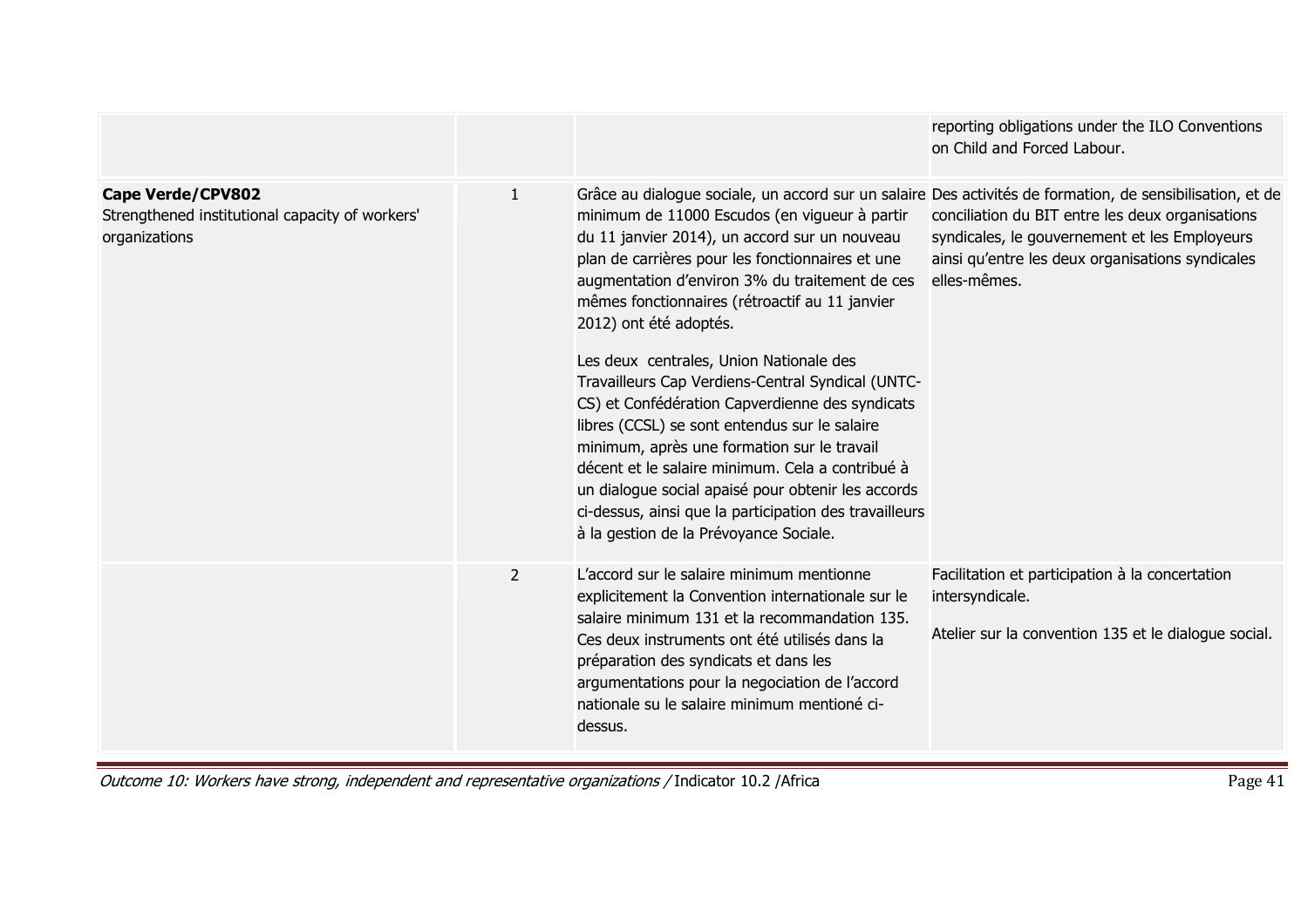| | | | |
|---|---|---|---|
| | | | reporting obligations under the ILO Conventions on Child and Forced Labour. |
| **Cape Verde/CPV802**<br>Strengthened institutional capacity of workers' organizations | 1 | Grâce au dialogue sociale, un accord sur un salaire minimum de 11000 Escudos (en vigueur à partir du 11 janvier 2014), un accord sur un nouveau plan de carrières pour les fonctionnaires et une augmentation d'environ 3% du traitement de ces mêmes fonctionnaires (rétroactif au 11 janvier 2012) ont été adoptés.<br><br>Les deux centrales, Union Nationale des Travailleurs Cap Verdiens-Central Syndical (UNTC-CS) et Confédération Capverdienne des syndicats libres (CCSL) se sont entendus sur le salaire minimum, après une formation sur le travail décent et le salaire minimum. Cela a contribué à un dialogue social apaisé pour obtenir les accords ci-dessus, ainsi que la participation des travailleurs à la gestion de la Prévoyance Sociale. | Des activités de formation, de sensibilisation, et de conciliation du BIT entre les deux organisations syndicales, le gouvernement et les Employeurs ainsi qu'entre les deux organisations syndicales elles-mêmes. |
| | 2 | L'accord sur le salaire minimum mentionne explicitement la Convention internationale sur le salaire minimum 131 et la recommandation 135. Ces deux instruments ont été utilisés dans la préparation des syndicats et dans les argumentations pour la negociation de l'accord nationale su le salaire minimum mentioné ci-dessus. | Facilitation et participation à la concertation intersyndicale.<br><br>Atelier sur la convention 135 et le dialogue social. |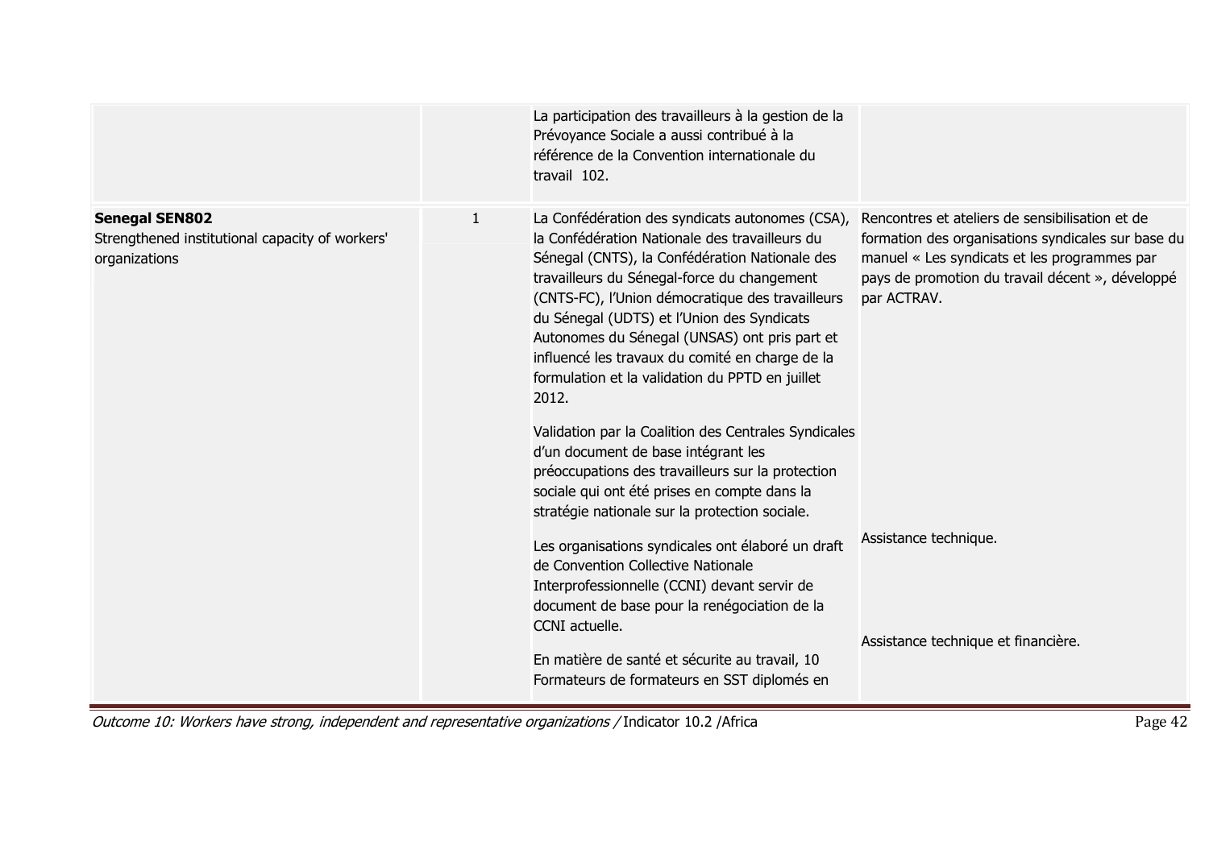| | | | |
|---|---|---|---|
| | | La participation des travailleurs à la gestion de la Prévoyance Sociale a aussi contribué à la référence de la Convention internationale du travail 102. | |
| **Senegal SEN802**<br>Strengthened institutional capacity of workers' organizations | 1 | La Confédération des syndicats autonomes (CSA), la Confédération Nationale des travailleurs du Sénegal (CNTS), la Confédération Nationale des travailleurs du Sénegal-force du changement (CNTS-FC), l'Union démocratique des travailleurs du Sénegal (UDTS) et l'Union des Syndicats Autonomes du Sénegal (UNSAS) ont pris part et influencé les travaux du comité en charge de la formulation et la validation du PPTD en juillet 2012.<br><br>Validation par la Coalition des Centrales Syndicales d'un document de base intégrant les préoccupations des travailleurs sur la protection sociale qui ont été prises en compte dans la stratégie nationale sur la protection sociale.<br><br>Les organisations syndicales ont élaboré un draft de Convention Collective Nationale Interprofessionnelle (CCNI) devant servir de document de base pour la renégociation de la CCNI actuelle.<br><br>En matière de santé et sécurite au travail, 10 Formateurs de formateurs en SST diplomés en | Rencontres et ateliers de sensibilisation et de formation des organisations syndicales sur base du manuel « Les syndicats et les programmes par pays de promotion du travail décent », développé par ACTRAV.<br><br>Assistance technique.<br><br>Assistance technique et financière. |

*Outcome 10: Workers have strong, independent and representative organizations /* Indicator 10.2 /Africa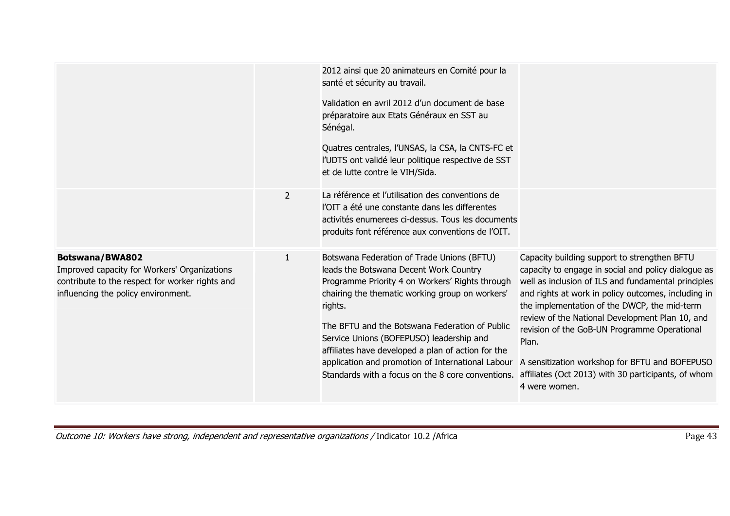| | | | |
|---|---|---|---|
| | | 2012 ainsi que 20 animateurs en Comité pour la santé et sécurity au travail.<br><br>Validation en avril 2012 d'un document de base préparatoire aux Etats Généraux en SST au Sénégal.<br><br>Quatres centrales, l'UNSAS, la CSA, la CNTS-FC et l'UDTS ont validé leur politique respective de SST et de lutte contre le VIH/Sida. | |
| | 2 | La référence et l'utilisation des conventions de l'OIT a été une constante dans les differentes activités enumerees ci-dessus. Tous les documents produits font référence aux conventions de l'OIT. | |
| **Botswana/BWA802**<br>Improved capacity for Workers' Organizations contribute to the respect for worker rights and influencing the policy environment. | 1 | Botswana Federation of Trade Unions (BFTU) leads the Botswana Decent Work Country Programme Priority 4 on Workers' Rights through chairing the thematic working group on workers' rights.<br><br>The BFTU and the Botswana Federation of Public Service Unions (BOFEPUSO) leadership and affiliates have developed a plan of action for the application and promotion of International Labour Standards with a focus on the 8 core conventions. | Capacity building support to strengthen BFTU capacity to engage in social and policy dialogue as well as inclusion of ILS and fundamental principles and rights at work in policy outcomes, including in the implementation of the DWCP, the mid-term review of the National Development Plan 10, and revision of the GoB-UN Programme Operational Plan.<br><br>A sensitization workshop for BFTU and BOFEPUSO affiliates (Oct 2013) with 30 participants, of whom 4 were women. |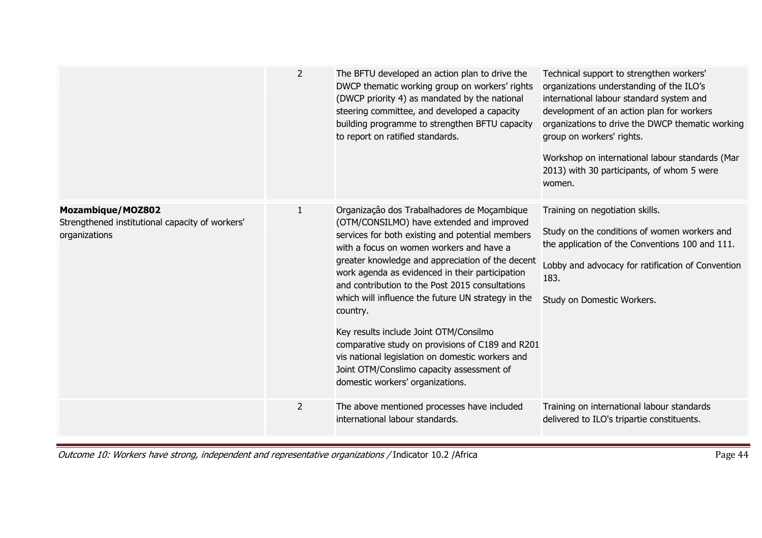| | | | |
|---|---|---|---|
| | 2 | The BFTU developed an action plan to drive the DWCP thematic working group on workers' rights (DWCP priority 4) as mandated by the national steering committee, and developed a capacity building programme to strengthen BFTU capacity to report on ratified standards. | Technical support to strengthen workers' organizations understanding of the ILO's international labour standard system and development of an action plan for workers organizations to drive the DWCP thematic working group on workers' rights.<br><br>Workshop on international labour standards (Mar 2013) with 30 participants, of whom 5 were women. |
| **Mozambique/MOZ802**<br>Strengthened institutional capacity of workers' organizations | 1 | Organizaçâo dos Trabalhadores de Moçambique (OTM/CONSILMO) have extended and improved services for both existing and potential members with a focus on women workers and have a greater knowledge and appreciation of the decent work agenda as evidenced in their participation and contribution to the Post 2015 consultations which will influence the future UN strategy in the country.<br><br>Key results include Joint OTM/Consilmo comparative study on provisions of C189 and R201 vis national legislation on domestic workers and Joint OTM/Conslimo capacity assessment of domestic workers' organizations. | Training on negotiation skills.<br><br>Study on the conditions of women workers and the application of the Conventions 100 and 111.<br><br>Lobby and advocacy for ratification of Convention 183.<br><br>Study on Domestic Workers. |
| | 2 | The above mentioned processes have included international labour standards. | Training on international labour standards delivered to ILO's tripartie constituents. |

*Outcome 10: Workers have strong, independent and representative organizations /* Indicator 10.2 /Africa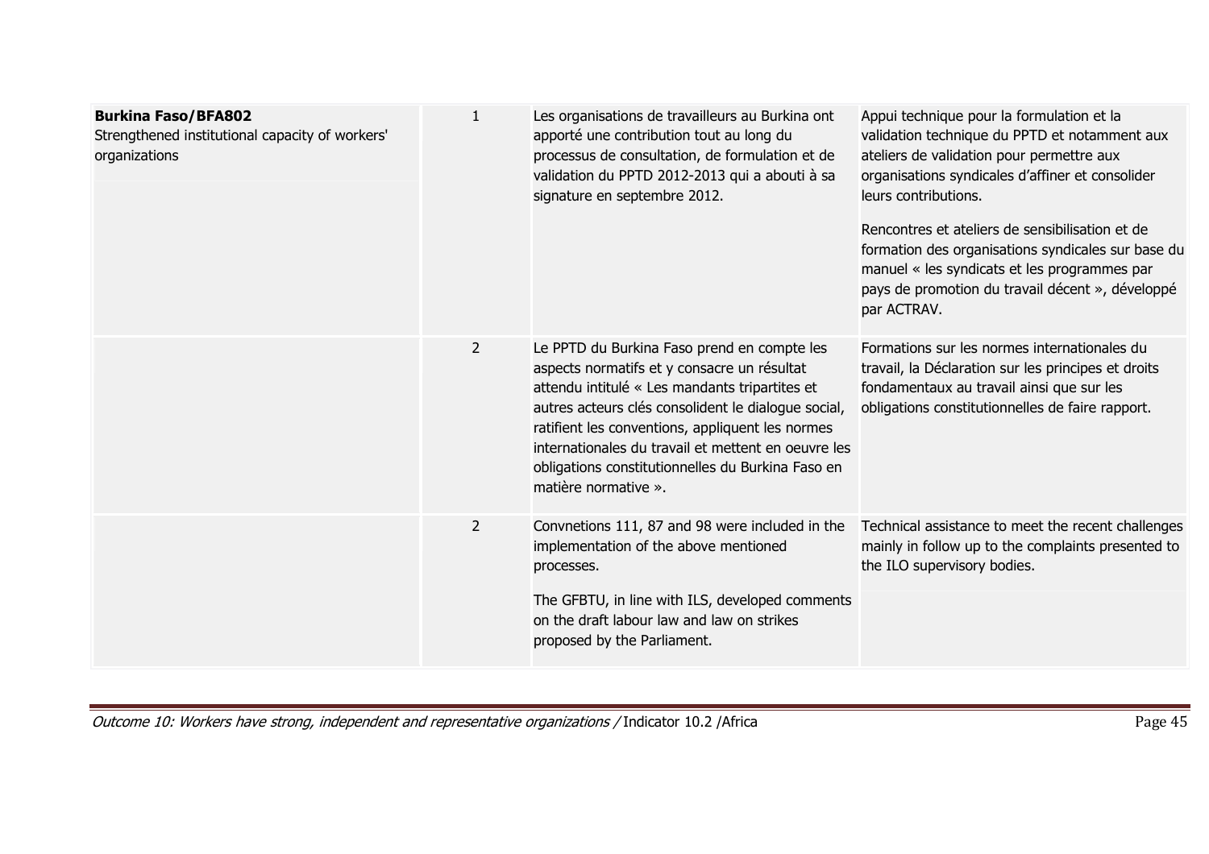| | | | |
|---|---|---|---|
| **Burkina Faso/BFA802**<br>Strengthened institutional capacity of workers' organizations | 1 | Les organisations de travailleurs au Burkina ont apporté une contribution tout au long du processus de consultation, de formulation et de validation du PPTD 2012-2013 qui a abouti à sa signature en septembre 2012. | Appui technique pour la formulation et la validation technique du PPTD et notamment aux ateliers de validation pour permettre aux organisations syndicales d'affiner et consolider leurs contributions.<br><br>Rencontres et ateliers de sensibilisation et de formation des organisations syndicales sur base du manuel « les syndicats et les programmes par pays de promotion du travail décent », développé par ACTRAV. |
| | 2 | Le PPTD du Burkina Faso prend en compte les aspects normatifs et y consacre un résultat attendu intitulé « Les mandants tripartites et autres acteurs clés consolident le dialogue social, ratifient les conventions, appliquent les normes internationales du travail et mettent en oeuvre les obligations constitutionnelles du Burkina Faso en matière normative ». | Formations sur les normes internationales du travail, la Déclaration sur les principes et droits fondamentaux au travail ainsi que sur les obligations constitutionnelles de faire rapport. |
| | 2 | Convnetions 111, 87 and 98 were included in the implementation of the above mentioned processes.<br><br>The GFBTU, in line with ILS, developed comments on the draft labour law and law on strikes proposed by the Parliament. | Technical assistance to meet the recent challenges mainly in follow up to the complaints presented to the ILO supervisory bodies. |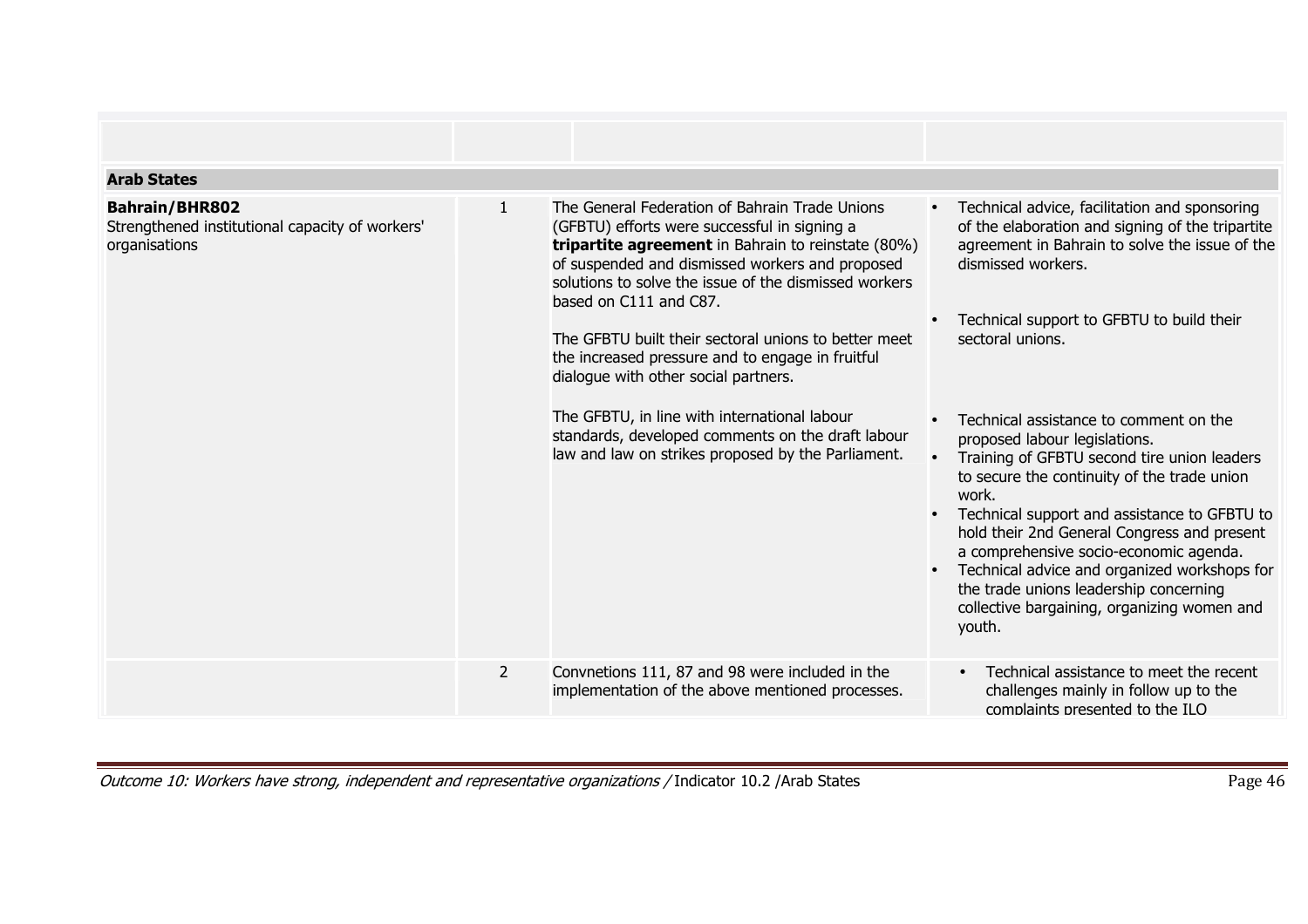| | | | |
|---|---|---|---|
| **Arab States** | | | |
| **Bahrain/BHR802**<br>Strengthened institutional capacity of workers' organisations | 1 | The General Federation of Bahrain Trade Unions (GFBTU) efforts were successful in signing a **tripartite agreement** in Bahrain to reinstate (80%) of suspended and dismissed workers and proposed solutions to solve the issue of the dismissed workers based on C111 and C87.<br><br>The GFBTU built their sectoral unions to better meet the increased pressure and to engage in fruitful dialogue with other social partners.<br><br>The GFBTU, in line with international labour standards, developed comments on the draft labour law and law on strikes proposed by the Parliament. | • Technical advice, facilitation and sponsoring of the elaboration and signing of the tripartite agreement in Bahrain to solve the issue of the dismissed workers.<br>• Technical support to GFBTU to build their sectoral unions.<br>• Technical assistance to comment on the proposed labour legislations.<br>• Training of GFBTU second tire union leaders to secure the continuity of the trade union work.<br>• Technical support and assistance to GFBTU to hold their 2nd General Congress and present a comprehensive socio-economic agenda.<br>• Technical advice and organized workshops for the trade unions leadership concerning collective bargaining, organizing women and youth. |
| | 2 | Convnetions 111, 87 and 98 were included in the implementation of the above mentioned processes. | • Technical assistance to meet the recent challenges mainly in follow up to the complaints presented to the ILO |

*Outcome 10: Workers have strong, independent and representative organizations /* Indicator 10.2 /Arab States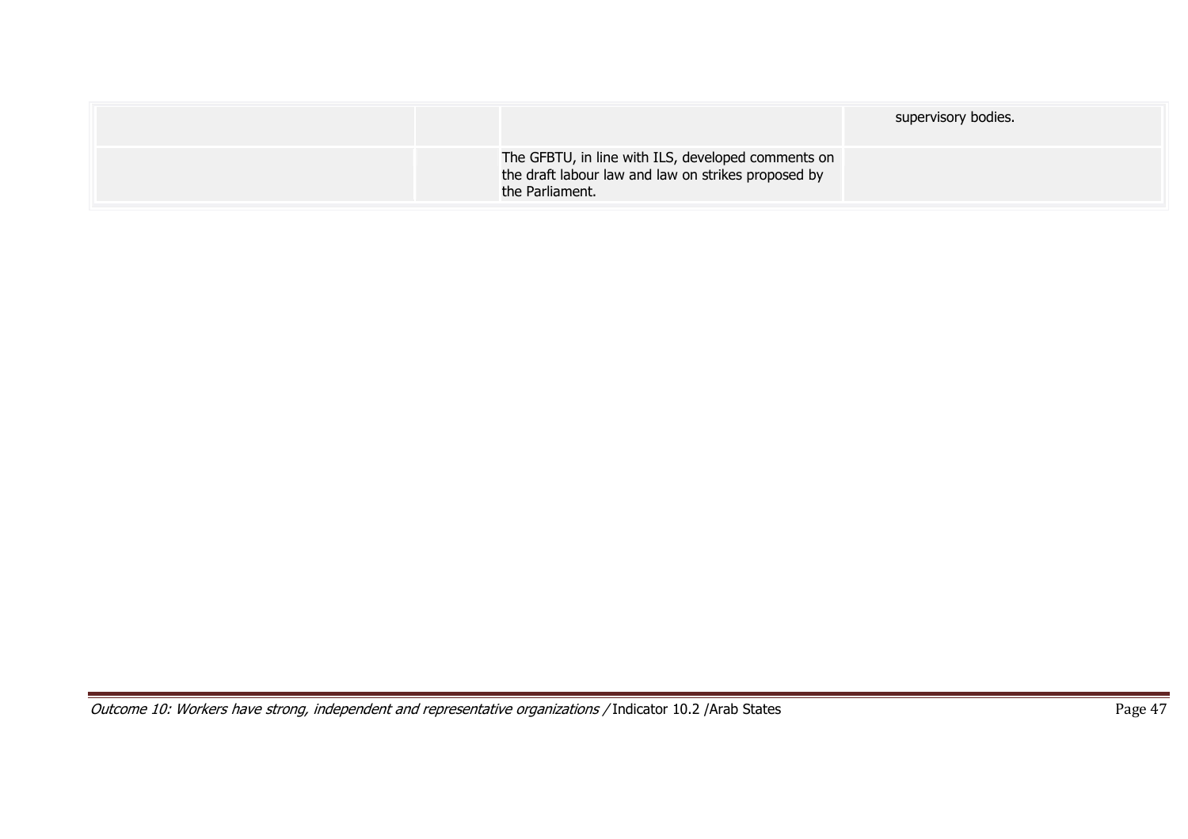| | | | |
|---|---|---|---|
| | | | supervisory bodies. |
| | | The GFBTU, in line with ILS, developed comments on the draft labour law and law on strikes proposed by the Parliament. | |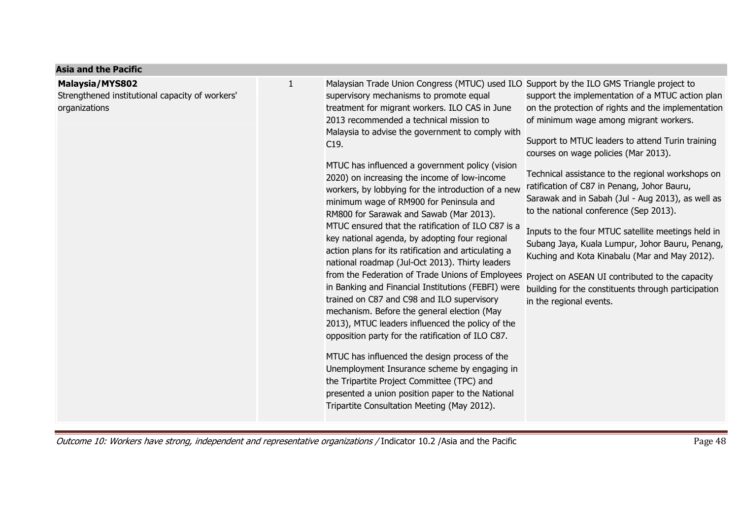| Asia and the Pacific | | | |
|---|---|---|---|
| **Malaysia/MYS802**<br>Strengthened institutional capacity of workers' organizations | 1 | Malaysian Trade Union Congress (MTUC) used ILO supervisory mechanisms to promote equal treatment for migrant workers. ILO CAS in June 2013 recommended a technical mission to Malaysia to advise the government to comply with C19.<br><br>MTUC has influenced a government policy (vision 2020) on increasing the income of low-income workers, by lobbying for the introduction of a new minimum wage of RM900 for Peninsula and RM800 for Sarawak and Sawab (Mar 2013). MTUC ensured that the ratification of ILO C87 is a key national agenda, by adopting four regional action plans for its ratification and articulating a national roadmap (Jul-Oct 2013). Thirty leaders from the Federation of Trade Unions of Employees in Banking and Financial Institutions (FEBFI) were trained on C87 and C98 and ILO supervisory mechanism. Before the general election (May 2013), MTUC leaders influenced the policy of the opposition party for the ratification of ILO C87.<br><br>MTUC has influenced the design process of the Unemployment Insurance scheme by engaging in the Tripartite Project Committee (TPC) and presented a union position paper to the National Tripartite Consultation Meeting (May 2012). | Support by the ILO GMS Triangle project to support the implementation of a MTUC action plan on the protection of rights and the implementation of minimum wage among migrant workers.<br><br>Support to MTUC leaders to attend Turin training courses on wage policies (Mar 2013).<br><br>Technical assistance to the regional workshops on ratification of C87 in Penang, Johor Bauru, Sarawak and in Sabah (Jul - Aug 2013), as well as to the national conference (Sep 2013).<br><br>Inputs to the four MTUC satellite meetings held in Subang Jaya, Kuala Lumpur, Johor Bauru, Penang, Kuching and Kota Kinabalu (Mar and May 2012).<br><br>Project on ASEAN UI contributed to the capacity building for the constituents through participation in the regional events. |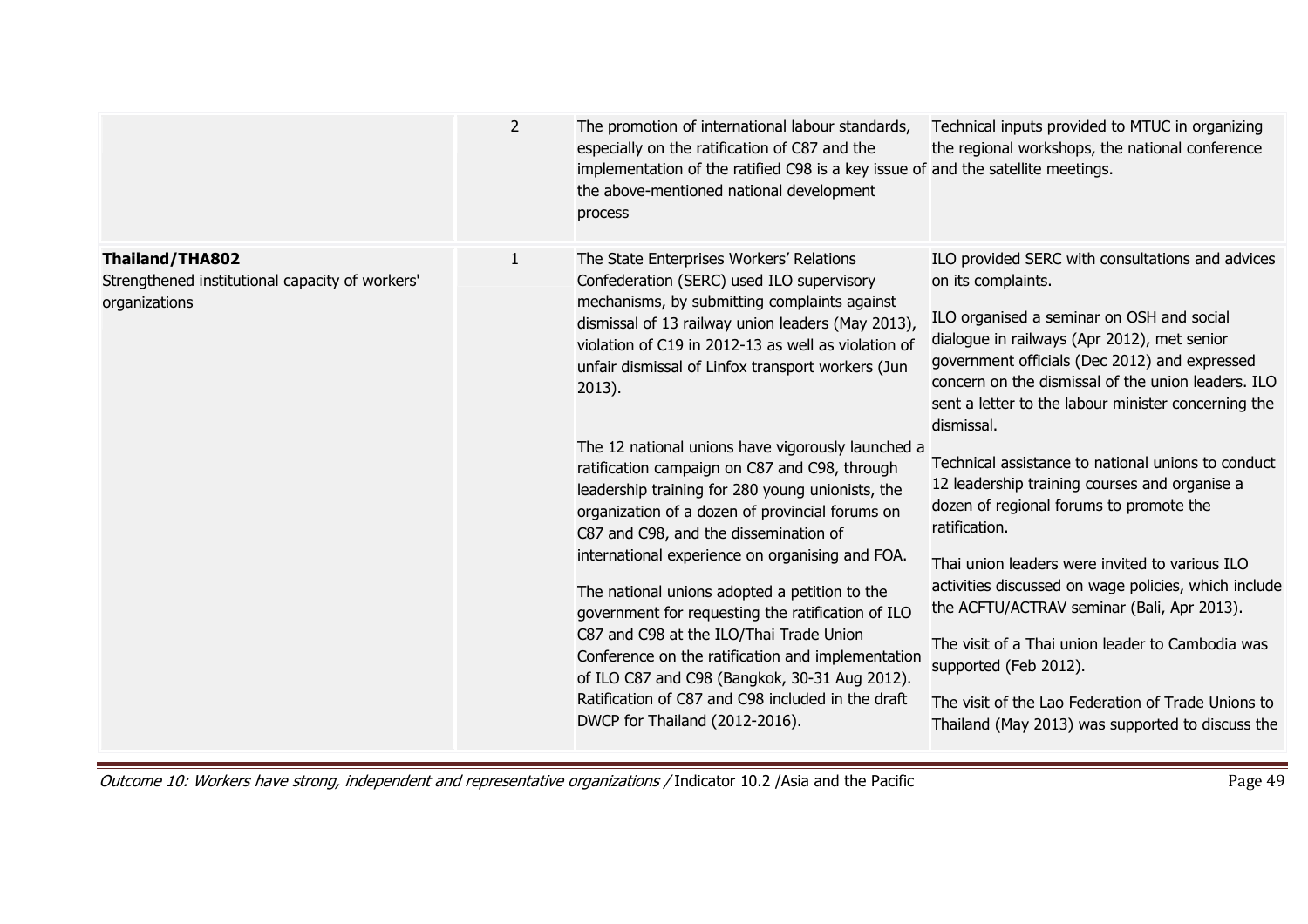| | | | |
|---|---|---|---|
| | 2 | The promotion of international labour standards, especially on the ratification of C87 and the implementation of the ratified C98 is a key issue of the above-mentioned national development process | Technical inputs provided to MTUC in organizing the regional workshops, the national conference and the satellite meetings. |
| **Thailand/THA802**<br>Strengthened institutional capacity of workers' organizations | 1 | The State Enterprises Workers' Relations Confederation (SERC) used ILO supervisory mechanisms, by submitting complaints against dismissal of 13 railway union leaders (May 2013), violation of C19 in 2012-13 as well as violation of unfair dismissal of Linfox transport workers (Jun 2013).<br><br>The 12 national unions have vigorously launched a ratification campaign on C87 and C98, through leadership training for 280 young unionists, the organization of a dozen of provincial forums on C87 and C98, and the dissemination of international experience on organising and FOA.<br><br>The national unions adopted a petition to the government for requesting the ratification of ILO C87 and C98 at the ILO/Thai Trade Union Conference on the ratification and implementation of ILO C87 and C98 (Bangkok, 30-31 Aug 2012). Ratification of C87 and C98 included in the draft DWCP for Thailand (2012-2016). | ILO provided SERC with consultations and advices on its complaints.<br><br>ILO organised a seminar on OSH and social dialogue in railways (Apr 2012), met senior government officials (Dec 2012) and expressed concern on the dismissal of the union leaders. ILO sent a letter to the labour minister concerning the dismissal.<br><br>Technical assistance to national unions to conduct 12 leadership training courses and organise a dozen of regional forums to promote the ratification.<br><br>Thai union leaders were invited to various ILO activities discussed on wage policies, which include the ACFTU/ACTRAV seminar (Bali, Apr 2013).<br><br>The visit of a Thai union leader to Cambodia was supported (Feb 2012).<br><br>The visit of the Lao Federation of Trade Unions to Thailand (May 2013) was supported to discuss the |

*Outcome 10: Workers have strong, independent and representative organizations /* Indicator 10.2 /Asia and the Pacific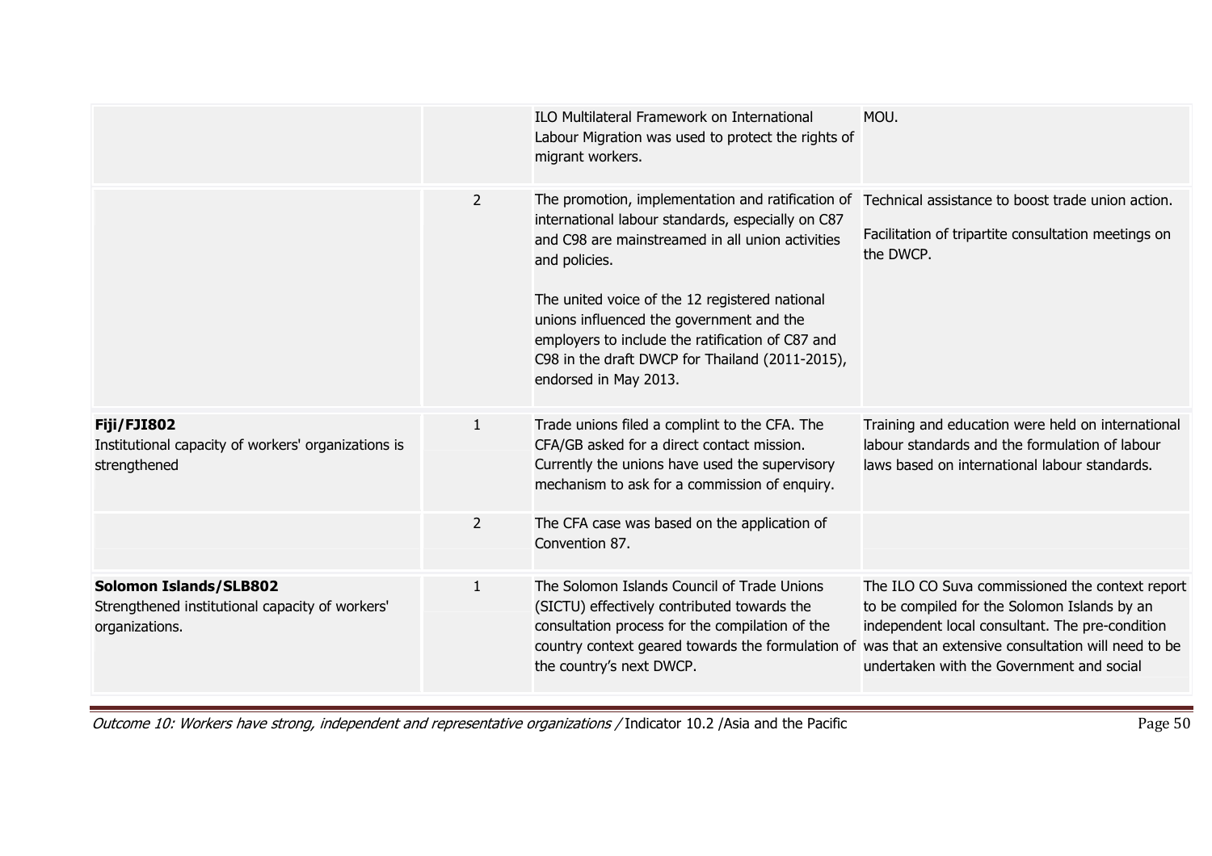| | | | |
|---|---|---|---|
| | | ILO Multilateral Framework on International Labour Migration was used to protect the rights of migrant workers. | MOU. |
| | 2 | The promotion, implementation and ratification of international labour standards, especially on C87 and C98 are mainstreamed in all union activities and policies.<br><br>The united voice of the 12 registered national unions influenced the government and the employers to include the ratification of C87 and C98 in the draft DWCP for Thailand (2011-2015), endorsed in May 2013. | Technical assistance to boost trade union action.<br><br>Facilitation of tripartite consultation meetings on the DWCP. |
| **Fiji/FJI802**<br>Institutional capacity of workers' organizations is strengthened | 1 | Trade unions filed a complint to the CFA. The CFA/GB asked for a direct contact mission. Currently the unions have used the supervisory mechanism to ask for a commission of enquiry. | Training and education were held on international labour standards and the formulation of labour laws based on international labour standards. |
| | 2 | The CFA case was based on the application of Convention 87. | |
| **Solomon Islands/SLB802**<br>Strengthened institutional capacity of workers' organizations. | 1 | The Solomon Islands Council of Trade Unions (SICTU) effectively contributed towards the consultation process for the compilation of the country context geared towards the formulation of the country's next DWCP. | The ILO CO Suva commissioned the context report to be compiled for the Solomon Islands by an independent local consultant. The pre-condition was that an extensive consultation will need to be undertaken with the Government and social |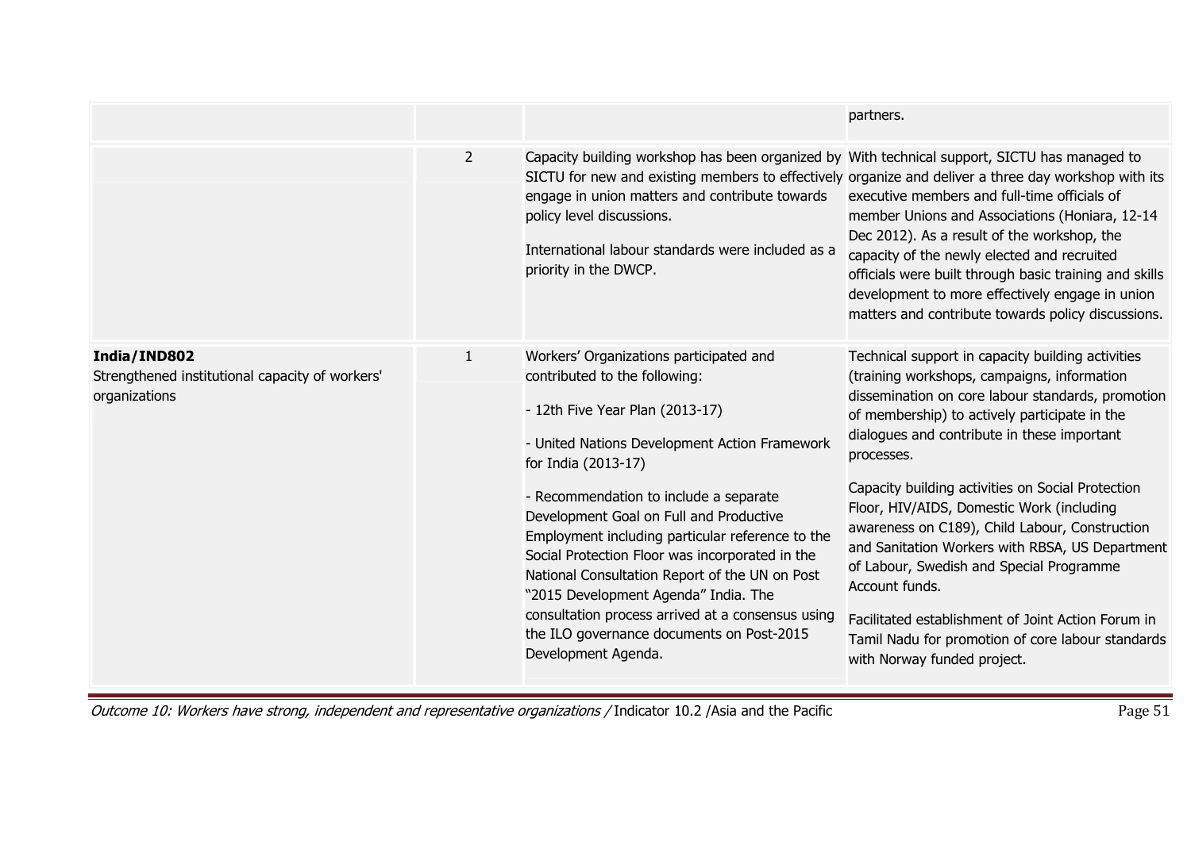| | | | |
|---|---|---|---|
| | | | partners. |
| | 2 | Capacity building workshop has been organized by SICTU for new and existing members to effectively engage in union matters and contribute towards policy level discussions.<br><br>International labour standards were included as a priority in the DWCP. | With technical support, SICTU has managed to organize and deliver a three day workshop with its executive members and full-time officials of member Unions and Associations (Honiara, 12-14 Dec 2012). As a result of the workshop, the capacity of the newly elected and recruited officials were built through basic training and skills development to more effectively engage in union matters and contribute towards policy discussions. |
| **India/IND802**<br>Strengthened institutional capacity of workers' organizations | 1 | Workers' Organizations participated and contributed to the following:<br><br>- 12th Five Year Plan (2013-17)<br><br>- United Nations Development Action Framework for India (2013-17)<br><br>- Recommendation to include a separate Development Goal on Full and Productive Employment including particular reference to the Social Protection Floor was incorporated in the National Consultation Report of the UN on Post "2015 Development Agenda" India. The consultation process arrived at a consensus using the ILO governance documents on Post-2015 Development Agenda. | Technical support in capacity building activities (training workshops, campaigns, information dissemination on core labour standards, promotion of membership) to actively participate in the dialogues and contribute in these important processes.<br><br>Capacity building activities on Social Protection Floor, HIV/AIDS, Domestic Work (including awareness on C189), Child Labour, Construction and Sanitation Workers with RBSA, US Department of Labour, Swedish and Special Programme Account funds.<br><br>Facilitated establishment of Joint Action Forum in Tamil Nadu for promotion of core labour standards with Norway funded project. |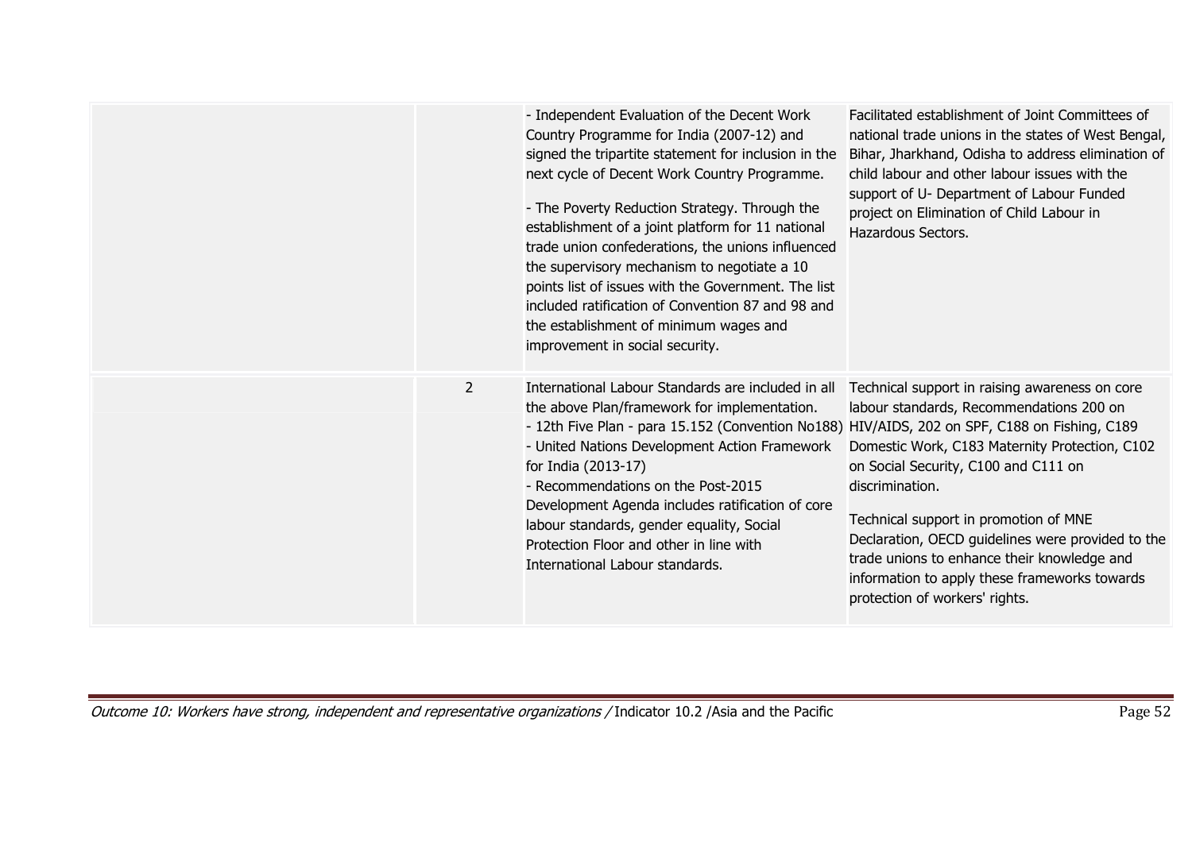| | | | |
|---|---|---|---|
| | | - Independent Evaluation of the Decent Work Country Programme for India (2007-12) and signed the tripartite statement for inclusion in the next cycle of Decent Work Country Programme.<br><br>- The Poverty Reduction Strategy. Through the establishment of a joint platform for 11 national trade union confederations, the unions influenced the supervisory mechanism to negotiate a 10 points list of issues with the Government. The list included ratification of Convention 87 and 98 and the establishment of minimum wages and improvement in social security. | Facilitated establishment of Joint Committees of national trade unions in the states of West Bengal, Bihar, Jharkhand, Odisha to address elimination of child labour and other labour issues with the support of U- Department of Labour Funded project on Elimination of Child Labour in Hazardous Sectors. |
| | 2 | International Labour Standards are included in all the above Plan/framework for implementation.<br>- 12th Five Plan - para 15.152 (Convention No188)<br>- United Nations Development Action Framework for India (2013-17)<br>- Recommendations on the Post-2015 Development Agenda includes ratification of core labour standards, gender equality, Social Protection Floor and other in line with International Labour standards. | Technical support in raising awareness on core labour standards, Recommendations 200 on HIV/AIDS, 202 on SPF, C188 on Fishing, C189 Domestic Work, C183 Maternity Protection, C102 on Social Security, C100 and C111 on discrimination.<br><br>Technical support in promotion of MNE Declaration, OECD guidelines were provided to the trade unions to enhance their knowledge and information to apply these frameworks towards protection of workers' rights. |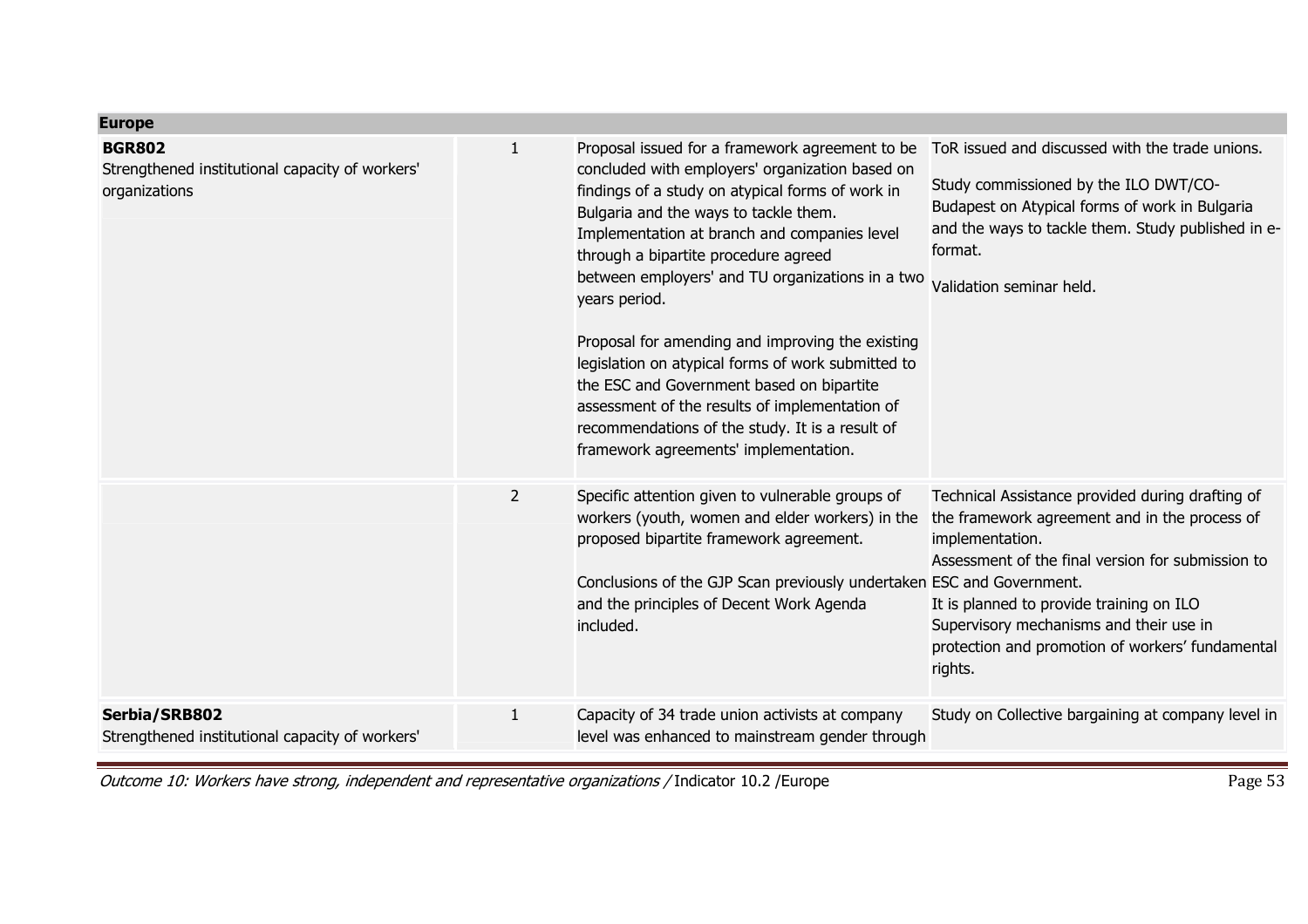| Europe | | | |
|---|---|---|---|
| **BGR802**<br>Strengthened institutional capacity of workers' organizations | 1 | Proposal issued for a framework agreement to be concluded with employers' organization based on findings of a study on atypical forms of work in Bulgaria and the ways to tackle them. Implementation at branch and companies level through a bipartite procedure agreed between employers' and TU organizations in a two years period.<br><br>Proposal for amending and improving the existing legislation on atypical forms of work submitted to the ESC and Government based on bipartite assessment of the results of implementation of recommendations of the study. It is a result of framework agreements' implementation. | ToR issued and discussed with the trade unions.<br><br>Study commissioned by the ILO DWT/CO-Budapest on Atypical forms of work in Bulgaria and the ways to tackle them. Study published in e-format.<br><br>Validation seminar held. |
| | 2 | Specific attention given to vulnerable groups of workers (youth, women and elder workers) in the proposed bipartite framework agreement.<br><br>Conclusions of the GJP Scan previously undertaken and the principles of Decent Work Agenda included. | Technical Assistance provided during drafting of the framework agreement and in the process of implementation.<br>Assessment of the final version for submission to ESC and Government.<br>It is planned to provide training on ILO Supervisory mechanisms and their use in protection and promotion of workers' fundamental rights. |
| **Serbia/SRB802**<br>Strengthened institutional capacity of workers' | 1 | Capacity of 34 trade union activists at company level was enhanced to mainstream gender through | Study on Collective bargaining at company level in |

*Outcome 10: Workers have strong, independent and representative organizations /* Indicator 10.2 /Europe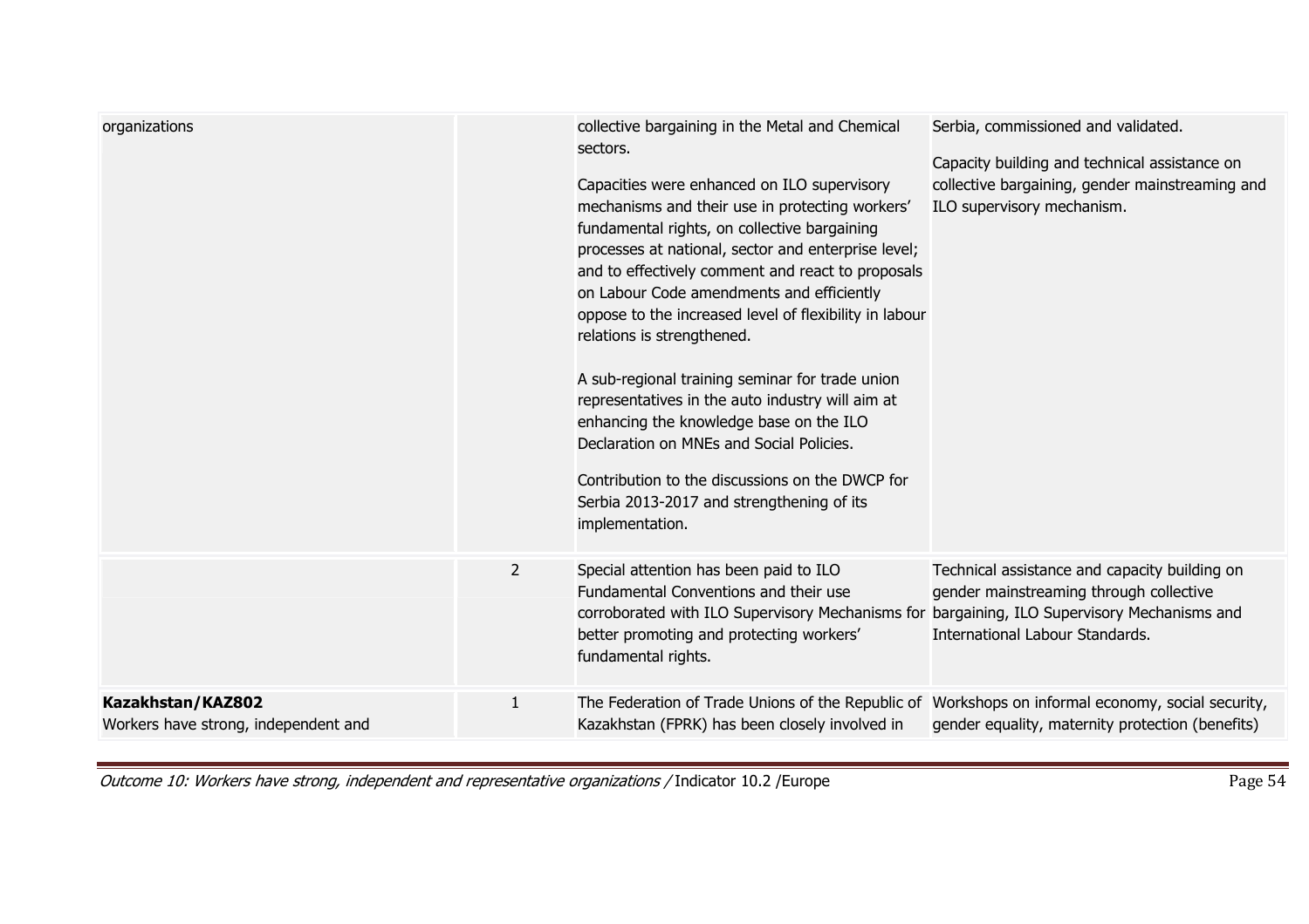| | | | |
|---|---|---|---|
| organizations | | collective bargaining in the Metal and Chemical sectors.<br><br>Capacities were enhanced on ILO supervisory mechanisms and their use in protecting workers' fundamental rights, on collective bargaining processes at national, sector and enterprise level; and to effectively comment and react to proposals on Labour Code amendments and efficiently oppose to the increased level of flexibility in labour relations is strengthened.<br><br>A sub-regional training seminar for trade union representatives in the auto industry will aim at enhancing the knowledge base on the ILO Declaration on MNEs and Social Policies.<br><br>Contribution to the discussions on the DWCP for Serbia 2013-2017 and strengthening of its implementation. | Serbia, commissioned and validated.<br><br>Capacity building and technical assistance on collective bargaining, gender mainstreaming and ILO supervisory mechanism. |
| | 2 | Special attention has been paid to ILO Fundamental Conventions and their use corroborated with ILO Supervisory Mechanisms for better promoting and protecting workers' fundamental rights. | Technical assistance and capacity building on gender mainstreaming through collective bargaining, ILO Supervisory Mechanisms and International Labour Standards. |
| **Kazakhstan/KAZ802**<br>Workers have strong, independent and | 1 | The Federation of Trade Unions of the Republic of Kazakhstan (FPRK) has been closely involved in | Workshops on informal economy, social security, gender equality, maternity protection (benefits) |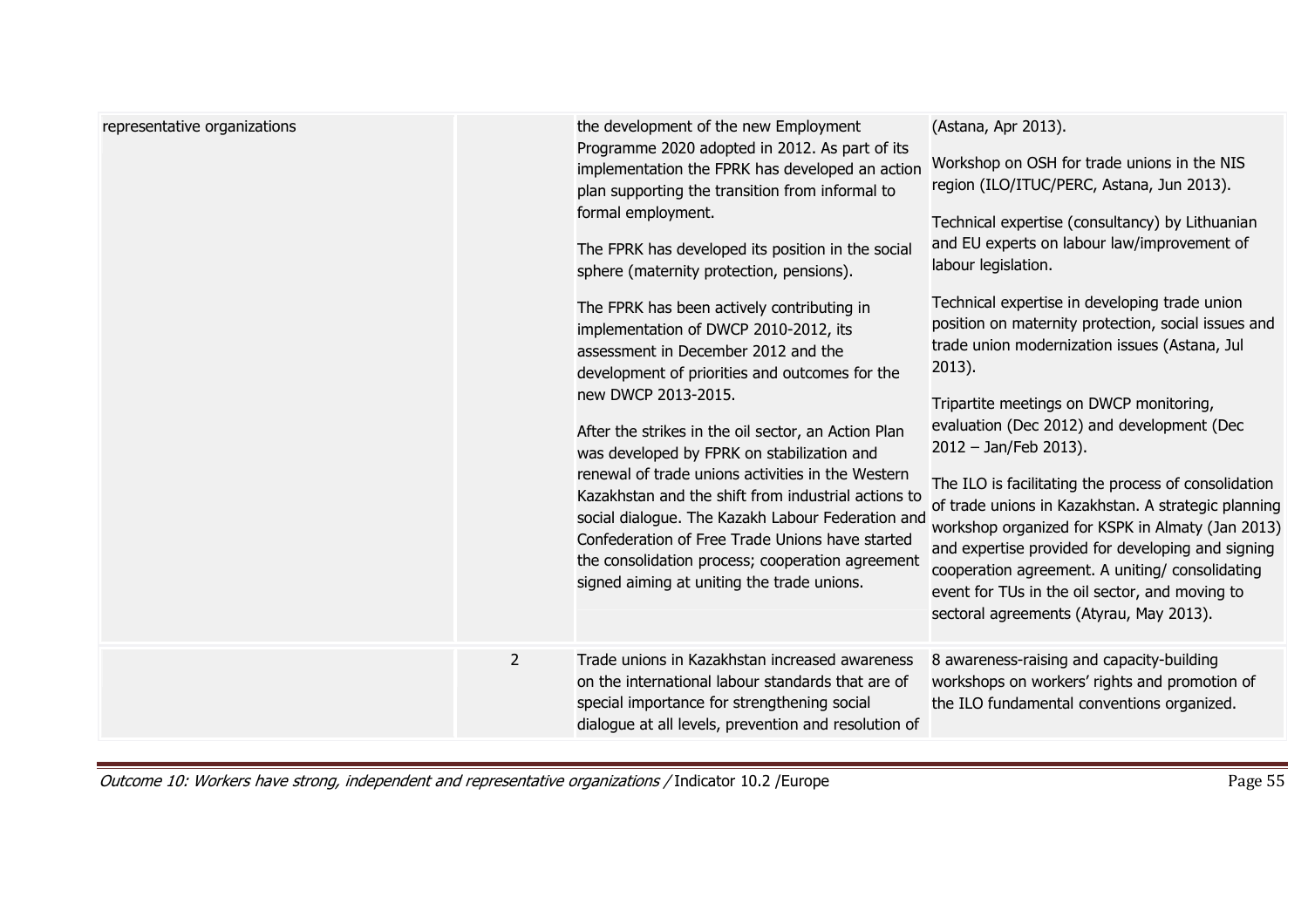| | | | |
|---|---|---|---|
| representative organizations | | the development of the new Employment Programme 2020 adopted in 2012. As part of its implementation the FPRK has developed an action plan supporting the transition from informal to formal employment.<br><br>The FPRK has developed its position in the social sphere (maternity protection, pensions).<br><br>The FPRK has been actively contributing in implementation of DWCP 2010-2012, its assessment in December 2012 and the development of priorities and outcomes for the new DWCP 2013-2015.<br><br>After the strikes in the oil sector, an Action Plan was developed by FPRK on stabilization and renewal of trade unions activities in the Western Kazakhstan and the shift from industrial actions to social dialogue. The Kazakh Labour Federation and Confederation of Free Trade Unions have started the consolidation process; cooperation agreement signed aiming at uniting the trade unions. | (Astana, Apr 2013).<br><br>Workshop on OSH for trade unions in the NIS region (ILO/ITUC/PERC, Astana, Jun 2013).<br><br>Technical expertise (consultancy) by Lithuanian and EU experts on labour law/improvement of labour legislation.<br><br>Technical expertise in developing trade union position on maternity protection, social issues and trade union modernization issues (Astana, Jul 2013).<br><br>Tripartite meetings on DWCP monitoring, evaluation (Dec 2012) and development (Dec 2012 – Jan/Feb 2013).<br><br>The ILO is facilitating the process of consolidation of trade unions in Kazakhstan. A strategic planning workshop organized for KSPK in Almaty (Jan 2013) and expertise provided for developing and signing cooperation agreement. A uniting/ consolidating event for TUs in the oil sector, and moving to sectoral agreements (Atyrau, May 2013). |
| | 2 | Trade unions in Kazakhstan increased awareness on the international labour standards that are of special importance for strengthening social dialogue at all levels, prevention and resolution of | 8 awareness-raising and capacity-building workshops on workers' rights and promotion of the ILO fundamental conventions organized. |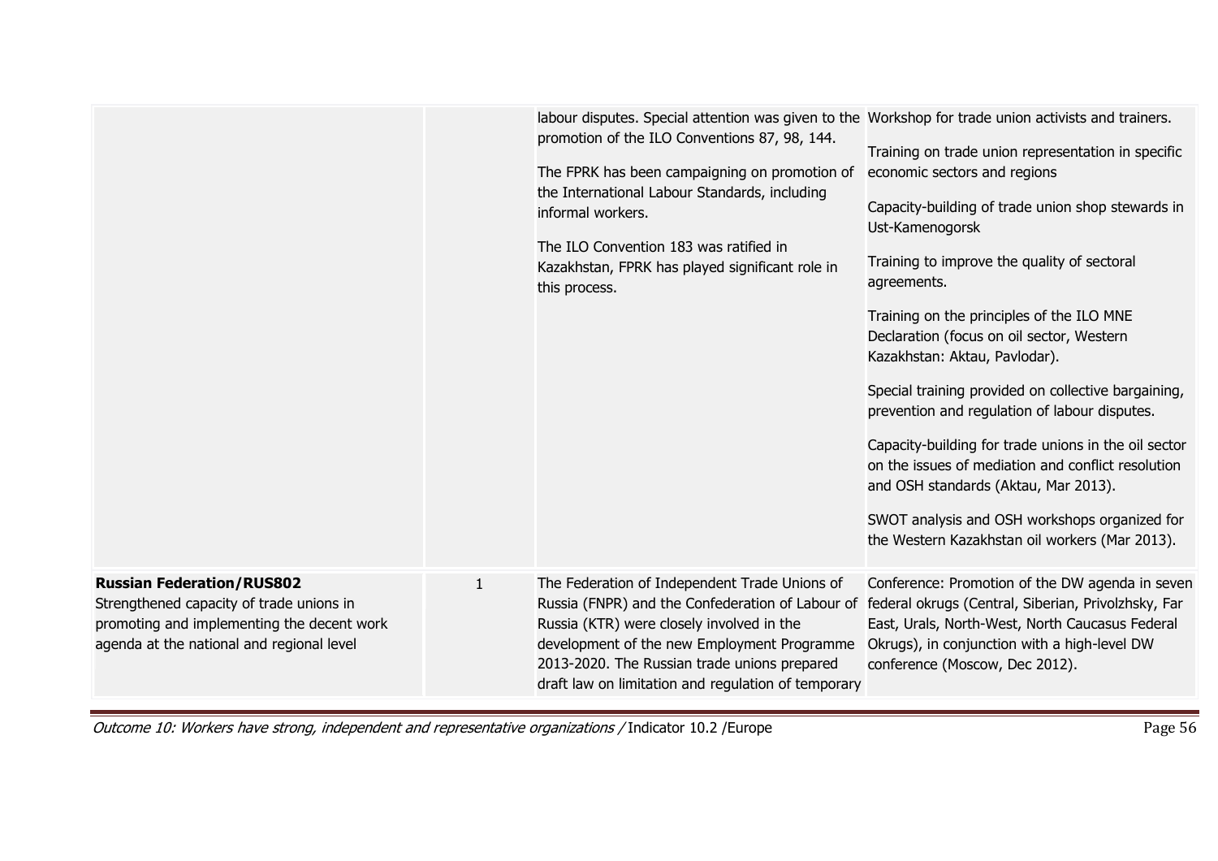| | | | |
|---|---|---|---|
| | | labour disputes. Special attention was given to the promotion of the ILO Conventions 87, 98, 144.<br><br>The FPRK has been campaigning on promotion of the International Labour Standards, including informal workers.<br><br>The ILO Convention 183 was ratified in Kazakhstan, FPRK has played significant role in this process. | Workshop for trade union activists and trainers.<br><br>Training on trade union representation in specific economic sectors and regions<br><br>Capacity-building of trade union shop stewards in Ust-Kamenogorsk<br><br>Training to improve the quality of sectoral agreements.<br><br>Training on the principles of the ILO MNE Declaration (focus on oil sector, Western Kazakhstan: Aktau, Pavlodar).<br><br>Special training provided on collective bargaining, prevention and regulation of labour disputes.<br><br>Capacity-building for trade unions in the oil sector on the issues of mediation and conflict resolution and OSH standards (Aktau, Mar 2013).<br><br>SWOT analysis and OSH workshops organized for the Western Kazakhstan oil workers (Mar 2013). |
| **Russian Federation/RUS802**<br>Strengthened capacity of trade unions in promoting and implementing the decent work agenda at the national and regional level | 1 | The Federation of Independent Trade Unions of Russia (FNPR) and the Confederation of Labour of Russia (KTR) were closely involved in the development of the new Employment Programme 2013-2020. The Russian trade unions prepared draft law on limitation and regulation of temporary | Conference: Promotion of the DW agenda in seven federal okrugs (Central, Siberian, Privolzhsky, Far East, Urals, North-West, North Caucasus Federal Okrugs), in conjunction with a high-level DW conference (Moscow, Dec 2012). |

*Outcome 10: Workers have strong, independent and representative organizations /* Indicator 10.2 /Europe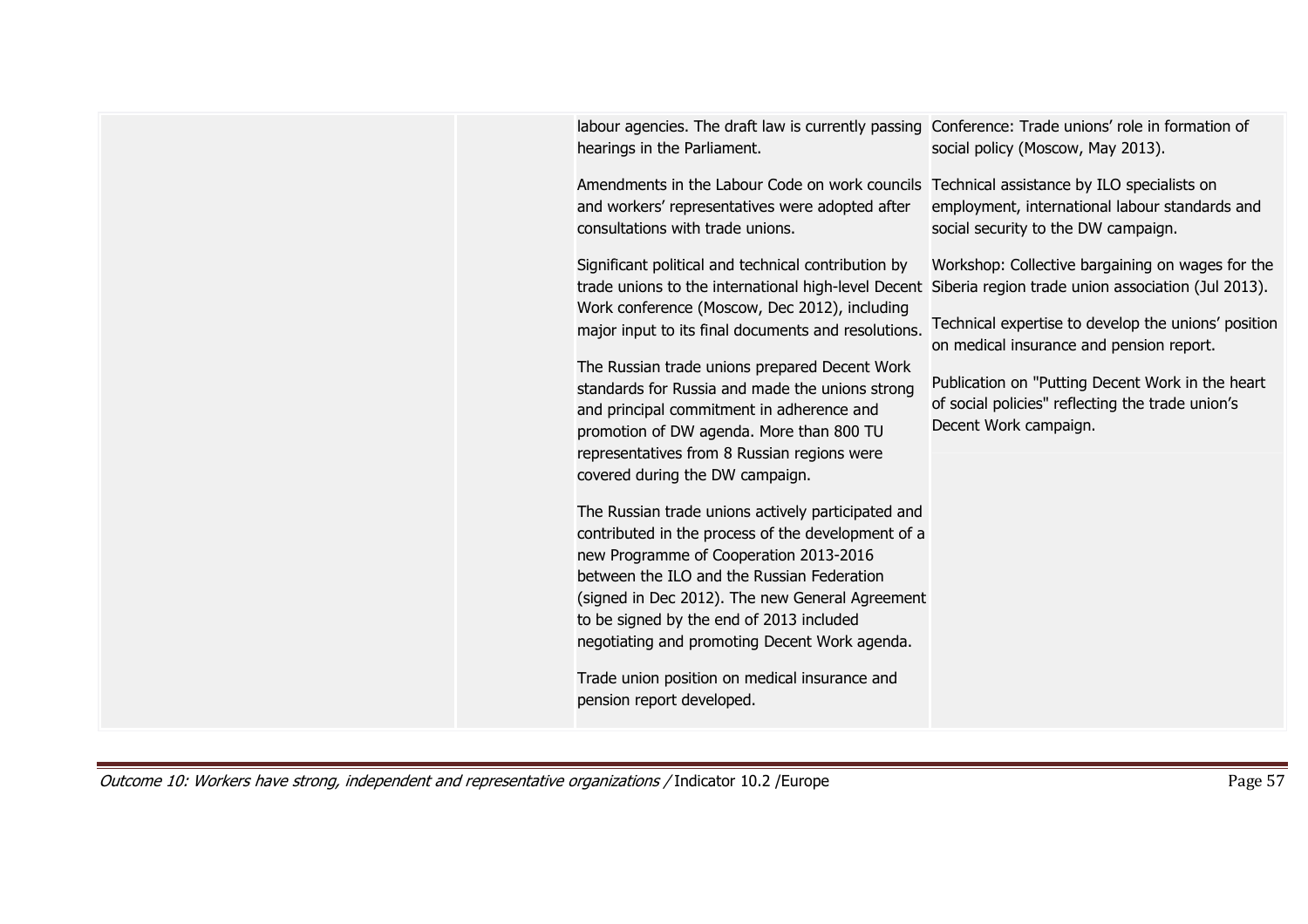| | | | |
|---|---|---|---|
| | | labour agencies. The draft law is currently passing hearings in the Parliament.<br><br>Amendments in the Labour Code on work councils and workers' representatives were adopted after consultations with trade unions.<br><br>Significant political and technical contribution by trade unions to the international high-level Decent Work conference (Moscow, Dec 2012), including major input to its final documents and resolutions.<br><br>The Russian trade unions prepared Decent Work standards for Russia and made the unions strong and principal commitment in adherence and promotion of DW agenda. More than 800 TU representatives from 8 Russian regions were covered during the DW campaign.<br><br>The Russian trade unions actively participated and contributed in the process of the development of a new Programme of Cooperation 2013-2016 between the ILO and the Russian Federation (signed in Dec 2012). The new General Agreement to be signed by the end of 2013 included negotiating and promoting Decent Work agenda.<br><br>Trade union position on medical insurance and pension report developed. | Conference: Trade unions' role in formation of social policy (Moscow, May 2013).<br><br>Technical assistance by ILO specialists on employment, international labour standards and social security to the DW campaign.<br><br>Workshop: Collective bargaining on wages for the Siberia region trade union association (Jul 2013).<br><br>Technical expertise to develop the unions' position on medical insurance and pension report.<br><br>Publication on "Putting Decent Work in the heart of social policies" reflecting the trade union's Decent Work campaign. |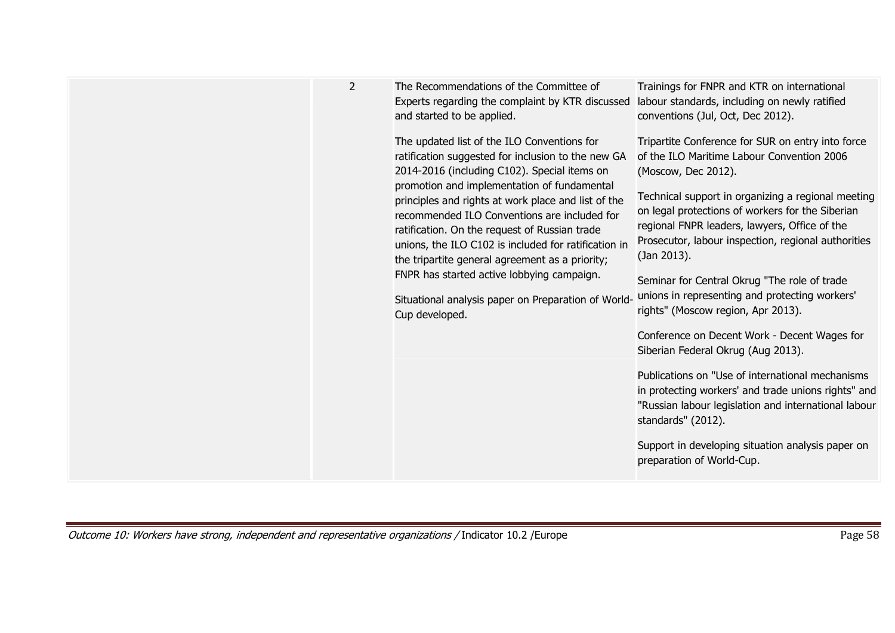|  |  |  |  |
|---|---|---|---|
|  | 2 | The Recommendations of the Committee of Experts regarding the complaint by KTR discussed and started to be applied.<br><br>The updated list of the ILO Conventions for ratification suggested for inclusion to the new GA 2014-2016 (including C102). Special items on promotion and implementation of fundamental principles and rights at work place and list of the recommended ILO Conventions are included for ratification. On the request of Russian trade unions, the ILO C102 is included for ratification in the tripartite general agreement as a priority; FNPR has started active lobbying campaign.<br><br>Situational analysis paper on Preparation of World-Cup developed. | Trainings for FNPR and KTR on international labour standards, including on newly ratified conventions (Jul, Oct, Dec 2012).<br><br>Tripartite Conference for SUR on entry into force of the ILO Maritime Labour Convention 2006 (Moscow, Dec 2012).<br><br>Technical support in organizing a regional meeting on legal protections of workers for the Siberian regional FNPR leaders, lawyers, Office of the Prosecutor, labour inspection, regional authorities (Jan 2013).<br><br>Seminar for Central Okrug "The role of trade unions in representing and protecting workers' rights" (Moscow region, Apr 2013).<br><br>Conference on Decent Work - Decent Wages for Siberian Federal Okrug (Aug 2013). |
|  |  |  | Publications on "Use of international mechanisms in protecting workers' and trade unions rights" and "Russian labour legislation and international labour standards" (2012).<br><br>Support in developing situation analysis paper on preparation of World-Cup. |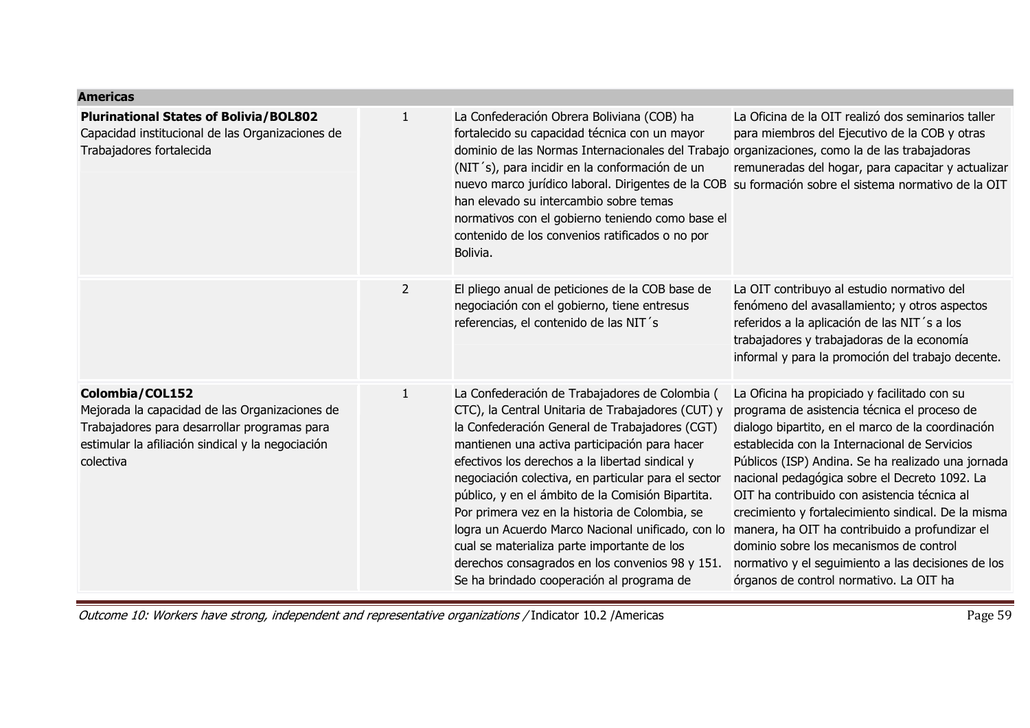| Americas | | | |
|---|---|---|---|
| **Plurinational States of Bolivia/BOL802** Capacidad institucional de las Organizaciones de Trabajadores fortalecida | 1 | La Confederación Obrera Boliviana (COB) ha fortalecido su capacidad técnica con un mayor dominio de las Normas Internacionales del Trabajo (NIT´s), para incidir en la conformación de un nuevo marco jurídico laboral. Dirigentes de la COB han elevado su intercambio sobre temas normativos con el gobierno teniendo como base el contenido de los convenios ratificados o no por Bolivia. | La Oficina de la OIT realizó dos seminarios taller para miembros del Ejecutivo de la COB y otras organizaciones, como la de las trabajadoras remuneradas del hogar, para capacitar y actualizar su formación sobre el sistema normativo de la OIT |
| | 2 | El pliego anual de peticiones de la COB base de negociación con el gobierno, tiene entresus referencias, el contenido de las NIT´s | La OIT contribuyo al estudio normativo del fenómeno del avasallamiento; y otros aspectos referidos a la aplicación de las NIT´s a los trabajadores y trabajadoras de la economía informal y para la promoción del trabajo decente. |
| **Colombia/COL152** Mejorada la capacidad de las Organizaciones de Trabajadores para desarrollar programas para estimular la afiliación sindical y la negociación colectiva | 1 | La Confederación de Trabajadores de Colombia ( CTC), la Central Unitaria de Trabajadores (CUT) y la Confederación General de Trabajadores (CGT) mantienen una activa participación para hacer efectivos los derechos a la libertad sindical y negociación colectiva, en particular para el sector público, y en el ámbito de la Comisión Bipartita. Por primera vez en la historia de Colombia, se logra un Acuerdo Marco Nacional unificado, con lo cual se materializa parte importante de los derechos consagrados en los convenios 98 y 151. Se ha brindado cooperación al programa de | La Oficina ha propiciado y facilitado con su programa de asistencia técnica el proceso de dialogo bipartito, en el marco de la coordinación establecida con la Internacional de Servicios Públicos (ISP) Andina. Se ha realizado una jornada nacional pedagógica sobre el Decreto 1092. La OIT ha contribuido con asistencia técnica al crecimiento y fortalecimiento sindical. De la misma manera, ha OIT ha contribuido a profundizar el dominio sobre los mecanismos de control normativo y el seguimiento a las decisiones de los órganos de control normativo. La OIT ha |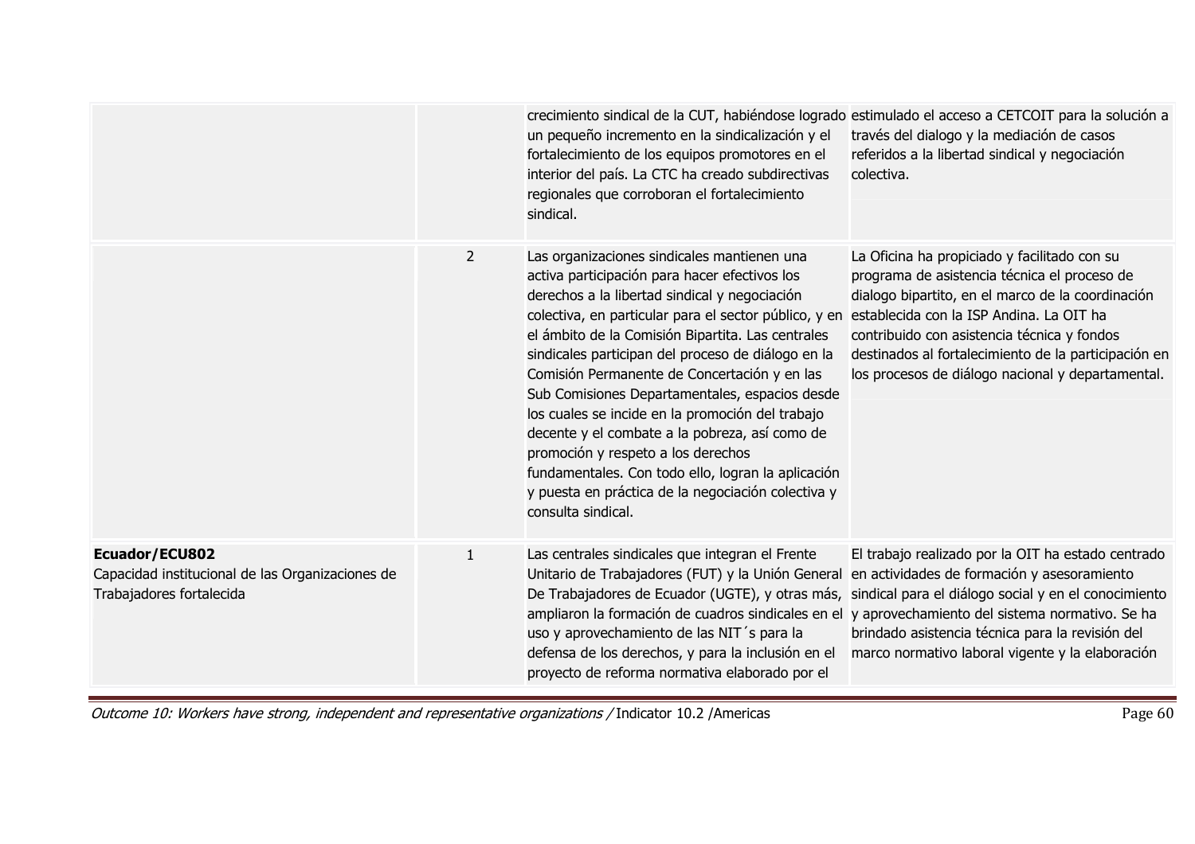| | | | |
|---|---|---|---|
| | | crecimiento sindical de la CUT, habiéndose logrado un pequeño incremento en la sindicalización y el fortalecimiento de los equipos promotores en el interior del país. La CTC ha creado subdirectivas regionales que corroboran el fortalecimiento sindical. | estimulado el acceso a CETCOIT para la solución a través del dialogo y la mediación de casos referidos a la libertad sindical y negociación colectiva. |
| | 2 | Las organizaciones sindicales mantienen una activa participación para hacer efectivos los derechos a la libertad sindical y negociación colectiva, en particular para el sector público, y en el ámbito de la Comisión Bipartita. Las centrales sindicales participan del proceso de diálogo en la Comisión Permanente de Concertación y en las Sub Comisiones Departamentales, espacios desde los cuales se incide en la promoción del trabajo decente y el combate a la pobreza, así como de promoción y respeto a los derechos fundamentales. Con todo ello, logran la aplicación y puesta en práctica de la negociación colectiva y consulta sindical. | La Oficina ha propiciado y facilitado con su programa de asistencia técnica el proceso de dialogo bipartito, en el marco de la coordinación establecida con la ISP Andina. La OIT ha contribuido con asistencia técnica y fondos destinados al fortalecimiento de la participación en los procesos de diálogo nacional y departamental. |
| **Ecuador/ECU802**<br>Capacidad institucional de las Organizaciones de Trabajadores fortalecida | 1 | Las centrales sindicales que integran el Frente Unitario de Trabajadores (FUT) y la Unión General De Trabajadores de Ecuador (UGTE), y otras más, ampliaron la formación de cuadros sindicales en el uso y aprovechamiento de las NIT´s para la defensa de los derechos, y para la inclusión en el proyecto de reforma normativa elaborado por el | El trabajo realizado por la OIT ha estado centrado en actividades de formación y asesoramiento sindical para el diálogo social y en el conocimiento y aprovechamiento del sistema normativo. Se ha brindado asistencia técnica para la revisión del marco normativo laboral vigente y la elaboración |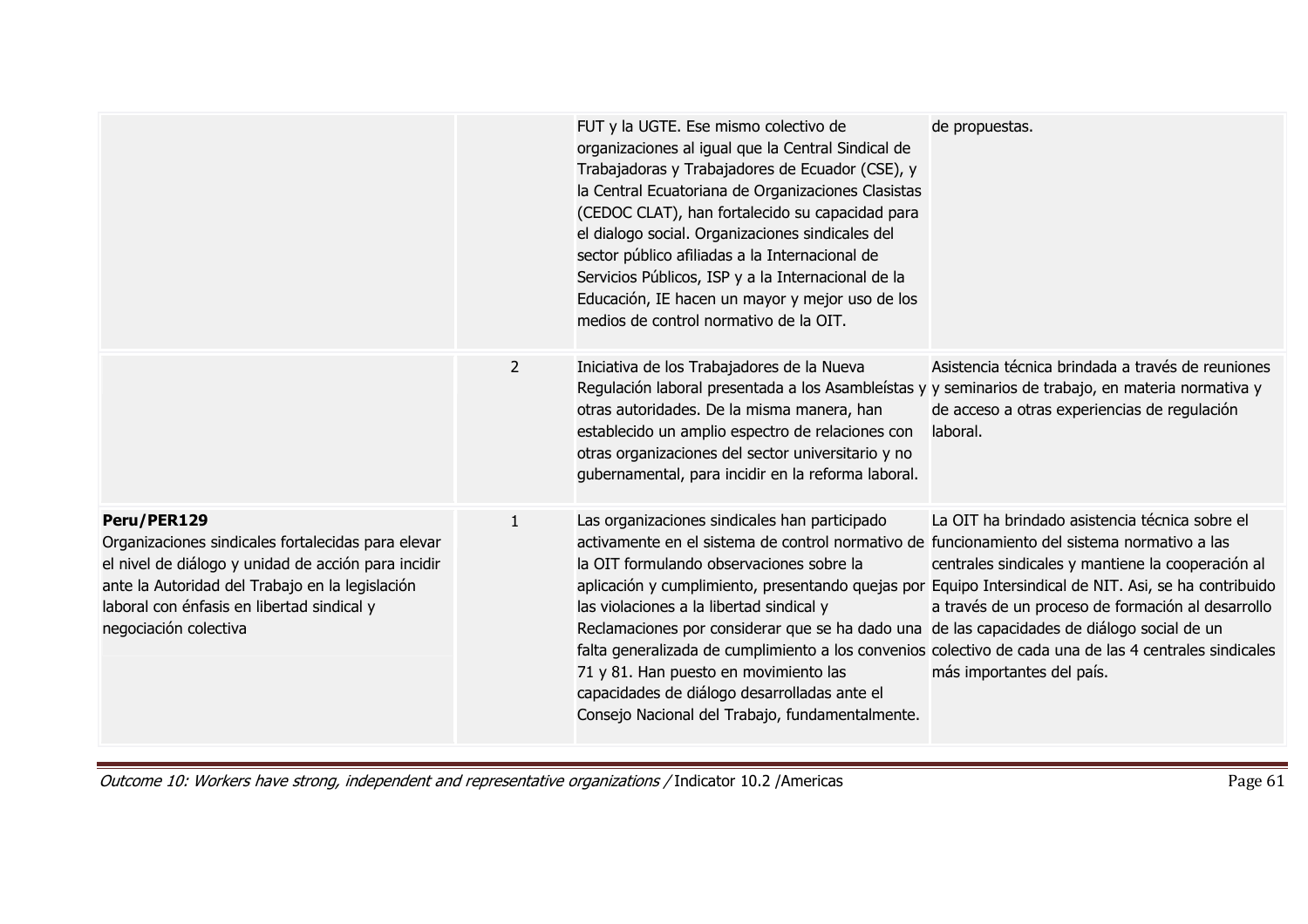| | | | |
|---|---|---|---|
| | | FUT y la UGTE. Ese mismo colectivo de organizaciones al igual que la Central Sindical de Trabajadoras y Trabajadores de Ecuador (CSE), y la Central Ecuatoriana de Organizaciones Clasistas (CEDOC CLAT), han fortalecido su capacidad para el dialogo social. Organizaciones sindicales del sector público afiliadas a la Internacional de Servicios Públicos, ISP y a la Internacional de la Educación, IE hacen un mayor y mejor uso de los medios de control normativo de la OIT. | de propuestas. |
| | 2 | Iniciativa de los Trabajadores de la Nueva Regulación laboral presentada a los Asambleístas y otras autoridades. De la misma manera, han establecido un amplio espectro de relaciones con otras organizaciones del sector universitario y no gubernamental, para incidir en la reforma laboral. | Asistencia técnica brindada a través de reuniones y seminarios de trabajo, en materia normativa y de acceso a otras experiencias de regulación laboral. |
| **Peru/PER129**<br>Organizaciones sindicales fortalecidas para elevar el nivel de diálogo y unidad de acción para incidir ante la Autoridad del Trabajo en la legislación laboral con énfasis en libertad sindical y negociación colectiva | 1 | Las organizaciones sindicales han participado activamente en el sistema de control normativo de la OIT formulando observaciones sobre la aplicación y cumplimiento, presentando quejas por las violaciones a la libertad sindical y Reclamaciones por considerar que se ha dado una falta generalizada de cumplimiento a los convenios 71 y 81. Han puesto en movimiento las capacidades de diálogo desarrolladas ante el Consejo Nacional del Trabajo, fundamentalmente. | La OIT ha brindado asistencia técnica sobre el funcionamiento del sistema normativo a las centrales sindicales y mantiene la cooperación al Equipo Intersindical de NIT. Asi, se ha contribuido a través de un proceso de formación al desarrollo de las capacidades de diálogo social de un colectivo de cada una de las 4 centrales sindicales más importantes del país. |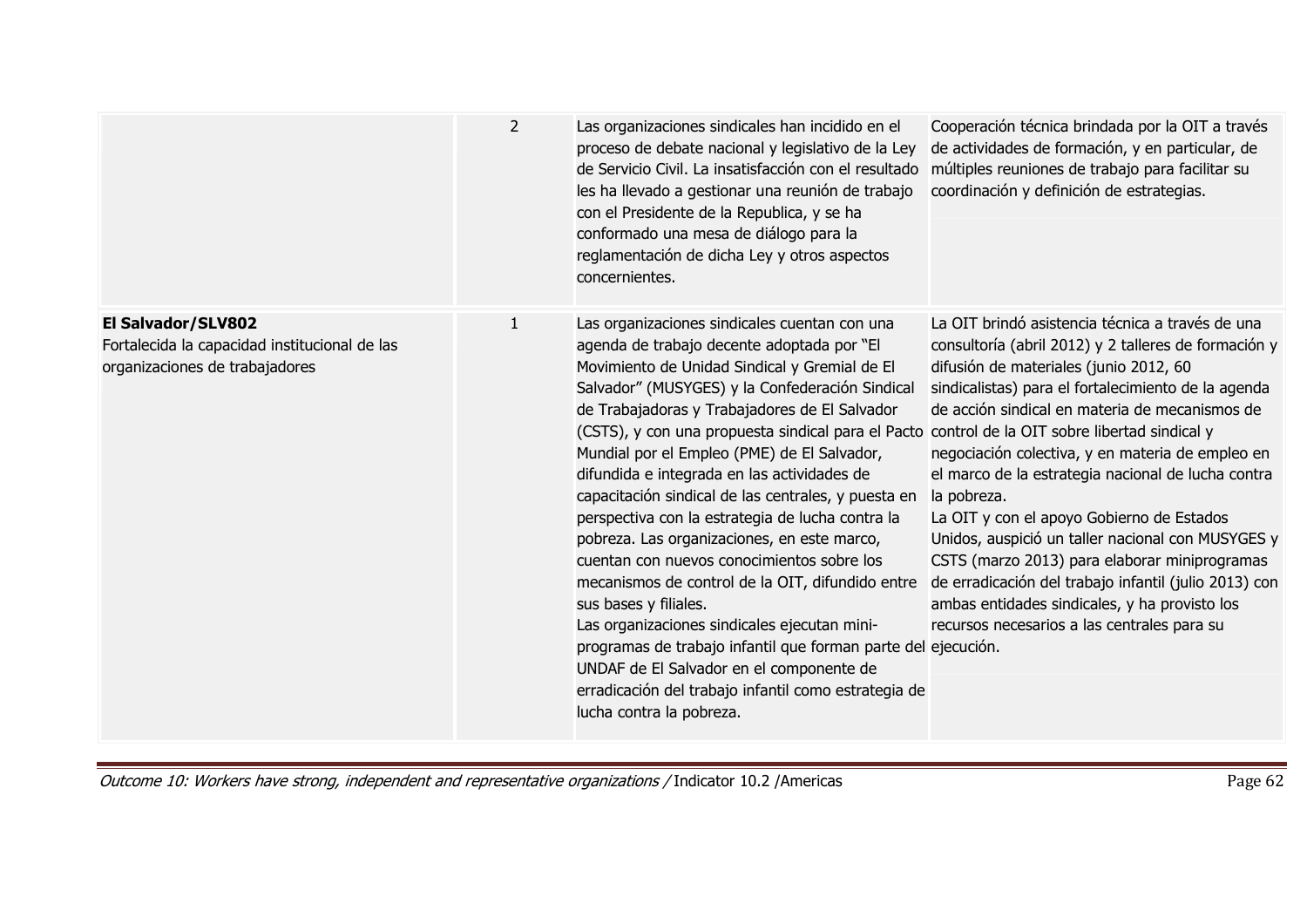| | | | |
|---|---|---|---|
| | 2 | Las organizaciones sindicales han incidido en el proceso de debate nacional y legislativo de la Ley de Servicio Civil. La insatisfacción con el resultado les ha llevado a gestionar una reunión de trabajo con el Presidente de la Republica, y se ha conformado una mesa de diálogo para la reglamentación de dicha Ley y otros aspectos concernientes. | Cooperación técnica brindada por la OIT a través de actividades de formación, y en particular, de múltiples reuniones de trabajo para facilitar su coordinación y definición de estrategias. |
| **El Salvador/SLV802**<br>Fortalecida la capacidad institucional de las organizaciones de trabajadores | 1 | Las organizaciones sindicales cuentan con una agenda de trabajo decente adoptada por "El Movimiento de Unidad Sindical y Gremial de El Salvador" (MUSYGES) y la Confederación Sindical de Trabajadoras y Trabajadores de El Salvador (CSTS), y con una propuesta sindical para el Pacto Mundial por el Empleo (PME) de El Salvador, difundida e integrada en las actividades de capacitación sindical de las centrales, y puesta en perspectiva con la estrategia de lucha contra la pobreza. Las organizaciones, en este marco, cuentan con nuevos conocimientos sobre los mecanismos de control de la OIT, difundido entre sus bases y filiales.<br>Las organizaciones sindicales ejecutan mini-programas de trabajo infantil que forman parte del UNDAF de El Salvador en el componente de erradicación del trabajo infantil como estrategia de lucha contra la pobreza. | La OIT brindó asistencia técnica a través de una consultoría (abril 2012) y 2 talleres de formación y difusión de materiales (junio 2012, 60 sindicalistas) para el fortalecimiento de la agenda de acción sindical en materia de mecanismos de control de la OIT sobre libertad sindical y negociación colectiva, y en materia de empleo en el marco de la estrategia nacional de lucha contra la pobreza.<br>La OIT y con el apoyo Gobierno de Estados Unidos, auspició un taller nacional con MUSYGES y CSTS (marzo 2013) para elaborar miniprogramas de erradicación del trabajo infantil (julio 2013) con ambas entidades sindicales, y ha provisto los recursos necesarios a las centrales para su ejecución. |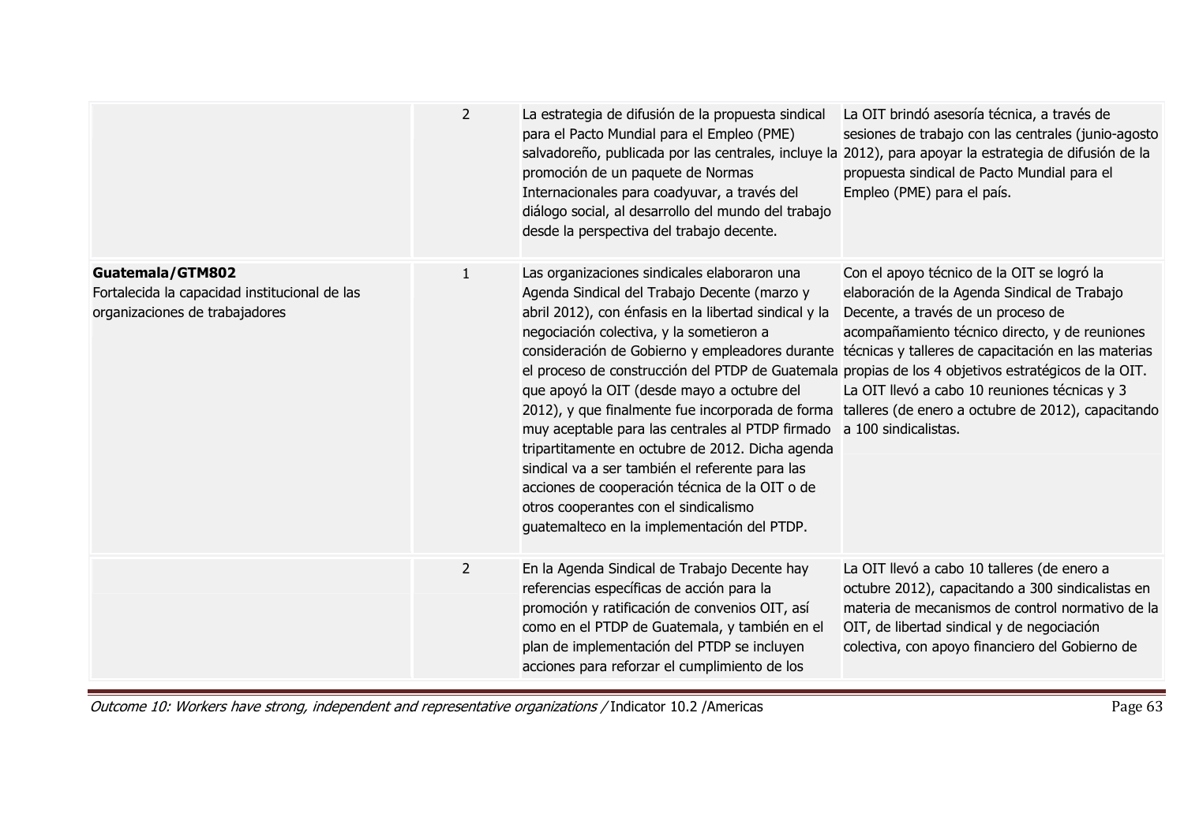| | | | |
|---|---|---|---|
| | 2 | La estrategia de difusión de la propuesta sindical para el Pacto Mundial para el Empleo (PME) salvadoreño, publicada por las centrales, incluye la promoción de un paquete de Normas Internacionales para coadyuvar, a través del diálogo social, al desarrollo del mundo del trabajo desde la perspectiva del trabajo decente. | La OIT brindó asesoría técnica, a través de sesiones de trabajo con las centrales (junio-agosto 2012), para apoyar la estrategia de difusión de la propuesta sindical de Pacto Mundial para el Empleo (PME) para el país. |
| **Guatemala/GTM802** Fortalecida la capacidad institucional de las organizaciones de trabajadores | 1 | Las organizaciones sindicales elaboraron una Agenda Sindical del Trabajo Decente (marzo y abril 2012), con énfasis en la libertad sindical y la negociación colectiva, y la sometieron a consideración de Gobierno y empleadores durante el proceso de construcción del PTDP de Guatemala que apoyó la OIT (desde mayo a octubre del 2012), y que finalmente fue incorporada de forma muy aceptable para las centrales al PTDP firmado tripartitamente en octubre de 2012. Dicha agenda sindical va a ser también el referente para las acciones de cooperación técnica de la OIT o de otros cooperantes con el sindicalismo guatemalteco en la implementación del PTDP. | Con el apoyo técnico de la OIT se logró la elaboración de la Agenda Sindical de Trabajo Decente, a través de un proceso de acompañamiento técnico directo, y de reuniones técnicas y talleres de capacitación en las materias propias de los 4 objetivos estratégicos de la OIT. La OIT llevó a cabo 10 reuniones técnicas y 3 talleres (de enero a octubre de 2012), capacitando a 100 sindicalistas. |
| | 2 | En la Agenda Sindical de Trabajo Decente hay referencias específicas de acción para la promoción y ratificación de convenios OIT, así como en el PTDP de Guatemala, y también en el plan de implementación del PTDP se incluyen acciones para reforzar el cumplimiento de los | La OIT llevó a cabo 10 talleres (de enero a octubre 2012), capacitando a 300 sindicalistas en materia de mecanismos de control normativo de la OIT, de libertad sindical y de negociación colectiva, con apoyo financiero del Gobierno de |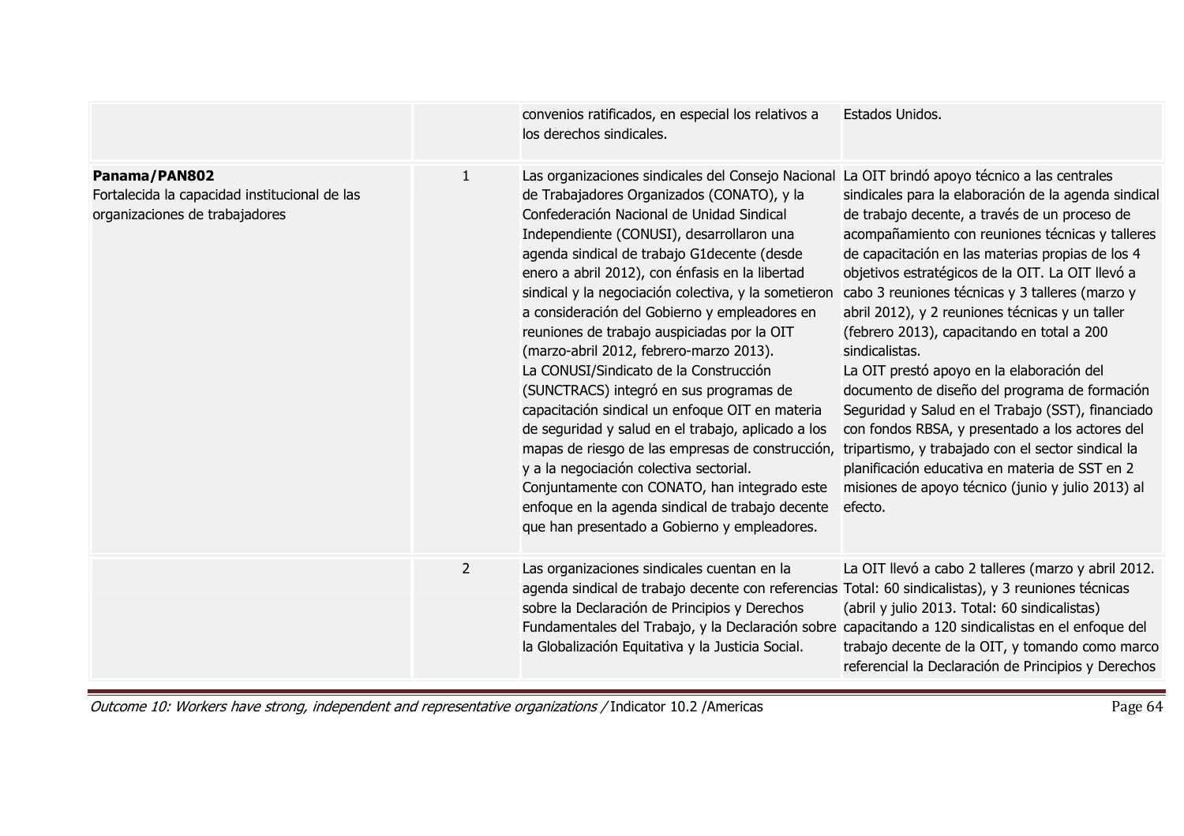| | | | |
|---|---|---|---|
| | | convenios ratificados, en especial los relativos a los derechos sindicales. | Estados Unidos. |
| **Panama/PAN802**<br>Fortalecida la capacidad institucional de las organizaciones de trabajadores | 1 | Las organizaciones sindicales del Consejo Nacional de Trabajadores Organizados (CONATO), y la Confederación Nacional de Unidad Sindical Independiente (CONUSI), desarrollaron una agenda sindical de trabajo G1decente (desde enero a abril 2012), con énfasis en la libertad sindical y la negociación colectiva, y la sometieron a consideración del Gobierno y empleadores en reuniones de trabajo auspiciadas por la OIT (marzo-abril 2012, febrero-marzo 2013).<br>La CONUSI/Sindicato de la Construcción (SUNCTRACS) integró en sus programas de capacitación sindical un enfoque OIT en materia de seguridad y salud en el trabajo, aplicado a los mapas de riesgo de las empresas de construcción, y a la negociación colectiva sectorial.<br>Conjuntamente con CONATO, han integrado este enfoque en la agenda sindical de trabajo decente que han presentado a Gobierno y empleadores. | La OIT brindó apoyo técnico a las centrales sindicales para la elaboración de la agenda sindical de trabajo decente, a través de un proceso de acompañamiento con reuniones técnicas y talleres de capacitación en las materias propias de los 4 objetivos estratégicos de la OIT. La OIT llevó a cabo 3 reuniones técnicas y 3 talleres (marzo y abril 2012), y 2 reuniones técnicas y un taller (febrero 2013), capacitando en total a 200 sindicalistas.<br>La OIT prestó apoyo en la elaboración del documento de diseño del programa de formación Seguridad y Salud en el Trabajo (SST), financiado con fondos RBSA, y presentado a los actores del tripartismo, y trabajado con el sector sindical la planificación educativa en materia de SST en 2 misiones de apoyo técnico (junio y julio 2013) al efecto. |
| | 2 | Las organizaciones sindicales cuentan en la agenda sindical de trabajo decente con referencias sobre la Declaración de Principios y Derechos Fundamentales del Trabajo, y la Declaración sobre la Globalización Equitativa y la Justicia Social. | La OIT llevó a cabo 2 talleres (marzo y abril 2012. Total: 60 sindicalistas), y 3 reuniones técnicas (abril y julio 2013. Total: 60 sindicalistas) capacitando a 120 sindicalistas en el enfoque del trabajo decente de la OIT, y tomando como marco referencial la Declaración de Principios y Derechos |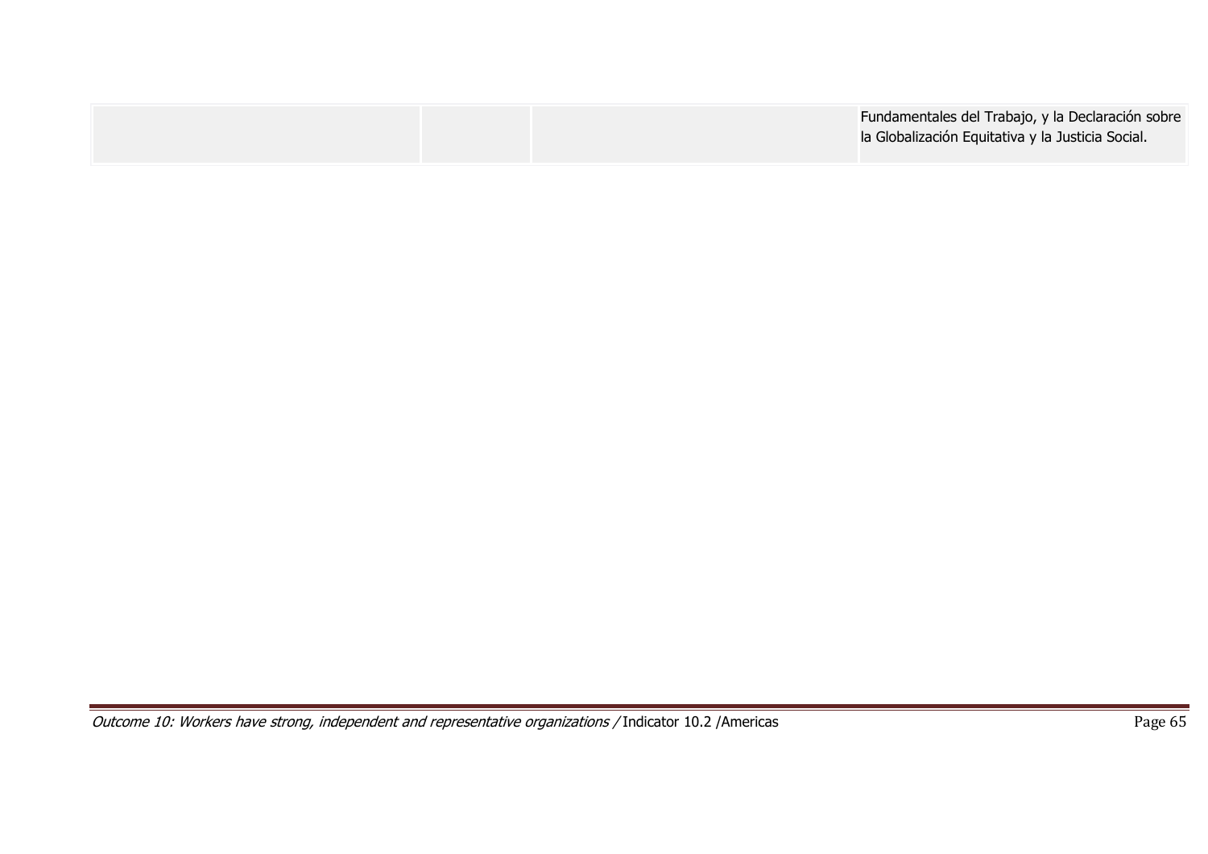| | | | |
|---|---|---|---|
| | | | Fundamentales del Trabajo, y la Declaración sobre la Globalización Equitativa y la Justicia Social. |